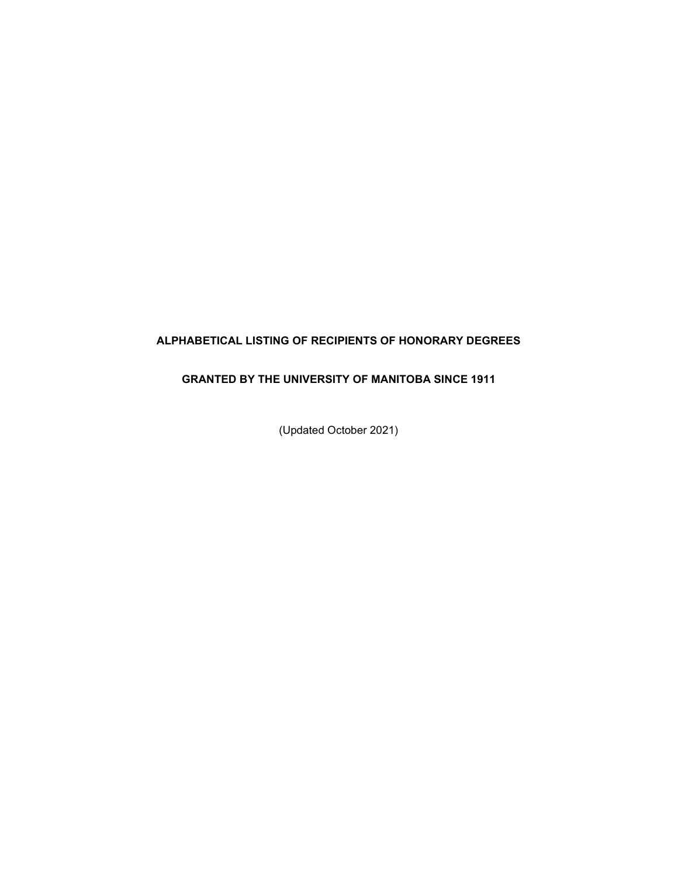# ALPHABETICAL LISTING OF RECIPIENTS OF HONORARY DEGREES

# GRANTED BY THE UNIVERSITY OF MANITOBA SINCE 1911

(Updated October 2021)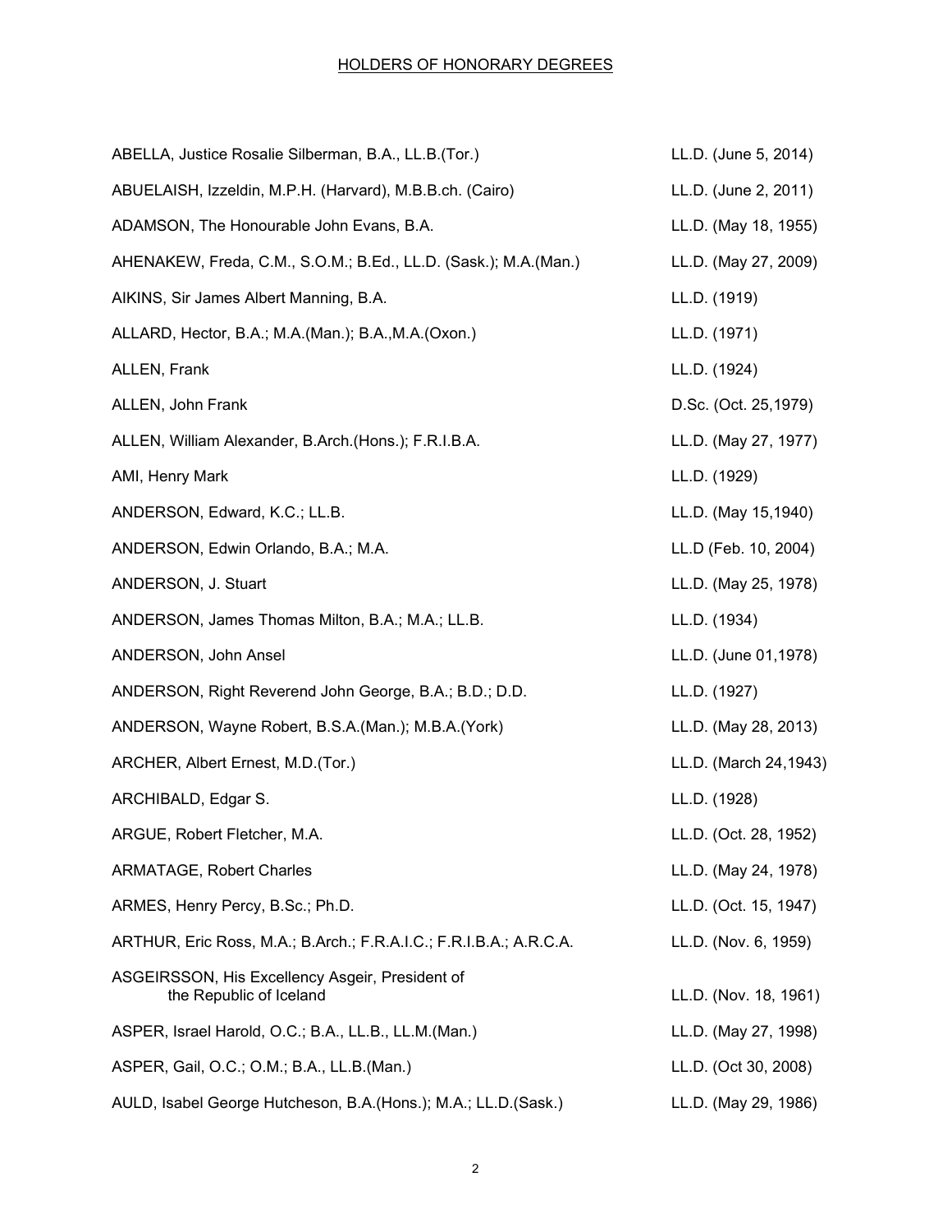# HOLDERS OF HONORARY DEGREES

| | |
|---|---|
| ABELLA, Justice Rosalie Silberman, B.A., LL.B.(Tor.) | LL.D. (June 5, 2014) |
| ABUELAISH, Izzeldin, M.P.H. (Harvard), M.B.B.ch. (Cairo) | LL.D. (June 2, 2011) |
| ADAMSON, The Honourable John Evans, B.A. | LL.D. (May 18, 1955) |
| AHENAKEW, Freda, C.M., S.O.M.; B.Ed., LL.D. (Sask.); M.A.(Man.) | LL.D. (May 27, 2009) |
| AIKINS, Sir James Albert Manning, B.A. | LL.D. (1919) |
| ALLARD, Hector, B.A.; M.A.(Man.); B.A.,M.A.(Oxon.) | LL.D. (1971) |
| ALLEN, Frank | LL.D. (1924) |
| ALLEN, John Frank | D.Sc. (Oct. 25,1979) |
| ALLEN, William Alexander, B.Arch.(Hons.); F.R.I.B.A. | LL.D. (May 27, 1977) |
| AMI, Henry Mark | LL.D. (1929) |
| ANDERSON, Edward, K.C.; LL.B. | LL.D. (May 15,1940) |
| ANDERSON, Edwin Orlando, B.A.; M.A. | LL.D (Feb. 10, 2004) |
| ANDERSON, J. Stuart | LL.D. (May 25, 1978) |
| ANDERSON, James Thomas Milton, B.A.; M.A.; LL.B. | LL.D. (1934) |
| ANDERSON, John Ansel | LL.D. (June 01,1978) |
| ANDERSON, Right Reverend John George, B.A.; B.D.; D.D. | LL.D. (1927) |
| ANDERSON, Wayne Robert, B.S.A.(Man.); M.B.A.(York) | LL.D. (May 28, 2013) |
| ARCHER, Albert Ernest, M.D.(Tor.) | LL.D. (March 24,1943) |
| ARCHIBALD, Edgar S. | LL.D. (1928) |
| ARGUE, Robert Fletcher, M.A. | LL.D. (Oct. 28, 1952) |
| ARMATAGE, Robert Charles | LL.D. (May 24, 1978) |
| ARMES, Henry Percy, B.Sc.; Ph.D. | LL.D. (Oct. 15, 1947) |
| ARTHUR, Eric Ross, M.A.; B.Arch.; F.R.A.I.C.; F.R.I.B.A.; A.R.C.A. | LL.D. (Nov. 6, 1959) |
| ASGEIRSSON, His Excellency Asgeir, President of the Republic of Iceland | LL.D. (Nov. 18, 1961) |
| ASPER, Israel Harold, O.C.; B.A., LL.B., LL.M.(Man.) | LL.D. (May 27, 1998) |
| ASPER, Gail, O.C.; O.M.; B.A., LL.B.(Man.) | LL.D. (Oct 30, 2008) |
| AULD, Isabel George Hutcheson, B.A.(Hons.); M.A.; LL.D.(Sask.) | LL.D. (May 29, 1986) |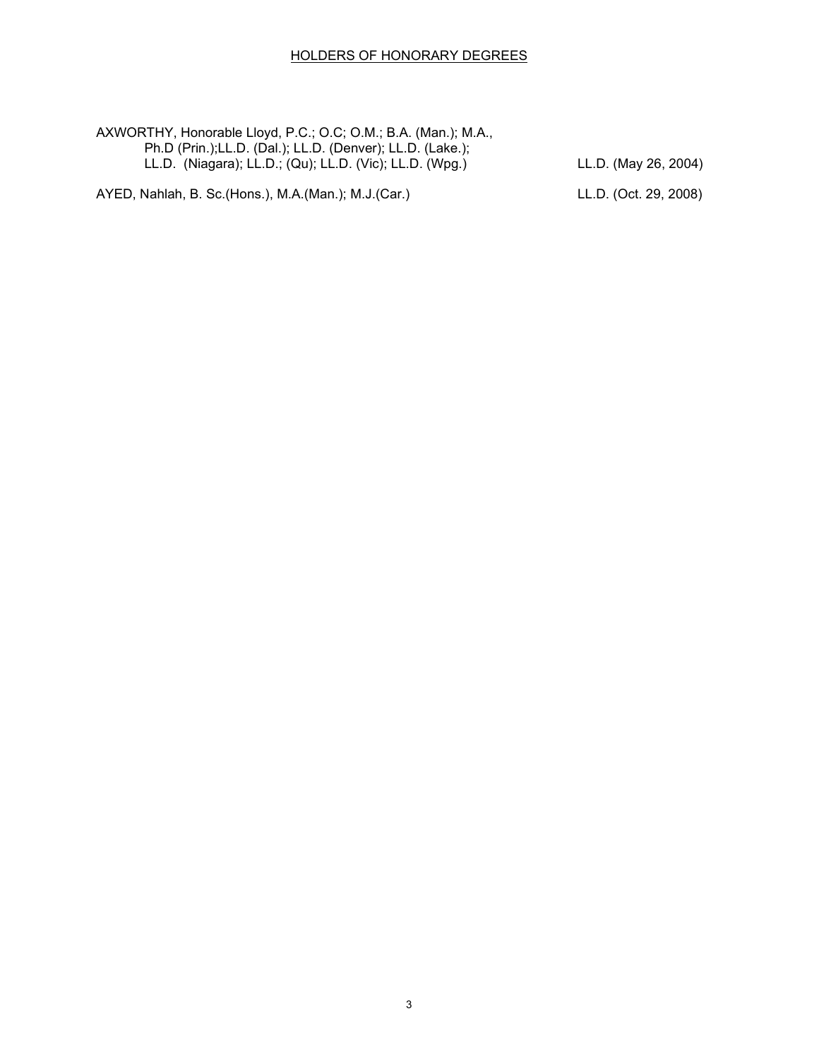HOLDERS OF HONORARY DEGREES

AXWORTHY, Honorable Lloyd, P.C.; O.C; O.M.; B.A. (Man.); M.A., Ph.D (Prin.);LL.D. (Dal.); LL.D. (Denver); LL.D. (Lake.); LL.D. (Niagara); LL.D.; (Qu); LL.D. (Vic); LL.D. (Wpg.) — LL.D. (May 26, 2004)

AYED, Nahlah, B. Sc.(Hons.), M.A.(Man.); M.J.(Car.) — LL.D. (Oct. 29, 2008)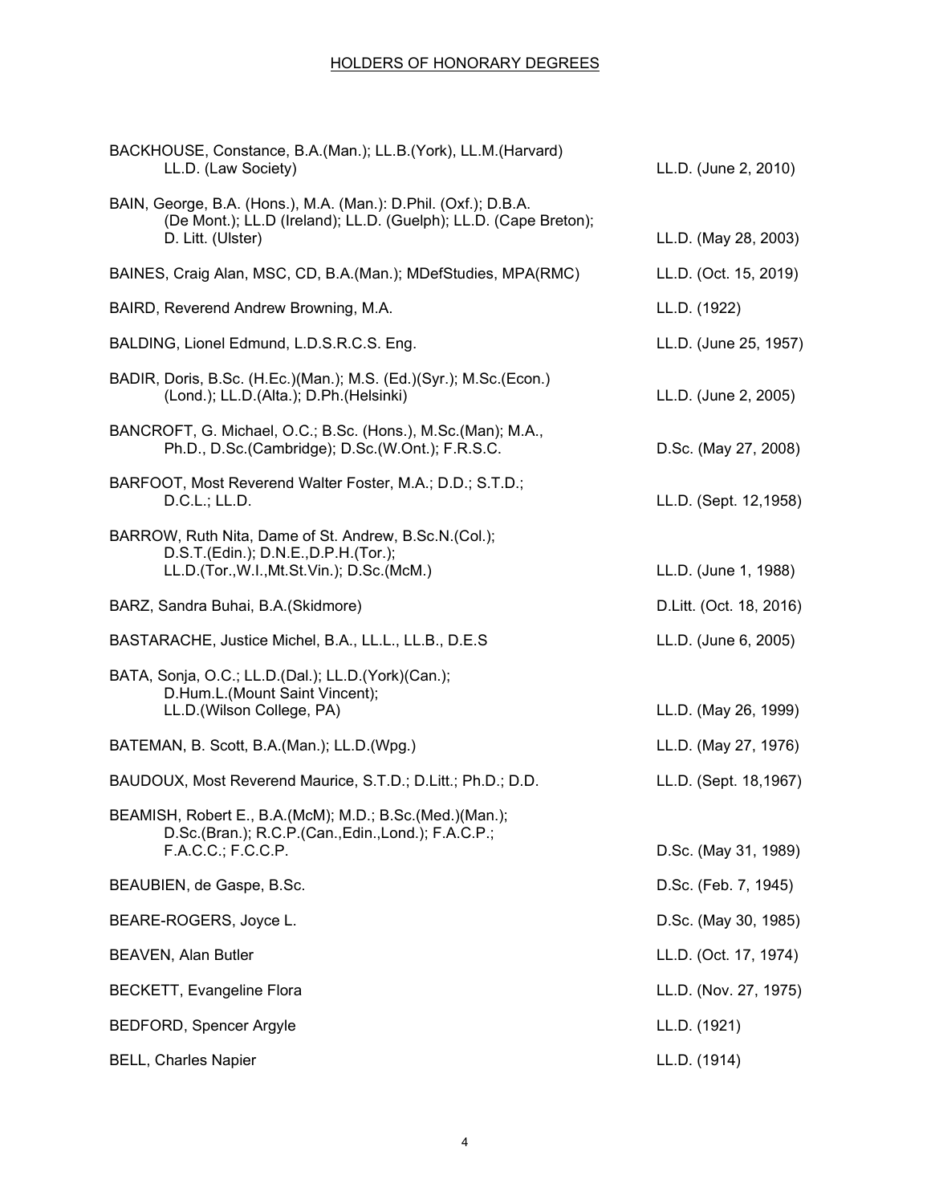## HOLDERS OF HONORARY DEGREES

| Name | Degree |
|---|---|
| BACKHOUSE, Constance, B.A.(Man.); LL.B.(York), LL.M.(Harvard) LL.D. (Law Society) | LL.D. (June 2, 2010) |
| BAIN, George, B.A. (Hons.), M.A. (Man.): D.Phil. (Oxf.); D.B.A. (De Mont.); LL.D (Ireland); LL.D. (Guelph); LL.D. (Cape Breton); D. Litt. (Ulster) | LL.D. (May 28, 2003) |
| BAINES, Craig Alan, MSC, CD, B.A.(Man.); MDefStudies, MPA(RMC) | LL.D. (Oct. 15, 2019) |
| BAIRD, Reverend Andrew Browning, M.A. | LL.D. (1922) |
| BALDING, Lionel Edmund, L.D.S.R.C.S. Eng. | LL.D. (June 25, 1957) |
| BADIR, Doris, B.Sc. (H.Ec.)(Man.); M.S. (Ed.)(Syr.); M.Sc.(Econ.) (Lond.); LL.D.(Alta.); D.Ph.(Helsinki) | LL.D. (June 2, 2005) |
| BANCROFT, G. Michael, O.C.; B.Sc. (Hons.), M.Sc.(Man); M.A., Ph.D., D.Sc.(Cambridge); D.Sc.(W.Ont.); F.R.S.C. | D.Sc. (May 27, 2008) |
| BARFOOT, Most Reverend Walter Foster, M.A.; D.D.; S.T.D.; D.C.L.; LL.D. | LL.D. (Sept. 12,1958) |
| BARROW, Ruth Nita, Dame of St. Andrew, B.Sc.N.(Col.); D.S.T.(Edin.); D.N.E.,D.P.H.(Tor.); LL.D.(Tor.,W.I.,Mt.St.Vin.); D.Sc.(McM.) | LL.D. (June 1, 1988) |
| BARZ, Sandra Buhai, B.A.(Skidmore) | D.Litt. (Oct. 18, 2016) |
| BASTARACHE, Justice Michel, B.A., LL.L., LL.B., D.E.S | LL.D. (June 6, 2005) |
| BATA, Sonja, O.C.; LL.D.(Dal.); LL.D.(York)(Can.); D.Hum.L.(Mount Saint Vincent); LL.D.(Wilson College, PA) | LL.D. (May 26, 1999) |
| BATEMAN, B. Scott, B.A.(Man.); LL.D.(Wpg.) | LL.D. (May 27, 1976) |
| BAUDOUX, Most Reverend Maurice, S.T.D.; D.Litt.; Ph.D.; D.D. | LL.D. (Sept. 18,1967) |
| BEAMISH, Robert E., B.A.(McM); M.D.; B.Sc.(Med.)(Man.); D.Sc.(Bran.); R.C.P.(Can.,Edin.,Lond.); F.A.C.P.; F.A.C.C.; F.C.C.P. | D.Sc. (May 31, 1989) |
| BEAUBIEN, de Gaspe, B.Sc. | D.Sc. (Feb. 7, 1945) |
| BEARE-ROGERS, Joyce L. | D.Sc. (May 30, 1985) |
| BEAVEN, Alan Butler | LL.D. (Oct. 17, 1974) |
| BECKETT, Evangeline Flora | LL.D. (Nov. 27, 1975) |
| BEDFORD, Spencer Argyle | LL.D. (1921) |
| BELL, Charles Napier | LL.D. (1914) |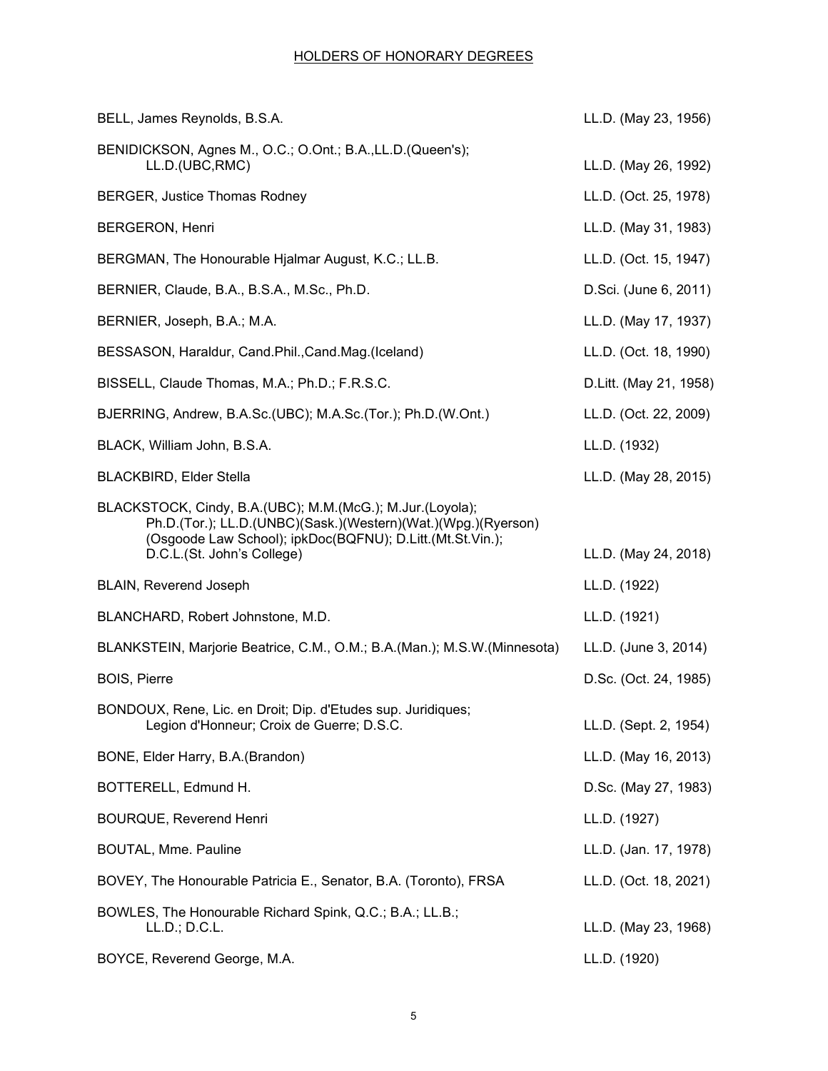## HOLDERS OF HONORARY DEGREES

| Name | Degree |
|---|---|
| BELL, James Reynolds, B.S.A. | LL.D. (May 23, 1956) |
| BENIDICKSON, Agnes M., O.C.; O.Ont.; B.A.,LL.D.(Queen's); LL.D.(UBC,RMC) | LL.D. (May 26, 1992) |
| BERGER, Justice Thomas Rodney | LL.D. (Oct. 25, 1978) |
| BERGERON, Henri | LL.D. (May 31, 1983) |
| BERGMAN, The Honourable Hjalmar August, K.C.; LL.B. | LL.D. (Oct. 15, 1947) |
| BERNIER, Claude, B.A., B.S.A., M.Sc., Ph.D. | D.Sci. (June 6, 2011) |
| BERNIER, Joseph, B.A.; M.A. | LL.D. (May 17, 1937) |
| BESSASON, Haraldur, Cand.Phil.,Cand.Mag.(Iceland) | LL.D. (Oct. 18, 1990) |
| BISSELL, Claude Thomas, M.A.; Ph.D.; F.R.S.C. | D.Litt. (May 21, 1958) |
| BJERRING, Andrew, B.A.Sc.(UBC); M.A.Sc.(Tor.); Ph.D.(W.Ont.) | LL.D. (Oct. 22, 2009) |
| BLACK, William John, B.S.A. | LL.D. (1932) |
| BLACKBIRD, Elder Stella | LL.D. (May 28, 2015) |
| BLACKSTOCK, Cindy, B.A.(UBC); M.M.(McG.); M.Jur.(Loyola); Ph.D.(Tor.); LL.D.(UNBC)(Sask.)(Western)(Wat.)(Wpg.)(Ryerson)(Osgoode Law School); ipkDoc(BQFNU); D.Litt.(Mt.St.Vin.); D.C.L.(St. John's College) | LL.D. (May 24, 2018) |
| BLAIN, Reverend Joseph | LL.D. (1922) |
| BLANCHARD, Robert Johnstone, M.D. | LL.D. (1921) |
| BLANKSTEIN, Marjorie Beatrice, C.M., O.M.; B.A.(Man.); M.S.W.(Minnesota) | LL.D. (June 3, 2014) |
| BOIS, Pierre | D.Sc. (Oct. 24, 1985) |
| BONDOUX, Rene, Lic. en Droit; Dip. d'Etudes sup. Juridiques; Legion d'Honneur; Croix de Guerre; D.S.C. | LL.D. (Sept. 2, 1954) |
| BONE, Elder Harry, B.A.(Brandon) | LL.D. (May 16, 2013) |
| BOTTERELL, Edmund H. | D.Sc. (May 27, 1983) |
| BOURQUE, Reverend Henri | LL.D. (1927) |
| BOUTAL, Mme. Pauline | LL.D. (Jan. 17, 1978) |
| BOVEY, The Honourable Patricia E., Senator, B.A. (Toronto), FRSA | LL.D. (Oct. 18, 2021) |
| BOWLES, The Honourable Richard Spink, Q.C.; B.A.; LL.B.; LL.D.; D.C.L. | LL.D. (May 23, 1968) |
| BOYCE, Reverend George, M.A. | LL.D. (1920) |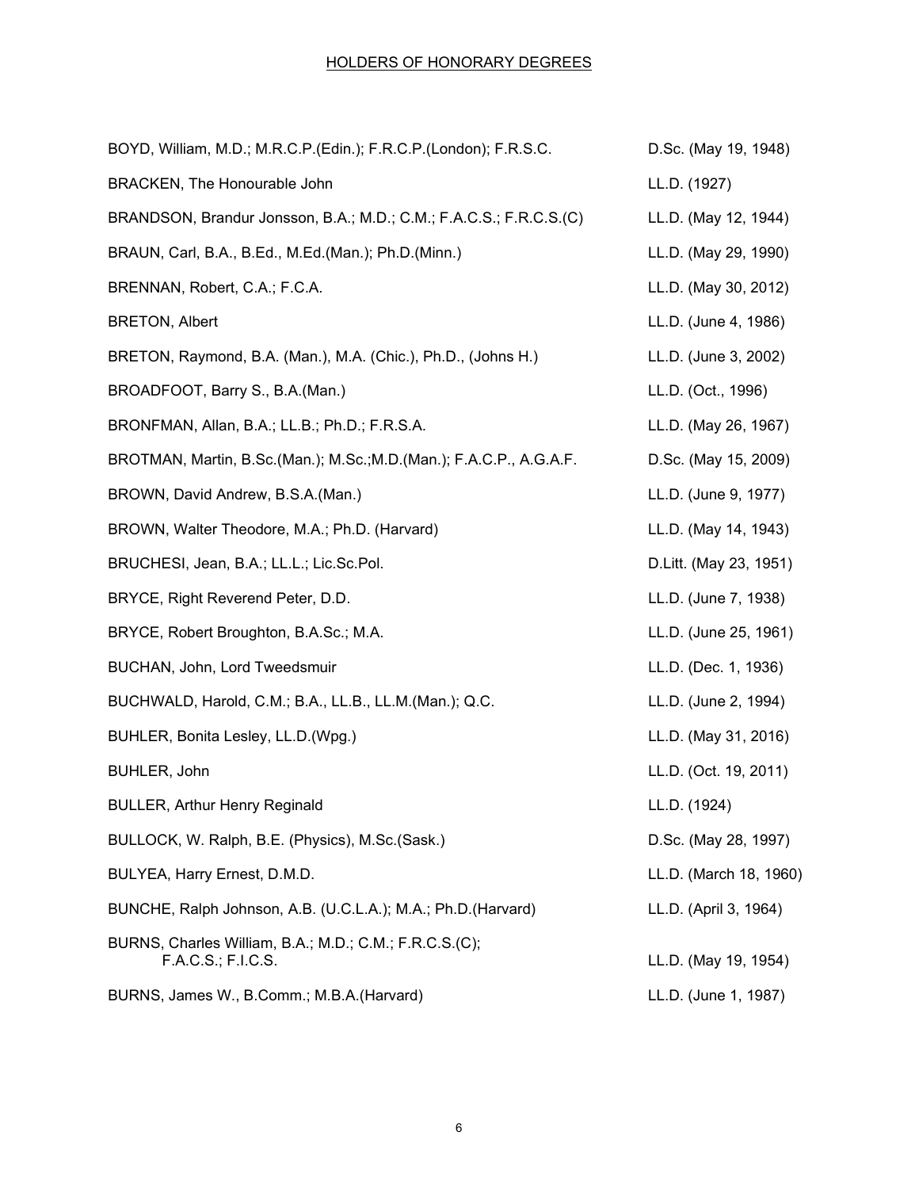## HOLDERS OF HONORARY DEGREES

| | |
|---|---|
| BOYD, William, M.D.; M.R.C.P.(Edin.); F.R.C.P.(London); F.R.S.C. | D.Sc. (May 19, 1948) |
| BRACKEN, The Honourable John | LL.D. (1927) |
| BRANDSON, Brandur Jonsson, B.A.; M.D.; C.M.; F.A.C.S.; F.R.C.S.(C) | LL.D. (May 12, 1944) |
| BRAUN, Carl, B.A., B.Ed., M.Ed.(Man.); Ph.D.(Minn.) | LL.D. (May 29, 1990) |
| BRENNAN, Robert, C.A.; F.C.A. | LL.D. (May 30, 2012) |
| BRETON, Albert | LL.D. (June 4, 1986) |
| BRETON, Raymond, B.A. (Man.), M.A. (Chic.), Ph.D., (Johns H.) | LL.D. (June 3, 2002) |
| BROADFOOT, Barry S., B.A.(Man.) | LL.D. (Oct., 1996) |
| BRONFMAN, Allan, B.A.; LL.B.; Ph.D.; F.R.S.A. | LL.D. (May 26, 1967) |
| BROTMAN, Martin, B.Sc.(Man.); M.Sc.;M.D.(Man.); F.A.C.P., A.G.A.F. | D.Sc. (May 15, 2009) |
| BROWN, David Andrew, B.S.A.(Man.) | LL.D. (June 9, 1977) |
| BROWN, Walter Theodore, M.A.; Ph.D. (Harvard) | LL.D. (May 14, 1943) |
| BRUCHESI, Jean, B.A.; LL.L.; Lic.Sc.Pol. | D.Litt. (May 23, 1951) |
| BRYCE, Right Reverend Peter, D.D. | LL.D. (June 7, 1938) |
| BRYCE, Robert Broughton, B.A.Sc.; M.A. | LL.D. (June 25, 1961) |
| BUCHAN, John, Lord Tweedsmuir | LL.D. (Dec. 1, 1936) |
| BUCHWALD, Harold, C.M.; B.A., LL.B., LL.M.(Man.); Q.C. | LL.D. (June 2, 1994) |
| BUHLER, Bonita Lesley, LL.D.(Wpg.) | LL.D. (May 31, 2016) |
| BUHLER, John | LL.D. (Oct. 19, 2011) |
| BULLER, Arthur Henry Reginald | LL.D. (1924) |
| BULLOCK, W. Ralph, B.E. (Physics), M.Sc.(Sask.) | D.Sc. (May 28, 1997) |
| BULYEA, Harry Ernest, D.M.D. | LL.D. (March 18, 1960) |
| BUNCHE, Ralph Johnson, A.B. (U.C.L.A.); M.A.; Ph.D.(Harvard) | LL.D. (April 3, 1964) |
| BURNS, Charles William, B.A.; M.D.; C.M.; F.R.C.S.(C); F.A.C.S.; F.I.C.S. | LL.D. (May 19, 1954) |
| BURNS, James W., B.Comm.; M.B.A.(Harvard) | LL.D. (June 1, 1987) |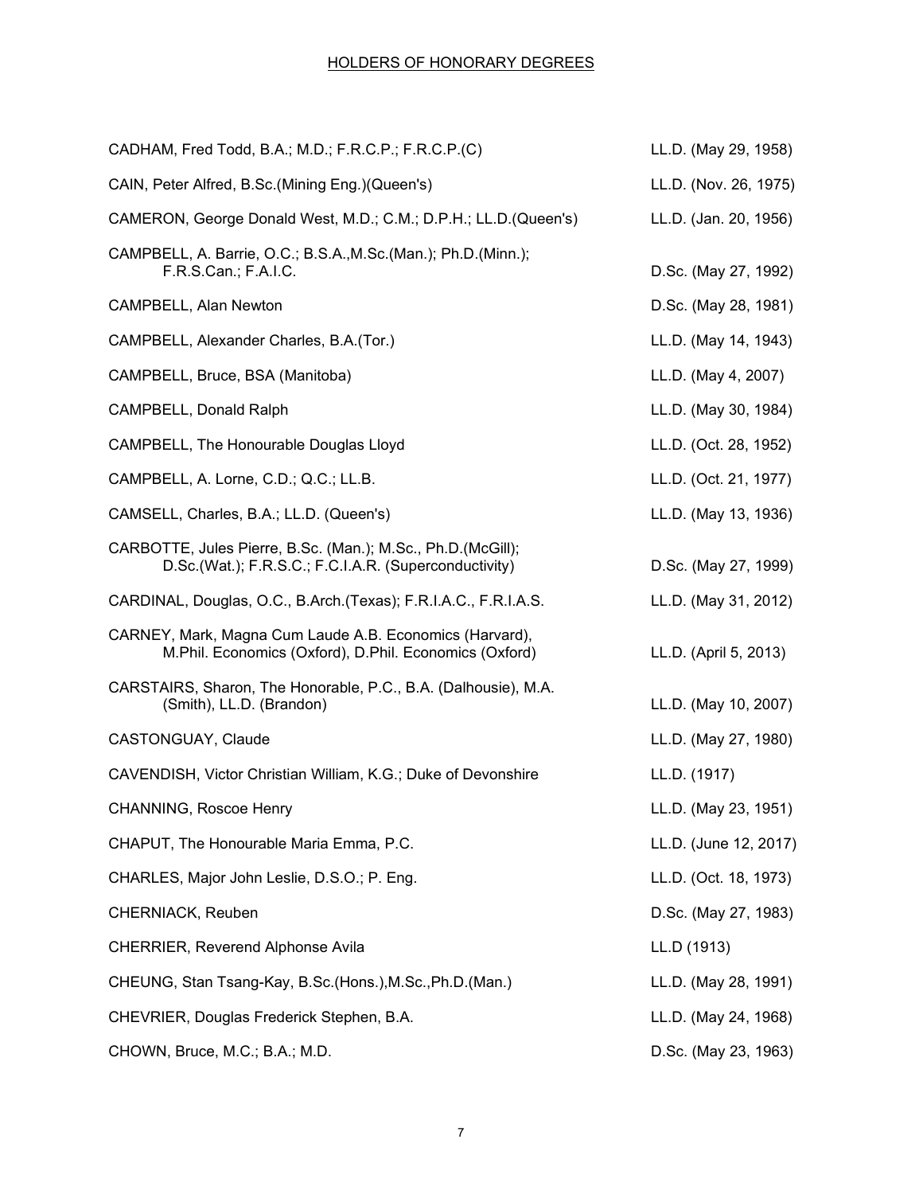HOLDERS OF HONORARY DEGREES

| Name | Degree |
|---|---|
| CADHAM, Fred Todd, B.A.; M.D.; F.R.C.P.; F.R.C.P.(C) | LL.D. (May 29, 1958) |
| CAIN, Peter Alfred, B.Sc.(Mining Eng.)(Queen's) | LL.D. (Nov. 26, 1975) |
| CAMERON, George Donald West, M.D.; C.M.; D.P.H.; LL.D.(Queen's) | LL.D. (Jan. 20, 1956) |
| CAMPBELL, A. Barrie, O.C.; B.S.A.,M.Sc.(Man.); Ph.D.(Minn.); F.R.S.Can.; F.A.I.C. | D.Sc. (May 27, 1992) |
| CAMPBELL, Alan Newton | D.Sc. (May 28, 1981) |
| CAMPBELL, Alexander Charles, B.A.(Tor.) | LL.D. (May 14, 1943) |
| CAMPBELL, Bruce, BSA (Manitoba) | LL.D. (May 4, 2007) |
| CAMPBELL, Donald Ralph | LL.D. (May 30, 1984) |
| CAMPBELL, The Honourable Douglas Lloyd | LL.D. (Oct. 28, 1952) |
| CAMPBELL, A. Lorne, C.D.; Q.C.; LL.B. | LL.D. (Oct. 21, 1977) |
| CAMSELL, Charles, B.A.; LL.D. (Queen's) | LL.D. (May 13, 1936) |
| CARBOTTE, Jules Pierre, B.Sc. (Man.); M.Sc., Ph.D.(McGill); D.Sc.(Wat.); F.R.S.C.; F.C.I.A.R. (Superconductivity) | D.Sc. (May 27, 1999) |
| CARDINAL, Douglas, O.C., B.Arch.(Texas); F.R.I.A.C., F.R.I.A.S. | LL.D. (May 31, 2012) |
| CARNEY, Mark, Magna Cum Laude A.B. Economics (Harvard), M.Phil. Economics (Oxford), D.Phil. Economics (Oxford) | LL.D. (April 5, 2013) |
| CARSTAIRS, Sharon, The Honorable, P.C., B.A. (Dalhousie), M.A. (Smith), LL.D. (Brandon) | LL.D. (May 10, 2007) |
| CASTONGUAY, Claude | LL.D. (May 27, 1980) |
| CAVENDISH, Victor Christian William, K.G.; Duke of Devonshire | LL.D. (1917) |
| CHANNING, Roscoe Henry | LL.D. (May 23, 1951) |
| CHAPUT, The Honourable Maria Emma, P.C. | LL.D. (June 12, 2017) |
| CHARLES, Major John Leslie, D.S.O.; P. Eng. | LL.D. (Oct. 18, 1973) |
| CHERNIACK, Reuben | D.Sc. (May 27, 1983) |
| CHERRIER, Reverend Alphonse Avila | LL.D (1913) |
| CHEUNG, Stan Tsang-Kay, B.Sc.(Hons.),M.Sc.,Ph.D.(Man.) | LL.D. (May 28, 1991) |
| CHEVRIER, Douglas Frederick Stephen, B.A. | LL.D. (May 24, 1968) |
| CHOWN, Bruce, M.C.; B.A.; M.D. | D.Sc. (May 23, 1963) |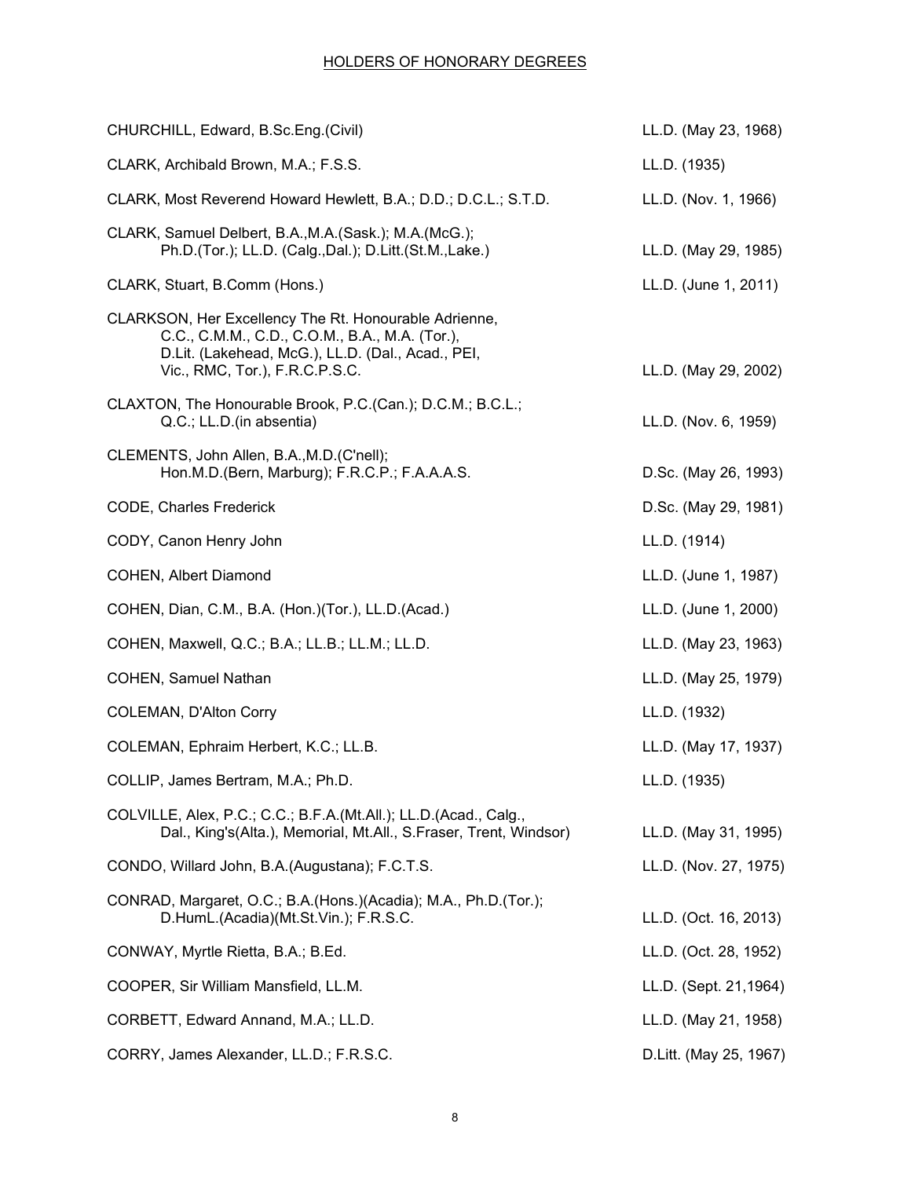## HOLDERS OF HONORARY DEGREES

| Name | Degree |
|---|---|
| CHURCHILL, Edward, B.Sc.Eng.(Civil) | LL.D. (May 23, 1968) |
| CLARK, Archibald Brown, M.A.; F.S.S. | LL.D. (1935) |
| CLARK, Most Reverend Howard Hewlett, B.A.; D.D.; D.C.L.; S.T.D. | LL.D. (Nov. 1, 1966) |
| CLARK, Samuel Delbert, B.A.,M.A.(Sask.); M.A.(McG.); Ph.D.(Tor.); LL.D. (Calg.,Dal.); D.Litt.(St.M.,Lake.) | LL.D. (May 29, 1985) |
| CLARK, Stuart, B.Comm (Hons.) | LL.D. (June 1, 2011) |
| CLARKSON, Her Excellency The Rt. Honourable Adrienne, C.C., C.M.M., C.D., C.O.M., B.A., M.A. (Tor.), D.Lit. (Lakehead, McG.), LL.D. (Dal., Acad., PEI, Vic., RMC, Tor.), F.R.C.P.S.C. | LL.D. (May 29, 2002) |
| CLAXTON, The Honourable Brook, P.C.(Can.); D.C.M.; B.C.L.; Q.C.; LL.D.(in absentia) | LL.D. (Nov. 6, 1959) |
| CLEMENTS, John Allen, B.A.,M.D.(C'nell); Hon.M.D.(Bern, Marburg); F.R.C.P.; F.A.A.A.S. | D.Sc. (May 26, 1993) |
| CODE, Charles Frederick | D.Sc. (May 29, 1981) |
| CODY, Canon Henry John | LL.D. (1914) |
| COHEN, Albert Diamond | LL.D. (June 1, 1987) |
| COHEN, Dian, C.M., B.A. (Hon.)(Tor.), LL.D.(Acad.) | LL.D. (June 1, 2000) |
| COHEN, Maxwell, Q.C.; B.A.; LL.B.; LL.M.; LL.D. | LL.D. (May 23, 1963) |
| COHEN, Samuel Nathan | LL.D. (May 25, 1979) |
| COLEMAN, D'Alton Corry | LL.D. (1932) |
| COLEMAN, Ephraim Herbert, K.C.; LL.B. | LL.D. (May 17, 1937) |
| COLLIP, James Bertram, M.A.; Ph.D. | LL.D. (1935) |
| COLVILLE, Alex, P.C.; C.C.; B.F.A.(Mt.All.); LL.D.(Acad., Calg., Dal., King's(Alta.), Memorial, Mt.All., S.Fraser, Trent, Windsor) | LL.D. (May 31, 1995) |
| CONDO, Willard John, B.A.(Augustana); F.C.T.S. | LL.D. (Nov. 27, 1975) |
| CONRAD, Margaret, O.C.; B.A.(Hons.)(Acadia); M.A., Ph.D.(Tor.); D.HumL.(Acadia)(Mt.St.Vin.); F.R.S.C. | LL.D. (Oct. 16, 2013) |
| CONWAY, Myrtle Rietta, B.A.; B.Ed. | LL.D. (Oct. 28, 1952) |
| COOPER, Sir William Mansfield, LL.M. | LL.D. (Sept. 21,1964) |
| CORBETT, Edward Annand, M.A.; LL.D. | LL.D. (May 21, 1958) |
| CORRY, James Alexander, LL.D.; F.R.S.C. | D.Litt. (May 25, 1967) |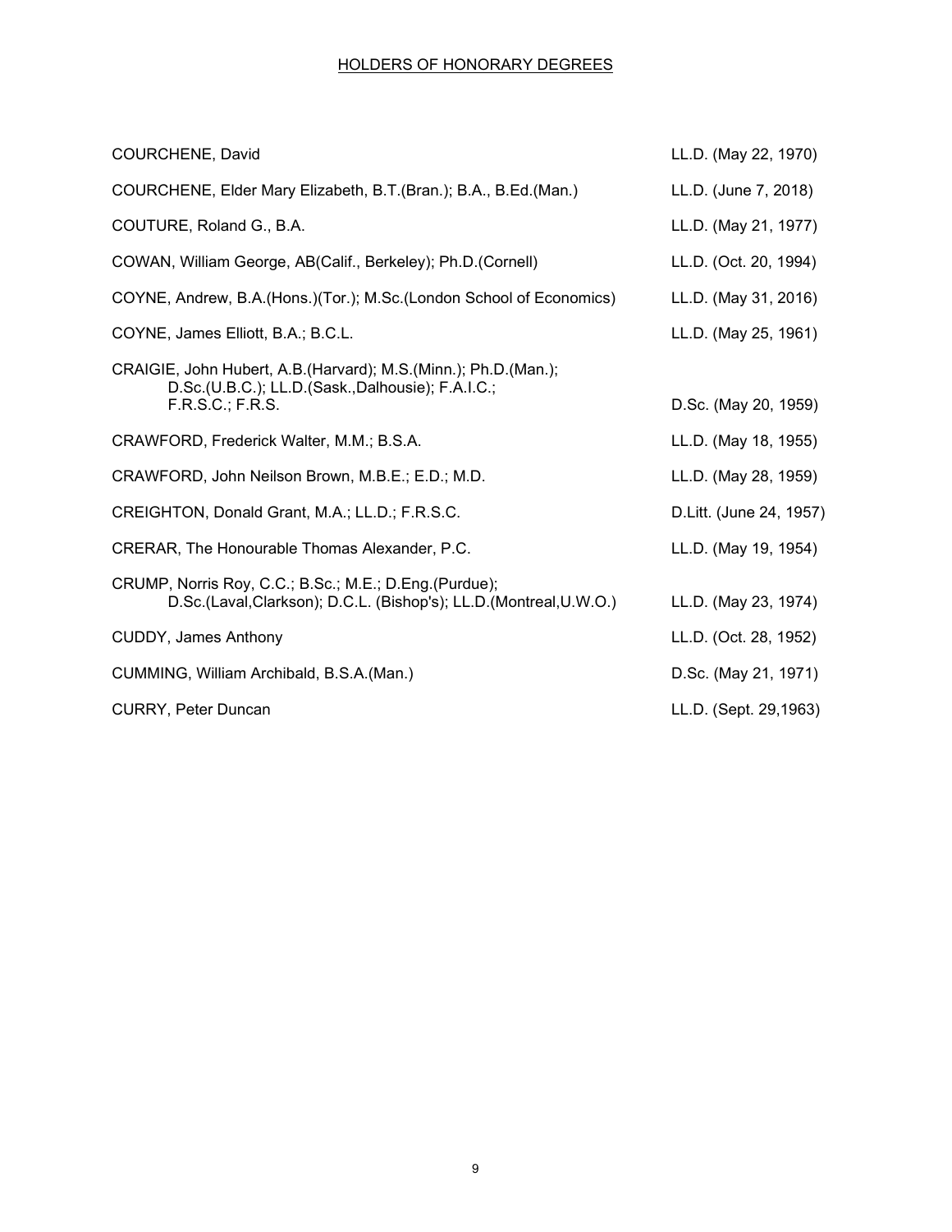HOLDERS OF HONORARY DEGREES

| Name | Degree |
|---|---|
| COURCHENE, David | LL.D. (May 22, 1970) |
| COURCHENE, Elder Mary Elizabeth, B.T.(Bran.); B.A., B.Ed.(Man.) | LL.D. (June 7, 2018) |
| COUTURE, Roland G., B.A. | LL.D. (May 21, 1977) |
| COWAN, William George, AB(Calif., Berkeley); Ph.D.(Cornell) | LL.D. (Oct. 20, 1994) |
| COYNE, Andrew, B.A.(Hons.)(Tor.); M.Sc.(London School of Economics) | LL.D. (May 31, 2016) |
| COYNE, James Elliott, B.A.; B.C.L. | LL.D. (May 25, 1961) |
| CRAIGIE, John Hubert, A.B.(Harvard); M.S.(Minn.); Ph.D.(Man.); D.Sc.(U.B.C.); LL.D.(Sask.,Dalhousie); F.A.I.C.; F.R.S.C.; F.R.S. | D.Sc. (May 20, 1959) |
| CRAWFORD, Frederick Walter, M.M.; B.S.A. | LL.D. (May 18, 1955) |
| CRAWFORD, John Neilson Brown, M.B.E.; E.D.; M.D. | LL.D. (May 28, 1959) |
| CREIGHTON, Donald Grant, M.A.; LL.D.; F.R.S.C. | D.Litt. (June 24, 1957) |
| CRERAR, The Honourable Thomas Alexander, P.C. | LL.D. (May 19, 1954) |
| CRUMP, Norris Roy, C.C.; B.Sc.; M.E.; D.Eng.(Purdue); D.Sc.(Laval,Clarkson); D.C.L. (Bishop's); LL.D.(Montreal,U.W.O.) | LL.D. (May 23, 1974) |
| CUDDY, James Anthony | LL.D. (Oct. 28, 1952) |
| CUMMING, William Archibald, B.S.A.(Man.) | D.Sc. (May 21, 1971) |
| CURRY, Peter Duncan | LL.D. (Sept. 29,1963) |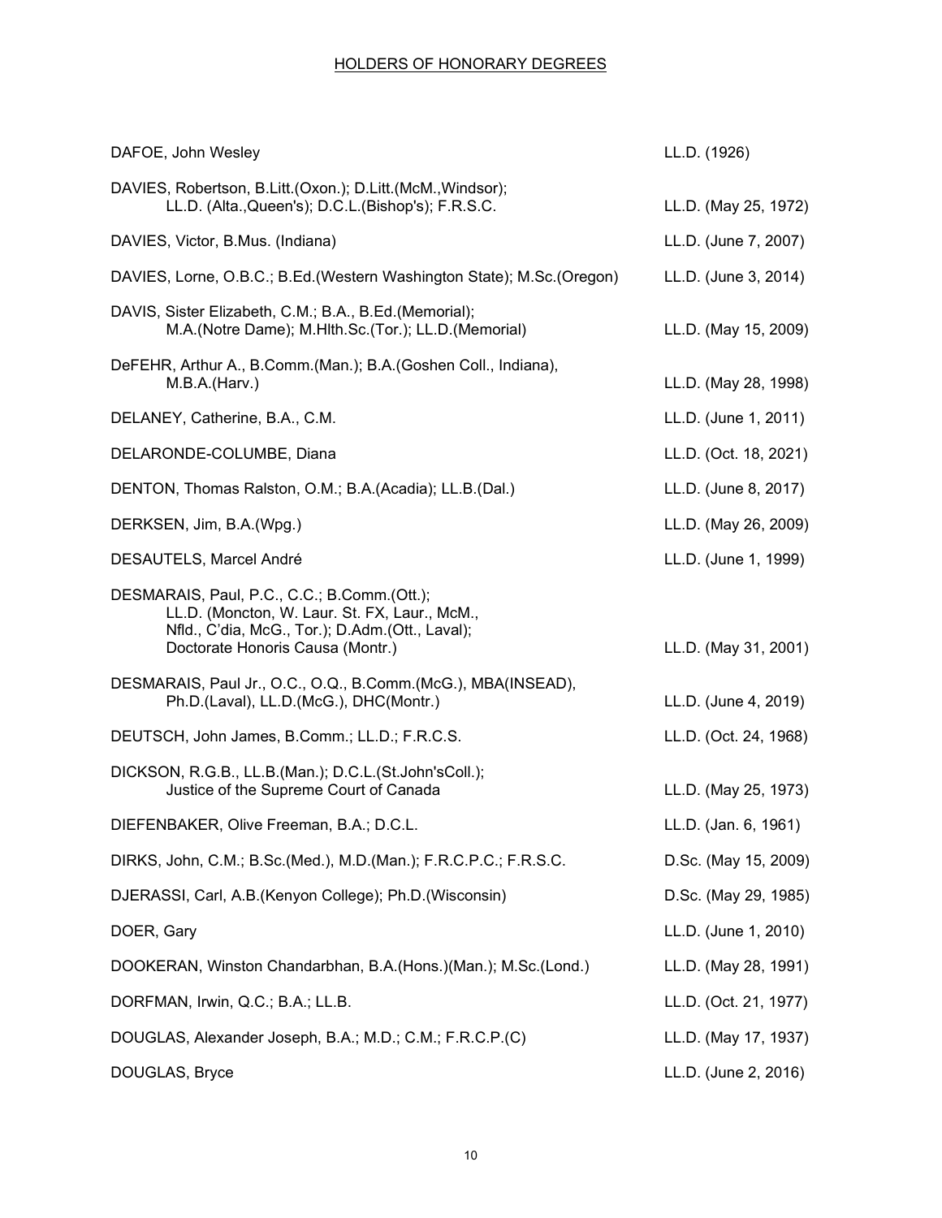HOLDERS OF HONORARY DEGREES

| Name | Degree |
| --- | --- |
| DAFOE, John Wesley | LL.D. (1926) |
| DAVIES, Robertson, B.Litt.(Oxon.); D.Litt.(McM.,Windsor); LL.D. (Alta.,Queen's); D.C.L.(Bishop's); F.R.S.C. | LL.D. (May 25, 1972) |
| DAVIES, Victor, B.Mus. (Indiana) | LL.D. (June 7, 2007) |
| DAVIES, Lorne, O.B.C.; B.Ed.(Western Washington State); M.Sc.(Oregon) | LL.D. (June 3, 2014) |
| DAVIS, Sister Elizabeth, C.M.; B.A., B.Ed.(Memorial); M.A.(Notre Dame); M.Hlth.Sc.(Tor.); LL.D.(Memorial) | LL.D. (May 15, 2009) |
| DeFEHR, Arthur A., B.Comm.(Man.); B.A.(Goshen Coll., Indiana), M.B.A.(Harv.) | LL.D. (May 28, 1998) |
| DELANEY, Catherine, B.A., C.M. | LL.D. (June 1, 2011) |
| DELARONDE-COLUMBE, Diana | LL.D. (Oct. 18, 2021) |
| DENTON, Thomas Ralston, O.M.; B.A.(Acadia); LL.B.(Dal.) | LL.D. (June 8, 2017) |
| DERKSEN, Jim, B.A.(Wpg.) | LL.D. (May 26, 2009) |
| DESAUTELS, Marcel André | LL.D. (June 1, 1999) |
| DESMARAIS, Paul, P.C., C.C.; B.Comm.(Ott.); LL.D. (Moncton, W. Laur. St. FX, Laur., McM., Nfld., C'dia, McG., Tor.); D.Adm.(Ott., Laval); Doctorate Honoris Causa (Montr.) | LL.D. (May 31, 2001) |
| DESMARAIS, Paul Jr., O.C., O.Q., B.Comm.(McG.), MBA(INSEAD), Ph.D.(Laval), LL.D.(McG.), DHC(Montr.) | LL.D. (June 4, 2019) |
| DEUTSCH, John James, B.Comm.; LL.D.; F.R.C.S. | LL.D. (Oct. 24, 1968) |
| DICKSON, R.G.B., LL.B.(Man.); D.C.L.(St.John'sColl.); Justice of the Supreme Court of Canada | LL.D. (May 25, 1973) |
| DIEFENBAKER, Olive Freeman, B.A.; D.C.L. | LL.D. (Jan. 6, 1961) |
| DIRKS, John, C.M.; B.Sc.(Med.), M.D.(Man.); F.R.C.P.C.; F.R.S.C. | D.Sc. (May 15, 2009) |
| DJERASSI, Carl, A.B.(Kenyon College); Ph.D.(Wisconsin) | D.Sc. (May 29, 1985) |
| DOER, Gary | LL.D. (June 1, 2010) |
| DOOKERAN, Winston Chandarbhan, B.A.(Hons.)(Man.); M.Sc.(Lond.) | LL.D. (May 28, 1991) |
| DORFMAN, Irwin, Q.C.; B.A.; LL.B. | LL.D. (Oct. 21, 1977) |
| DOUGLAS, Alexander Joseph, B.A.; M.D.; C.M.; F.R.C.P.(C) | LL.D. (May 17, 1937) |
| DOUGLAS, Bryce | LL.D. (June 2, 2016) |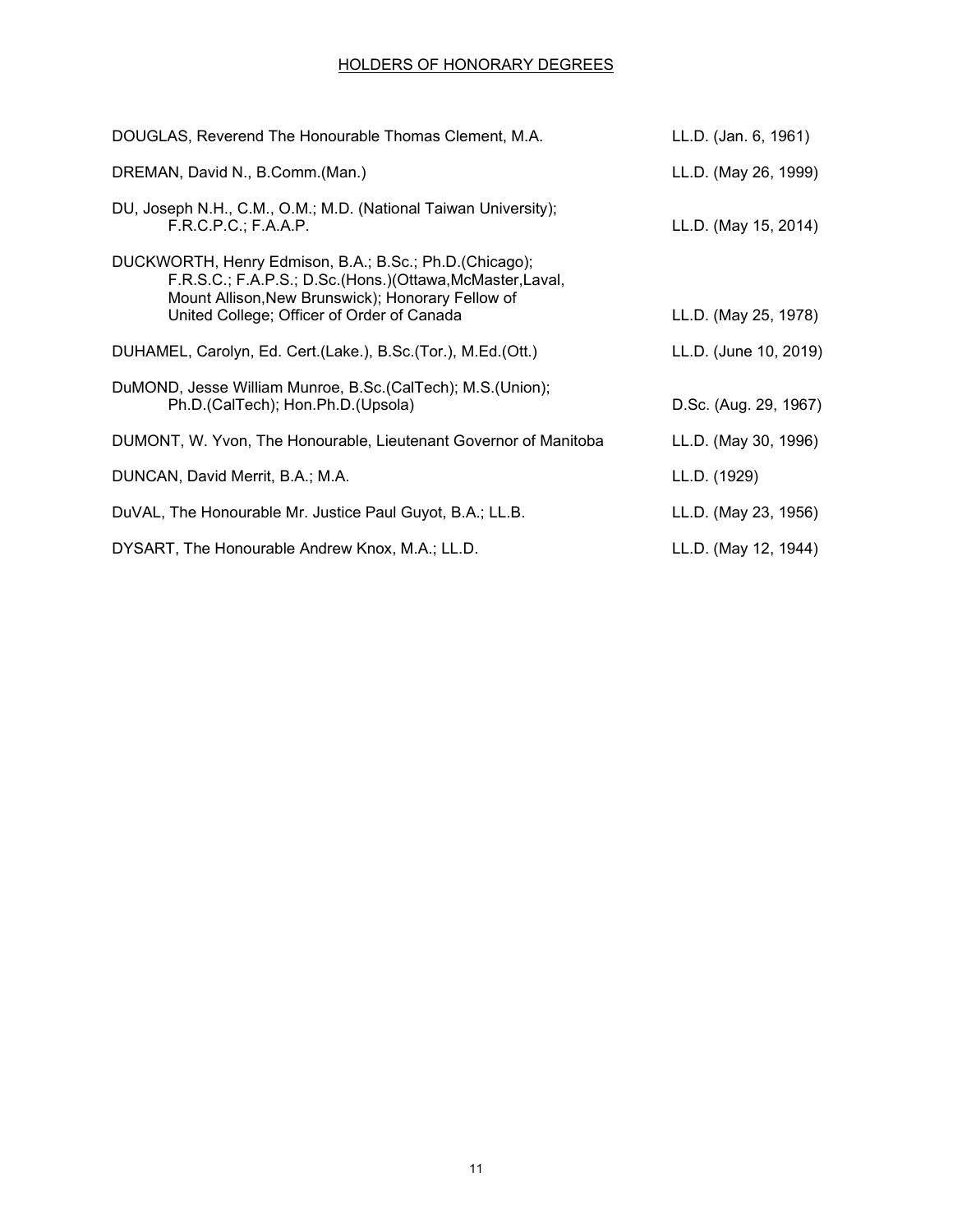## HOLDERS OF HONORARY DEGREES

| Name | Degree |
|---|---|
| DOUGLAS, Reverend The Honourable Thomas Clement, M.A. | LL.D. (Jan. 6, 1961) |
| DREMAN, David N., B.Comm.(Man.) | LL.D. (May 26, 1999) |
| DU, Joseph N.H., C.M., O.M.; M.D. (National Taiwan University); F.R.C.P.C.; F.A.A.P. | LL.D. (May 15, 2014) |
| DUCKWORTH, Henry Edmison, B.A.; B.Sc.; Ph.D.(Chicago); F.R.S.C.; F.A.P.S.; D.Sc.(Hons.)(Ottawa,McMaster,Laval, Mount Allison,New Brunswick); Honorary Fellow of United College; Officer of Order of Canada | LL.D. (May 25, 1978) |
| DUHAMEL, Carolyn, Ed. Cert.(Lake.), B.Sc.(Tor.), M.Ed.(Ott.) | LL.D. (June 10, 2019) |
| DuMOND, Jesse William Munroe, B.Sc.(CalTech); M.S.(Union); Ph.D.(CalTech); Hon.Ph.D.(Upsola) | D.Sc. (Aug. 29, 1967) |
| DUMONT, W. Yvon, The Honourable, Lieutenant Governor of Manitoba | LL.D. (May 30, 1996) |
| DUNCAN, David Merrit, B.A.; M.A. | LL.D. (1929) |
| DuVAL, The Honourable Mr. Justice Paul Guyot, B.A.; LL.B. | LL.D. (May 23, 1956) |
| DYSART, The Honourable Andrew Knox, M.A.; LL.D. | LL.D. (May 12, 1944) |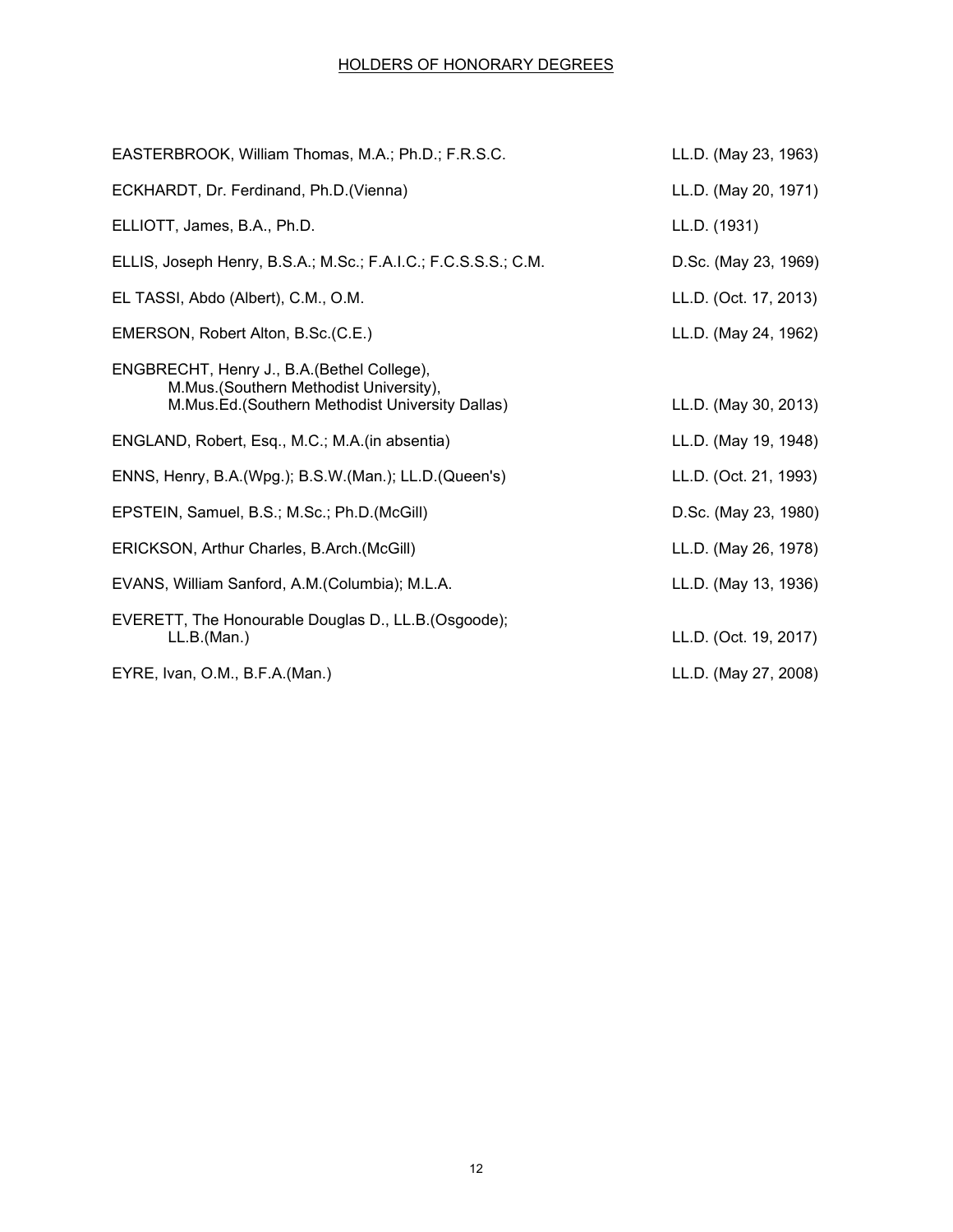HOLDERS OF HONORARY DEGREES

| | |
|---|---|
| EASTERBROOK, William Thomas, M.A.; Ph.D.; F.R.S.C. | LL.D. (May 23, 1963) |
| ECKHARDT, Dr. Ferdinand, Ph.D.(Vienna) | LL.D. (May 20, 1971) |
| ELLIOTT, James, B.A., Ph.D. | LL.D. (1931) |
| ELLIS, Joseph Henry, B.S.A.; M.Sc.; F.A.I.C.; F.C.S.S.S.; C.M. | D.Sc. (May 23, 1969) |
| EL TASSI, Abdo (Albert), C.M., O.M. | LL.D. (Oct. 17, 2013) |
| EMERSON, Robert Alton, B.Sc.(C.E.) | LL.D. (May 24, 1962) |
| ENGBRECHT, Henry J., B.A.(Bethel College), M.Mus.(Southern Methodist University), M.Mus.Ed.(Southern Methodist University Dallas) | LL.D. (May 30, 2013) |
| ENGLAND, Robert, Esq., M.C.; M.A.(in absentia) | LL.D. (May 19, 1948) |
| ENNS, Henry, B.A.(Wpg.); B.S.W.(Man.); LL.D.(Queen's) | LL.D. (Oct. 21, 1993) |
| EPSTEIN, Samuel, B.S.; M.Sc.; Ph.D.(McGill) | D.Sc. (May 23, 1980) |
| ERICKSON, Arthur Charles, B.Arch.(McGill) | LL.D. (May 26, 1978) |
| EVANS, William Sanford, A.M.(Columbia); M.L.A. | LL.D. (May 13, 1936) |
| EVERETT, The Honourable Douglas D., LL.B.(Osgoode); LL.B.(Man.) | LL.D. (Oct. 19, 2017) |
| EYRE, Ivan, O.M., B.F.A.(Man.) | LL.D. (May 27, 2008) |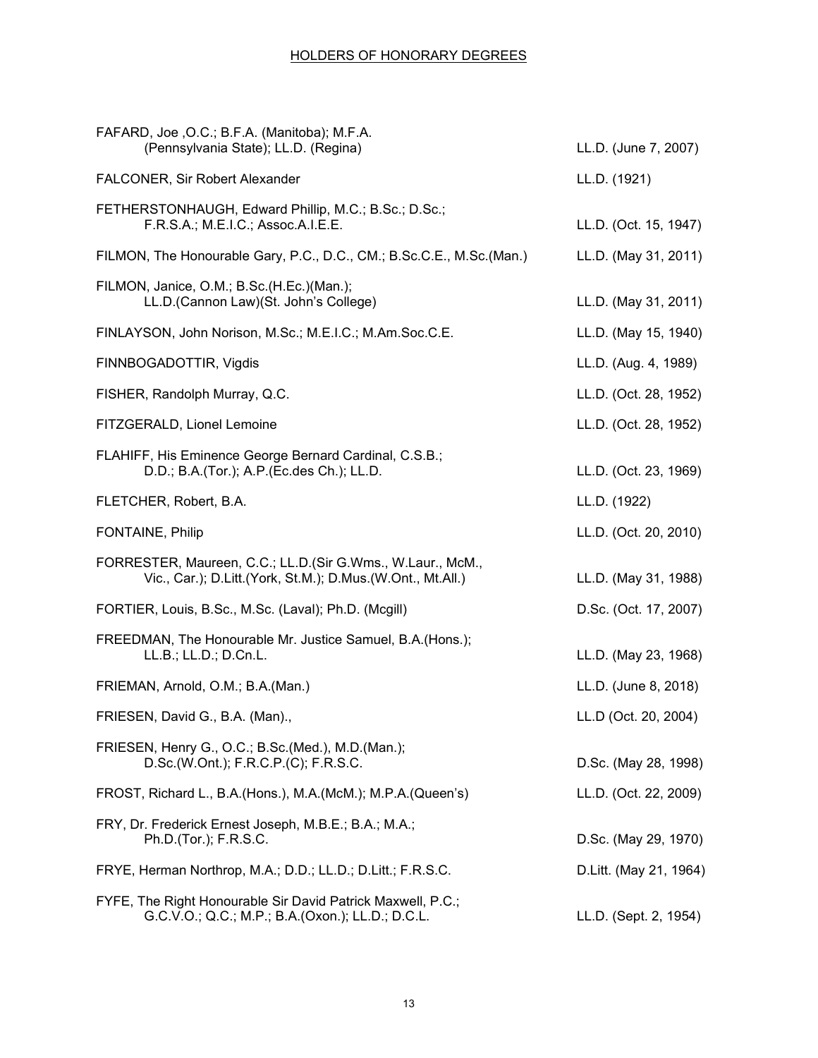HOLDERS OF HONORARY DEGREES

| Name | Degree |
|---|---|
| FAFARD, Joe ,O.C.; B.F.A. (Manitoba); M.F.A. (Pennsylvania State); LL.D. (Regina) | LL.D. (June 7, 2007) |
| FALCONER, Sir Robert Alexander | LL.D. (1921) |
| FETHERSTONHAUGH, Edward Phillip, M.C.; B.Sc.; D.Sc.; F.R.S.A.; M.E.I.C.; Assoc.A.I.E.E. | LL.D. (Oct. 15, 1947) |
| FILMON, The Honourable Gary, P.C., D.C., CM.; B.Sc.C.E., M.Sc.(Man.) | LL.D. (May 31, 2011) |
| FILMON, Janice, O.M.; B.Sc.(H.Ec.)(Man.); LL.D.(Cannon Law)(St. John's College) | LL.D. (May 31, 2011) |
| FINLAYSON, John Norison, M.Sc.; M.E.I.C.; M.Am.Soc.C.E. | LL.D. (May 15, 1940) |
| FINNBOGADOTTIR, Vigdis | LL.D. (Aug. 4, 1989) |
| FISHER, Randolph Murray, Q.C. | LL.D. (Oct. 28, 1952) |
| FITZGERALD, Lionel Lemoine | LL.D. (Oct. 28, 1952) |
| FLAHIFF, His Eminence George Bernard Cardinal, C.S.B.; D.D.; B.A.(Tor.); A.P.(Ec.des Ch.); LL.D. | LL.D. (Oct. 23, 1969) |
| FLETCHER, Robert, B.A. | LL.D. (1922) |
| FONTAINE, Philip | LL.D. (Oct. 20, 2010) |
| FORRESTER, Maureen, C.C.; LL.D.(Sir G.Wms., W.Laur., McM., Vic., Car.); D.Litt.(York, St.M.); D.Mus.(W.Ont., Mt.All.) | LL.D. (May 31, 1988) |
| FORTIER, Louis, B.Sc., M.Sc. (Laval); Ph.D. (Mcgill) | D.Sc. (Oct. 17, 2007) |
| FREEDMAN, The Honourable Mr. Justice Samuel, B.A.(Hons.); LL.B.; LL.D.; D.Cn.L. | LL.D. (May 23, 1968) |
| FRIEMAN, Arnold, O.M.; B.A.(Man.) | LL.D. (June 8, 2018) |
| FRIESEN, David G., B.A. (Man)., | LL.D (Oct. 20, 2004) |
| FRIESEN, Henry G., O.C.; B.Sc.(Med.), M.D.(Man.); D.Sc.(W.Ont.); F.R.C.P.(C); F.R.S.C. | D.Sc. (May 28, 1998) |
| FROST, Richard L., B.A.(Hons.), M.A.(McM.); M.P.A.(Queen's) | LL.D. (Oct. 22, 2009) |
| FRY, Dr. Frederick Ernest Joseph, M.B.E.; B.A.; M.A.; Ph.D.(Tor.); F.R.S.C. | D.Sc. (May 29, 1970) |
| FRYE, Herman Northrop, M.A.; D.D.; LL.D.; D.Litt.; F.R.S.C. | D.Litt. (May 21, 1964) |
| FYFE, The Right Honourable Sir David Patrick Maxwell, P.C.; G.C.V.O.; Q.C.; M.P.; B.A.(Oxon.); LL.D.; D.C.L. | LL.D. (Sept. 2, 1954) |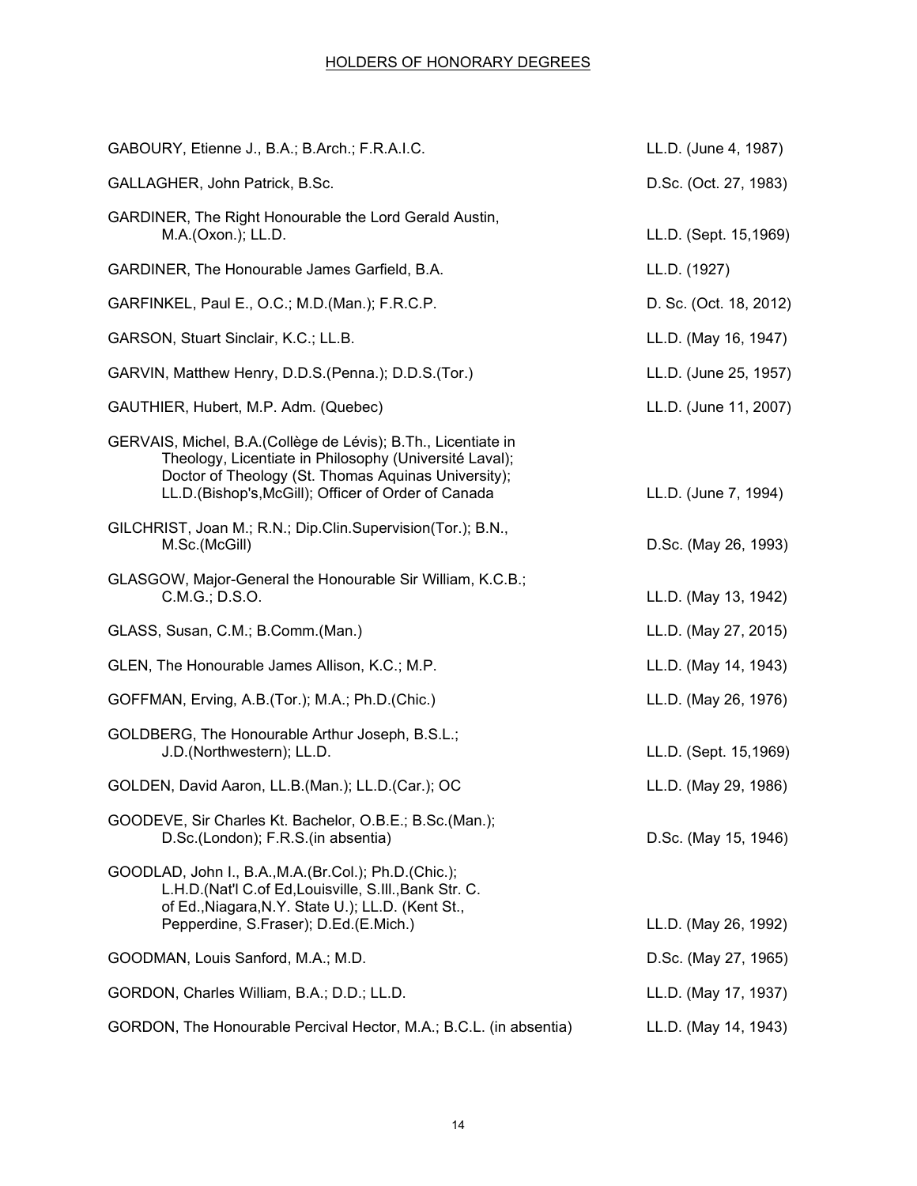## HOLDERS OF HONORARY DEGREES

| Name | Degree |
|---|---|
| GABOURY, Etienne J., B.A.; B.Arch.; F.R.A.I.C. | LL.D. (June 4, 1987) |
| GALLAGHER, John Patrick, B.Sc. | D.Sc. (Oct. 27, 1983) |
| GARDINER, The Right Honourable the Lord Gerald Austin, M.A.(Oxon.); LL.D. | LL.D. (Sept. 15,1969) |
| GARDINER, The Honourable James Garfield, B.A. | LL.D. (1927) |
| GARFINKEL, Paul E., O.C.; M.D.(Man.); F.R.C.P. | D. Sc. (Oct. 18, 2012) |
| GARSON, Stuart Sinclair, K.C.; LL.B. | LL.D. (May 16, 1947) |
| GARVIN, Matthew Henry, D.D.S.(Penna.); D.D.S.(Tor.) | LL.D. (June 25, 1957) |
| GAUTHIER, Hubert, M.P. Adm. (Quebec) | LL.D. (June 11, 2007) |
| GERVAIS, Michel, B.A.(Collège de Lévis); B.Th., Licentiate in Theology, Licentiate in Philosophy (Université Laval); Doctor of Theology (St. Thomas Aquinas University); LL.D.(Bishop's,McGill); Officer of Order of Canada | LL.D. (June 7, 1994) |
| GILCHRIST, Joan M.; R.N.; Dip.Clin.Supervision(Tor.); B.N., M.Sc.(McGill) | D.Sc. (May 26, 1993) |
| GLASGOW, Major-General the Honourable Sir William, K.C.B.; C.M.G.; D.S.O. | LL.D. (May 13, 1942) |
| GLASS, Susan, C.M.; B.Comm.(Man.) | LL.D. (May 27, 2015) |
| GLEN, The Honourable James Allison, K.C.; M.P. | LL.D. (May 14, 1943) |
| GOFFMAN, Erving, A.B.(Tor.); M.A.; Ph.D.(Chic.) | LL.D. (May 26, 1976) |
| GOLDBERG, The Honourable Arthur Joseph, B.S.L.; J.D.(Northwestern); LL.D. | LL.D. (Sept. 15,1969) |
| GOLDEN, David Aaron, LL.B.(Man.); LL.D.(Car.); OC | LL.D. (May 29, 1986) |
| GOODEVE, Sir Charles Kt. Bachelor, O.B.E.; B.Sc.(Man.); D.Sc.(London); F.R.S.(in absentia) | D.Sc. (May 15, 1946) |
| GOODLAD, John I., B.A.,M.A.(Br.Col.); Ph.D.(Chic.); L.H.D.(Nat'l C.of Ed,Louisville, S.Ill.,Bank Str. C. of Ed.,Niagara,N.Y. State U.); LL.D. (Kent St., Pepperdine, S.Fraser); D.Ed.(E.Mich.) | LL.D. (May 26, 1992) |
| GOODMAN, Louis Sanford, M.A.; M.D. | D.Sc. (May 27, 1965) |
| GORDON, Charles William, B.A.; D.D.; LL.D. | LL.D. (May 17, 1937) |
| GORDON, The Honourable Percival Hector, M.A.; B.C.L. (in absentia) | LL.D. (May 14, 1943) |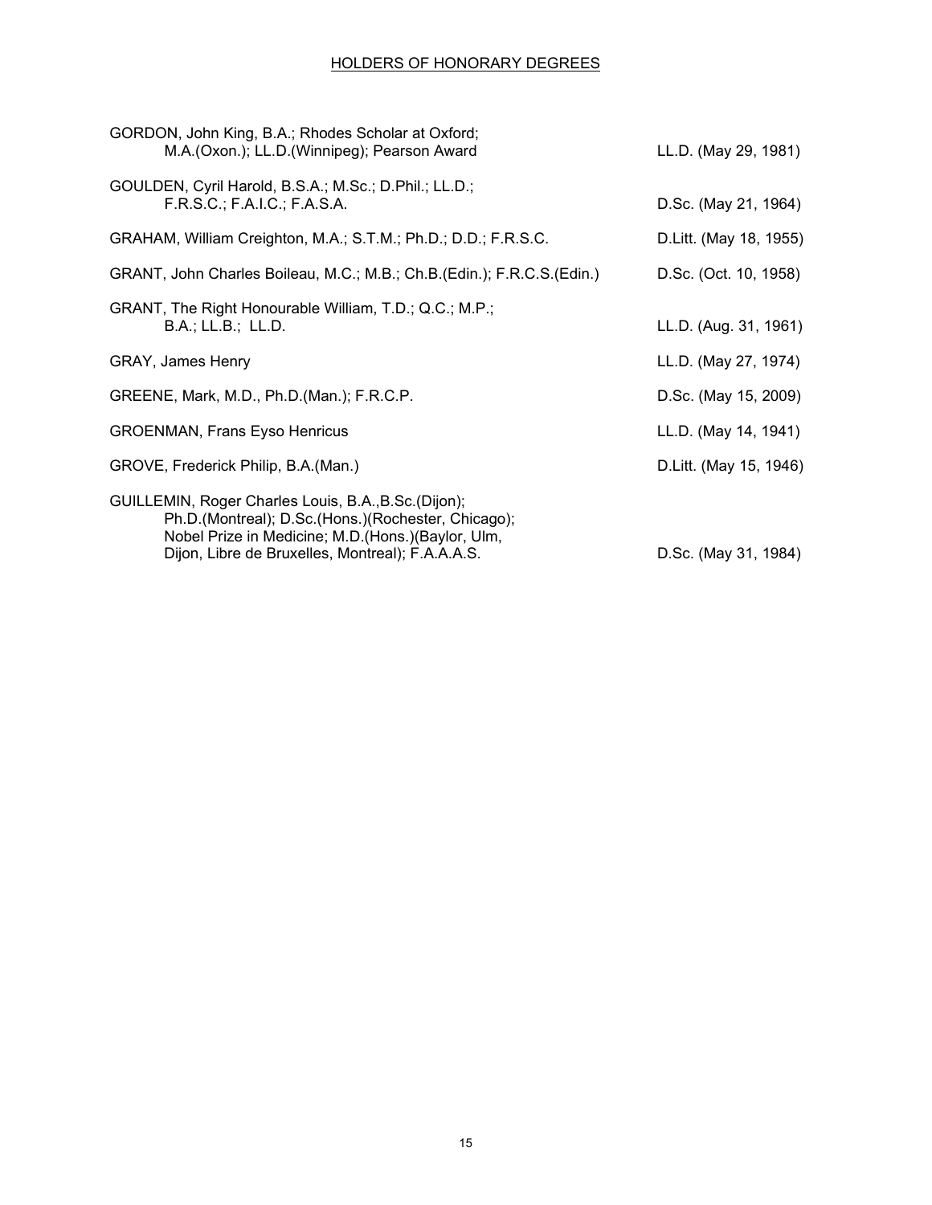## HOLDERS OF HONORARY DEGREES

| Name | Degree |
|---|---|
| GORDON, John King, B.A.; Rhodes Scholar at Oxford; M.A.(Oxon.); LL.D.(Winnipeg); Pearson Award | LL.D. (May 29, 1981) |
| GOULDEN, Cyril Harold, B.S.A.; M.Sc.; D.Phil.; LL.D.; F.R.S.C.; F.A.I.C.; F.A.S.A. | D.Sc. (May 21, 1964) |
| GRAHAM, William Creighton, M.A.; S.T.M.; Ph.D.; D.D.; F.R.S.C. | D.Litt. (May 18, 1955) |
| GRANT, John Charles Boileau, M.C.; M.B.; Ch.B.(Edin.); F.R.C.S.(Edin.) | D.Sc. (Oct. 10, 1958) |
| GRANT, The Right Honourable William, T.D.; Q.C.; M.P.; B.A.; LL.B.; LL.D. | LL.D. (Aug. 31, 1961) |
| GRAY, James Henry | LL.D. (May 27, 1974) |
| GREENE, Mark, M.D., Ph.D.(Man.); F.R.C.P. | D.Sc. (May 15, 2009) |
| GROENMAN, Frans Eyso Henricus | LL.D. (May 14, 1941) |
| GROVE, Frederick Philip, B.A.(Man.) | D.Litt. (May 15, 1946) |
| GUILLEMIN, Roger Charles Louis, B.A.,B.Sc.(Dijon); Ph.D.(Montreal); D.Sc.(Hons.)(Rochester, Chicago); Nobel Prize in Medicine; M.D.(Hons.)(Baylor, Ulm, Dijon, Libre de Bruxelles, Montreal); F.A.A.A.S. | D.Sc. (May 31, 1984) |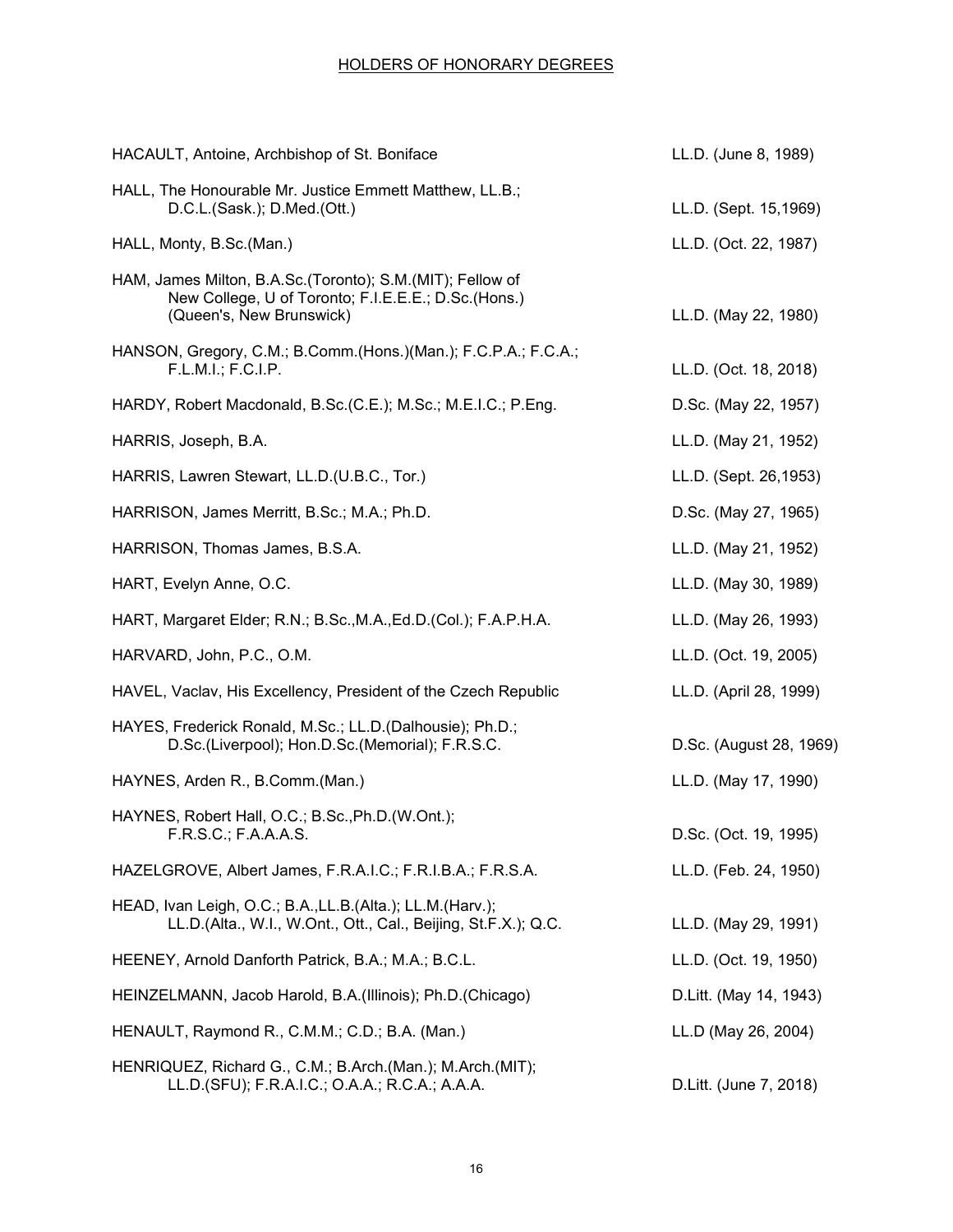## HOLDERS OF HONORARY DEGREES

| | |
|---|---|
| HACAULT, Antoine, Archbishop of St. Boniface | LL.D. (June 8, 1989) |
| HALL, The Honourable Mr. Justice Emmett Matthew, LL.B.; D.C.L.(Sask.); D.Med.(Ott.) | LL.D. (Sept. 15,1969) |
| HALL, Monty, B.Sc.(Man.) | LL.D. (Oct. 22, 1987) |
| HAM, James Milton, B.A.Sc.(Toronto); S.M.(MIT); Fellow of New College, U of Toronto; F.I.E.E.E.; D.Sc.(Hons.) (Queen's, New Brunswick) | LL.D. (May 22, 1980) |
| HANSON, Gregory, C.M.; B.Comm.(Hons.)(Man.); F.C.P.A.; F.C.A.; F.L.M.I.; F.C.I.P. | LL.D. (Oct. 18, 2018) |
| HARDY, Robert Macdonald, B.Sc.(C.E.); M.Sc.; M.E.I.C.; P.Eng. | D.Sc. (May 22, 1957) |
| HARRIS, Joseph, B.A. | LL.D. (May 21, 1952) |
| HARRIS, Lawren Stewart, LL.D.(U.B.C., Tor.) | LL.D. (Sept. 26,1953) |
| HARRISON, James Merritt, B.Sc.; M.A.; Ph.D. | D.Sc. (May 27, 1965) |
| HARRISON, Thomas James, B.S.A. | LL.D. (May 21, 1952) |
| HART, Evelyn Anne, O.C. | LL.D. (May 30, 1989) |
| HART, Margaret Elder; R.N.; B.Sc.,M.A.,Ed.D.(Col.); F.A.P.H.A. | LL.D. (May 26, 1993) |
| HARVARD, John, P.C., O.M. | LL.D. (Oct. 19, 2005) |
| HAVEL, Vaclav, His Excellency, President of the Czech Republic | LL.D. (April 28, 1999) |
| HAYES, Frederick Ronald, M.Sc.; LL.D.(Dalhousie); Ph.D.; D.Sc.(Liverpool); Hon.D.Sc.(Memorial); F.R.S.C. | D.Sc. (August 28, 1969) |
| HAYNES, Arden R., B.Comm.(Man.) | LL.D. (May 17, 1990) |
| HAYNES, Robert Hall, O.C.; B.Sc.,Ph.D.(W.Ont.); F.R.S.C.; F.A.A.A.S. | D.Sc. (Oct. 19, 1995) |
| HAZELGROVE, Albert James, F.R.A.I.C.; F.R.I.B.A.; F.R.S.A. | LL.D. (Feb. 24, 1950) |
| HEAD, Ivan Leigh, O.C.; B.A.,LL.B.(Alta.); LL.M.(Harv.); LL.D.(Alta., W.I., W.Ont., Ott., Cal., Beijing, St.F.X.); Q.C. | LL.D. (May 29, 1991) |
| HEENEY, Arnold Danforth Patrick, B.A.; M.A.; B.C.L. | LL.D. (Oct. 19, 1950) |
| HEINZELMANN, Jacob Harold, B.A.(Illinois); Ph.D.(Chicago) | D.Litt. (May 14, 1943) |
| HENAULT, Raymond R., C.M.M.; C.D.; B.A. (Man.) | LL.D (May 26, 2004) |
| HENRIQUEZ, Richard G., C.M.; B.Arch.(Man.); M.Arch.(MIT); LL.D.(SFU); F.R.A.I.C.; O.A.A.; R.C.A.; A.A.A. | D.Litt. (June 7, 2018) |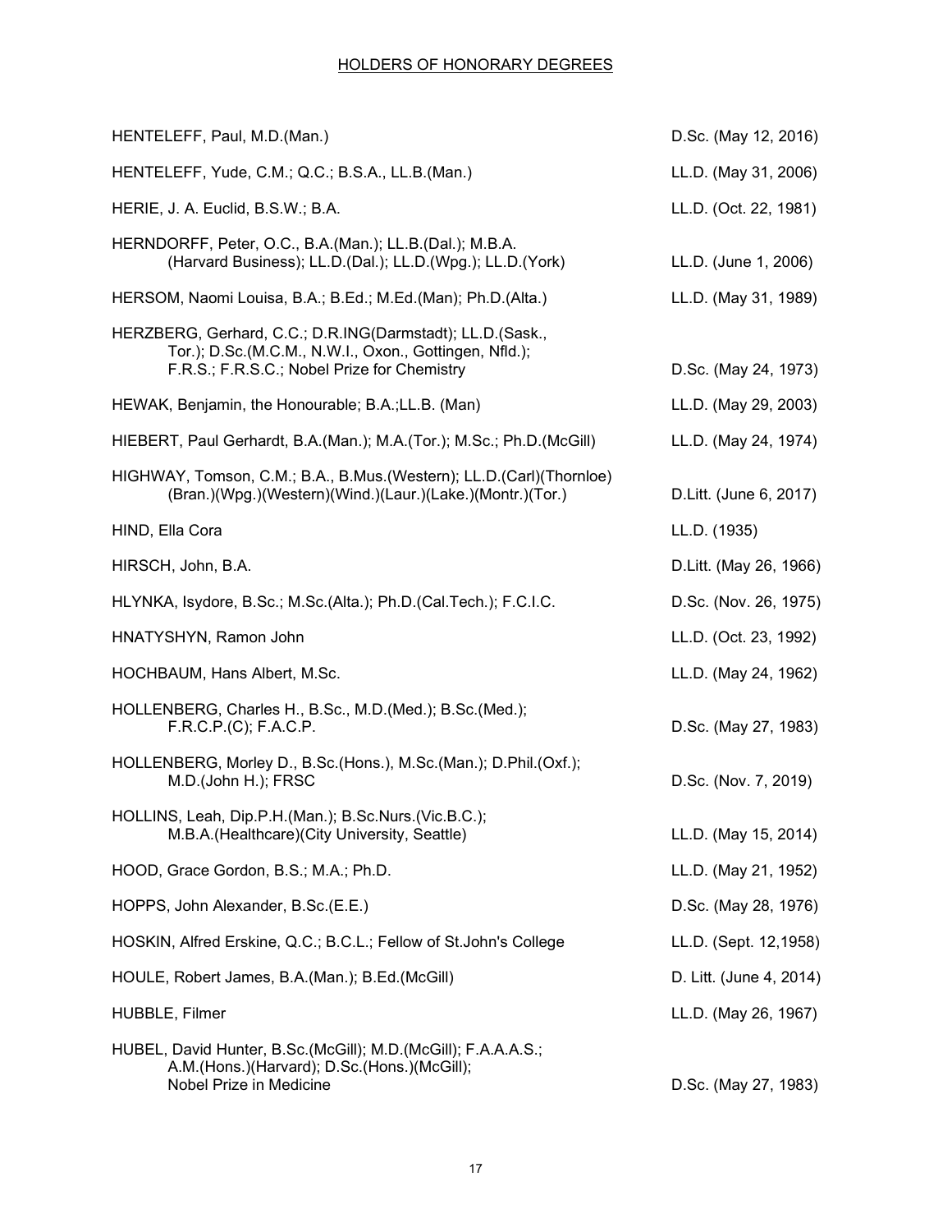# HOLDERS OF HONORARY DEGREES

| Name | Degree |
|---|---|
| HENTELEFF, Paul, M.D.(Man.) | D.Sc. (May 12, 2016) |
| HENTELEFF, Yude, C.M.; Q.C.; B.S.A., LL.B.(Man.) | LL.D. (May 31, 2006) |
| HERIE, J. A. Euclid, B.S.W.; B.A. | LL.D. (Oct. 22, 1981) |
| HERNDORFF, Peter, O.C., B.A.(Man.); LL.B.(Dal.); M.B.A. (Harvard Business); LL.D.(Dal.); LL.D.(Wpg.); LL.D.(York) | LL.D. (June 1, 2006) |
| HERSOM, Naomi Louisa, B.A.; B.Ed.; M.Ed.(Man); Ph.D.(Alta.) | LL.D. (May 31, 1989) |
| HERZBERG, Gerhard, C.C.; D.R.ING(Darmstadt); LL.D.(Sask., Tor.); D.Sc.(M.C.M., N.W.I., Oxon., Gottingen, Nfld.); F.R.S.; F.R.S.C.; Nobel Prize for Chemistry | D.Sc. (May 24, 1973) |
| HEWAK, Benjamin, the Honourable; B.A.;LL.B. (Man) | LL.D. (May 29, 2003) |
| HIEBERT, Paul Gerhardt, B.A.(Man.); M.A.(Tor.); M.Sc.; Ph.D.(McGill) | LL.D. (May 24, 1974) |
| HIGHWAY, Tomson, C.M.; B.A., B.Mus.(Western); LL.D.(Carl)(Thornloe)(Bran.)(Wpg.)(Western)(Wind.)(Laur.)(Lake.)(Montr.)(Tor.) | D.Litt. (June 6, 2017) |
| HIND, Ella Cora | LL.D. (1935) |
| HIRSCH, John, B.A. | D.Litt. (May 26, 1966) |
| HLYNKA, Isydore, B.Sc.; M.Sc.(Alta.); Ph.D.(Cal.Tech.); F.C.I.C. | D.Sc. (Nov. 26, 1975) |
| HNATYSHYN, Ramon John | LL.D. (Oct. 23, 1992) |
| HOCHBAUM, Hans Albert, M.Sc. | LL.D. (May 24, 1962) |
| HOLLENBERG, Charles H., B.Sc., M.D.(Med.); B.Sc.(Med.); F.R.C.P.(C); F.A.C.P. | D.Sc. (May 27, 1983) |
| HOLLENBERG, Morley D., B.Sc.(Hons.), M.Sc.(Man.); D.Phil.(Oxf.); M.D.(John H.); FRSC | D.Sc. (Nov. 7, 2019) |
| HOLLINS, Leah, Dip.P.H.(Man.); B.Sc.Nurs.(Vic.B.C.); M.B.A.(Healthcare)(City University, Seattle) | LL.D. (May 15, 2014) |
| HOOD, Grace Gordon, B.S.; M.A.; Ph.D. | LL.D. (May 21, 1952) |
| HOPPS, John Alexander, B.Sc.(E.E.) | D.Sc. (May 28, 1976) |
| HOSKIN, Alfred Erskine, Q.C.; B.C.L.; Fellow of St.John's College | LL.D. (Sept. 12,1958) |
| HOULE, Robert James, B.A.(Man.); B.Ed.(McGill) | D. Litt. (June 4, 2014) |
| HUBBLE, Filmer | LL.D. (May 26, 1967) |
| HUBEL, David Hunter, B.Sc.(McGill); M.D.(McGill); F.A.A.A.S.; A.M.(Hons.)(Harvard); D.Sc.(Hons.)(McGill); Nobel Prize in Medicine | D.Sc. (May 27, 1983) |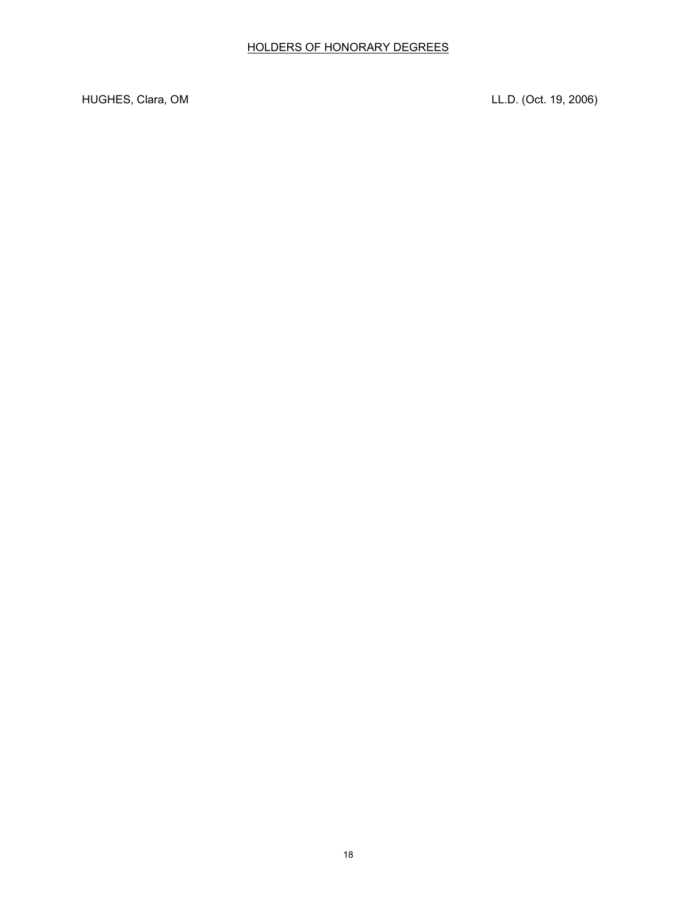HOLDERS OF HONORARY DEGREES

HUGHES, Clara, OM LL.D. (Oct. 19, 2006)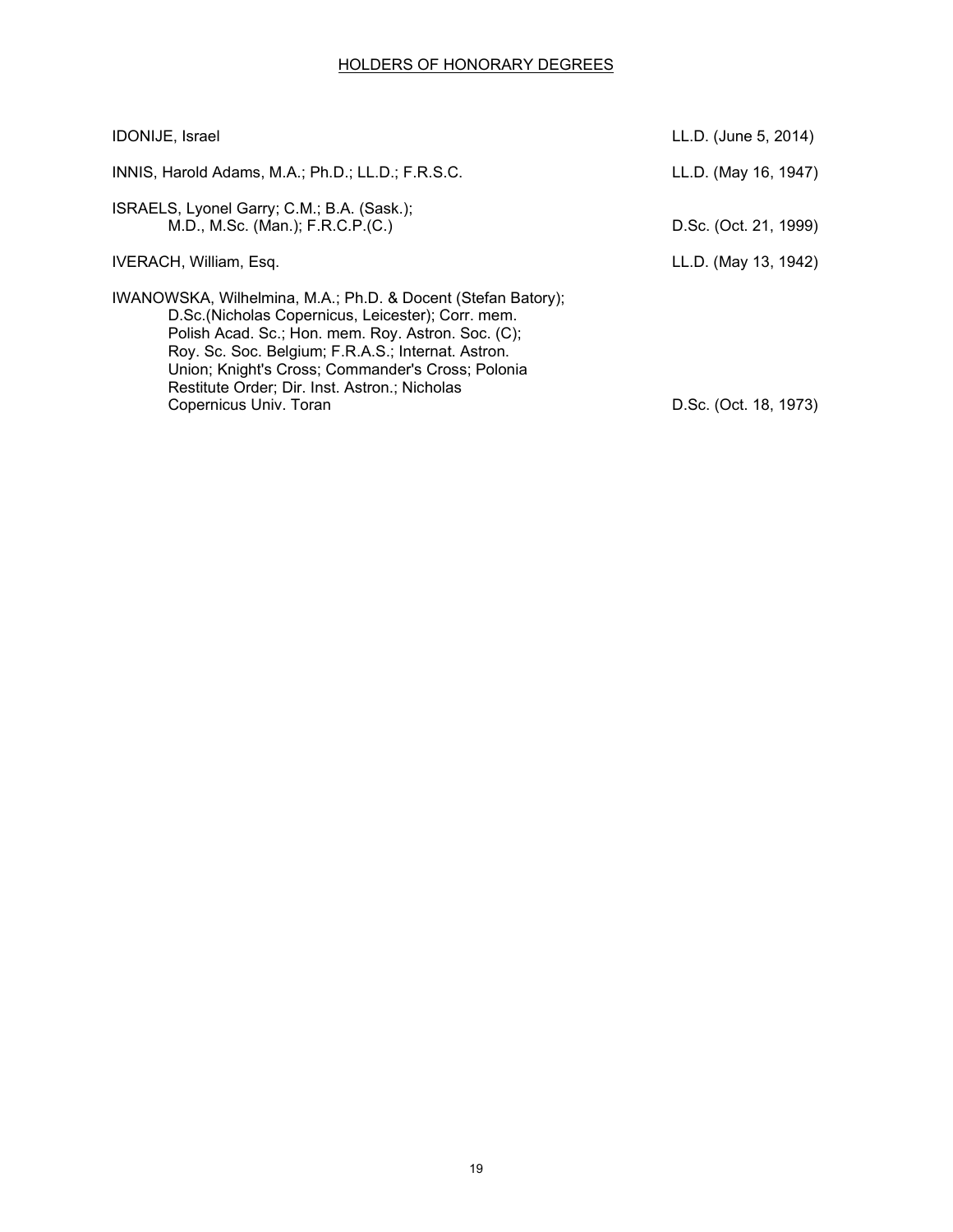## HOLDERS OF HONORARY DEGREES

| Name | Degree |
|---|---|
| IDONIJE, Israel | LL.D. (June 5, 2014) |
| INNIS, Harold Adams, M.A.; Ph.D.; LL.D.; F.R.S.C. | LL.D. (May 16, 1947) |
| ISRAELS, Lyonel Garry; C.M.; B.A. (Sask.); M.D., M.Sc. (Man.); F.R.C.P.(C.) | D.Sc. (Oct. 21, 1999) |
| IVERACH, William, Esq. | LL.D. (May 13, 1942) |
| IWANOWSKA, Wilhelmina, M.A.; Ph.D. & Docent (Stefan Batory); D.Sc.(Nicholas Copernicus, Leicester); Corr. mem. Polish Acad. Sc.; Hon. mem. Roy. Astron. Soc. (C); Roy. Sc. Soc. Belgium; F.R.A.S.; Internat. Astron. Union; Knight's Cross; Commander's Cross; Polonia Restitute Order; Dir. Inst. Astron.; Nicholas Copernicus Univ. Toran | D.Sc. (Oct. 18, 1973) |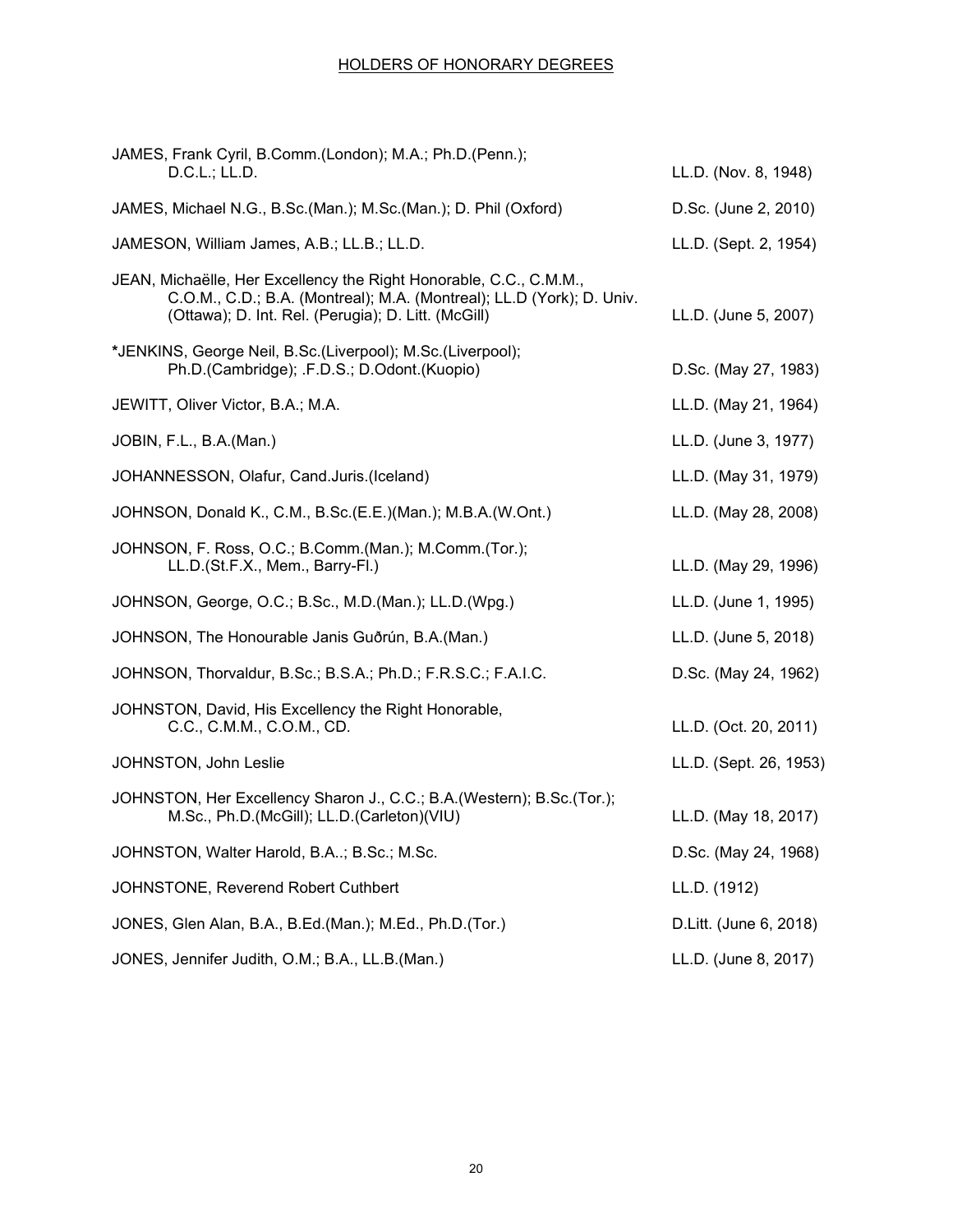HOLDERS OF HONORARY DEGREES

| | |
|---|---|
| JAMES, Frank Cyril, B.Comm.(London); M.A.; Ph.D.(Penn.); D.C.L.; LL.D. | LL.D. (Nov. 8, 1948) |
| JAMES, Michael N.G., B.Sc.(Man.); M.Sc.(Man.); D. Phil (Oxford) | D.Sc. (June 2, 2010) |
| JAMESON, William James, A.B.; LL.B.; LL.D. | LL.D. (Sept. 2, 1954) |
| JEAN, Michaëlle, Her Excellency the Right Honorable, C.C., C.M.M., C.O.M., C.D.; B.A. (Montreal); M.A. (Montreal); LL.D (York); D. Univ. (Ottawa); D. Int. Rel. (Perugia); D. Litt. (McGill) | LL.D. (June 5, 2007) |
| *JENKINS, George Neil, B.Sc.(Liverpool); M.Sc.(Liverpool); Ph.D.(Cambridge); .F.D.S.; D.Odont.(Kuopio) | D.Sc. (May 27, 1983) |
| JEWITT, Oliver Victor, B.A.; M.A. | LL.D. (May 21, 1964) |
| JOBIN, F.L., B.A.(Man.) | LL.D. (June 3, 1977) |
| JOHANNESSON, Olafur, Cand.Juris.(Iceland) | LL.D. (May 31, 1979) |
| JOHNSON, Donald K., C.M., B.Sc.(E.E.)(Man.); M.B.A.(W.Ont.) | LL.D. (May 28, 2008) |
| JOHNSON, F. Ross, O.C.; B.Comm.(Man.); M.Comm.(Tor.); LL.D.(St.F.X., Mem., Barry-Fl.) | LL.D. (May 29, 1996) |
| JOHNSON, George, O.C.; B.Sc., M.D.(Man.); LL.D.(Wpg.) | LL.D. (June 1, 1995) |
| JOHNSON, The Honourable Janis Guðrún, B.A.(Man.) | LL.D. (June 5, 2018) |
| JOHNSON, Thorvaldur, B.Sc.; B.S.A.; Ph.D.; F.R.S.C.; F.A.I.C. | D.Sc. (May 24, 1962) |
| JOHNSTON, David, His Excellency the Right Honorable, C.C., C.M.M., C.O.M., CD. | LL.D. (Oct. 20, 2011) |
| JOHNSTON, John Leslie | LL.D. (Sept. 26, 1953) |
| JOHNSTON, Her Excellency Sharon J., C.C.; B.A.(Western); B.Sc.(Tor.); M.Sc., Ph.D.(McGill); LL.D.(Carleton)(VIU) | LL.D. (May 18, 2017) |
| JOHNSTON, Walter Harold, B.A..; B.Sc.; M.Sc. | D.Sc. (May 24, 1968) |
| JOHNSTONE, Reverend Robert Cuthbert | LL.D. (1912) |
| JONES, Glen Alan, B.A., B.Ed.(Man.); M.Ed., Ph.D.(Tor.) | D.Litt. (June 6, 2018) |
| JONES, Jennifer Judith, O.M.; B.A., LL.B.(Man.) | LL.D. (June 8, 2017) |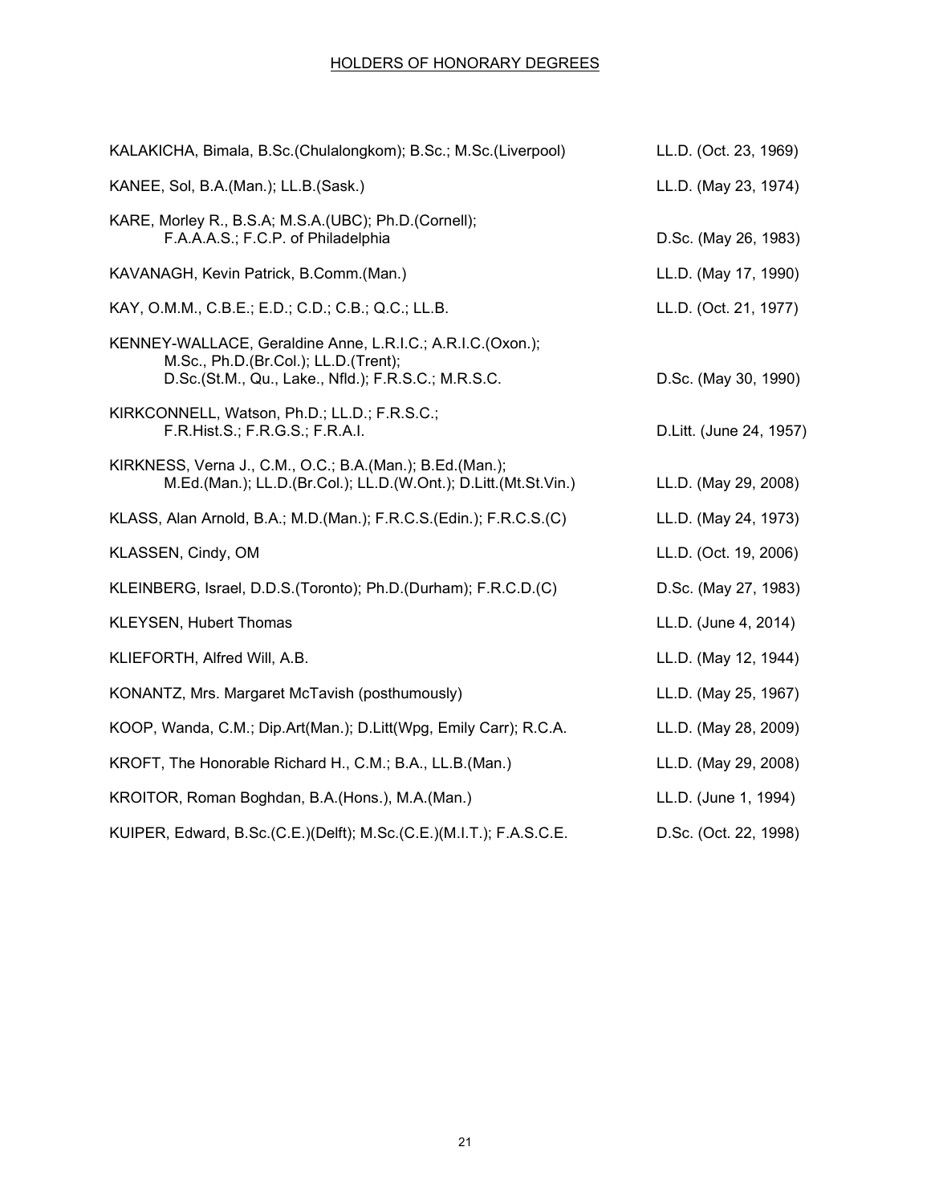## HOLDERS OF HONORARY DEGREES

| Name | Degree |
|---|---|
| KALAKICHA, Bimala, B.Sc.(Chulalongkom); B.Sc.; M.Sc.(Liverpool) | LL.D. (Oct. 23, 1969) |
| KANEE, Sol, B.A.(Man.); LL.B.(Sask.) | LL.D. (May 23, 1974) |
| KARE, Morley R., B.S.A; M.S.A.(UBC); Ph.D.(Cornell); F.A.A.A.S.; F.C.P. of Philadelphia | D.Sc. (May 26, 1983) |
| KAVANAGH, Kevin Patrick, B.Comm.(Man.) | LL.D. (May 17, 1990) |
| KAY, O.M.M., C.B.E.; E.D.; C.D.; C.B.; Q.C.; LL.B. | LL.D. (Oct. 21, 1977) |
| KENNEY-WALLACE, Geraldine Anne, L.R.I.C.; A.R.I.C.(Oxon.); M.Sc., Ph.D.(Br.Col.); LL.D.(Trent); D.Sc.(St.M., Qu., Lake., Nfld.); F.R.S.C.; M.R.S.C. | D.Sc. (May 30, 1990) |
| KIRKCONNELL, Watson, Ph.D.; LL.D.; F.R.S.C.; F.R.Hist.S.; F.R.G.S.; F.R.A.I. | D.Litt. (June 24, 1957) |
| KIRKNESS, Verna J., C.M., O.C.; B.A.(Man.); B.Ed.(Man.); M.Ed.(Man.); LL.D.(Br.Col.); LL.D.(W.Ont.); D.Litt.(Mt.St.Vin.) | LL.D. (May 29, 2008) |
| KLASS, Alan Arnold, B.A.; M.D.(Man.); F.R.C.S.(Edin.); F.R.C.S.(C) | LL.D. (May 24, 1973) |
| KLASSEN, Cindy, OM | LL.D. (Oct. 19, 2006) |
| KLEINBERG, Israel, D.D.S.(Toronto); Ph.D.(Durham); F.R.C.D.(C) | D.Sc. (May 27, 1983) |
| KLEYSEN, Hubert Thomas | LL.D. (June 4, 2014) |
| KLIEFORTH, Alfred Will, A.B. | LL.D. (May 12, 1944) |
| KONANTZ, Mrs. Margaret McTavish (posthumously) | LL.D. (May 25, 1967) |
| KOOP, Wanda, C.M.; Dip.Art(Man.); D.Litt(Wpg, Emily Carr); R.C.A. | LL.D. (May 28, 2009) |
| KROFT, The Honorable Richard H., C.M.; B.A., LL.B.(Man.) | LL.D. (May 29, 2008) |
| KROITOR, Roman Boghdan, B.A.(Hons.), M.A.(Man.) | LL.D. (June 1, 1994) |
| KUIPER, Edward, B.Sc.(C.E.)(Delft); M.Sc.(C.E.)(M.I.T.); F.A.S.C.E. | D.Sc. (Oct. 22, 1998) |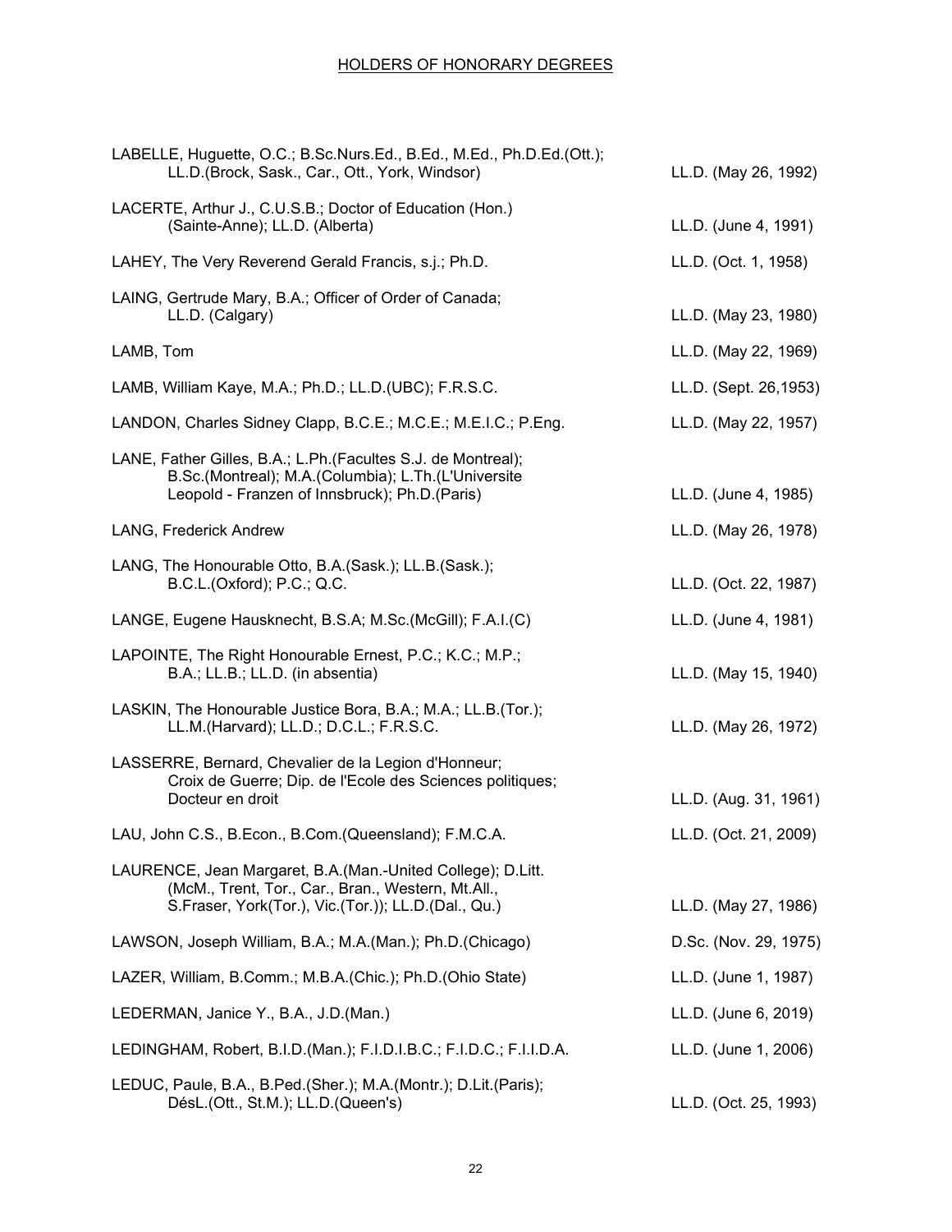## HOLDERS OF HONORARY DEGREES

| Name | Degree |
|---|---|
| LABELLE, Huguette, O.C.; B.Sc.Nurs.Ed., B.Ed., M.Ed., Ph.D.Ed.(Ott.); LL.D.(Brock, Sask., Car., Ott., York, Windsor) | LL.D. (May 26, 1992) |
| LACERTE, Arthur J., C.U.S.B.; Doctor of Education (Hon.) (Sainte-Anne); LL.D. (Alberta) | LL.D. (June 4, 1991) |
| LAHEY, The Very Reverend Gerald Francis, s.j.; Ph.D. | LL.D. (Oct. 1, 1958) |
| LAING, Gertrude Mary, B.A.; Officer of Order of Canada; LL.D. (Calgary) | LL.D. (May 23, 1980) |
| LAMB, Tom | LL.D. (May 22, 1969) |
| LAMB, William Kaye, M.A.; Ph.D.; LL.D.(UBC); F.R.S.C. | LL.D. (Sept. 26,1953) |
| LANDON, Charles Sidney Clapp, B.C.E.; M.C.E.; M.E.I.C.; P.Eng. | LL.D. (May 22, 1957) |
| LANE, Father Gilles, B.A.; L.Ph.(Facultes S.J. de Montreal); B.Sc.(Montreal); M.A.(Columbia); L.Th.(L'Universite Leopold - Franzen of Innsbruck); Ph.D.(Paris) | LL.D. (June 4, 1985) |
| LANG, Frederick Andrew | LL.D. (May 26, 1978) |
| LANG, The Honourable Otto, B.A.(Sask.); LL.B.(Sask.); B.C.L.(Oxford); P.C.; Q.C. | LL.D. (Oct. 22, 1987) |
| LANGE, Eugene Hausknecht, B.S.A; M.Sc.(McGill); F.A.I.(C) | LL.D. (June 4, 1981) |
| LAPOINTE, The Right Honourable Ernest, P.C.; K.C.; M.P.; B.A.; LL.B.; LL.D. (in absentia) | LL.D. (May 15, 1940) |
| LASKIN, The Honourable Justice Bora, B.A.; M.A.; LL.B.(Tor.); LL.M.(Harvard); LL.D.; D.C.L.; F.R.S.C. | LL.D. (May 26, 1972) |
| LASSERRE, Bernard, Chevalier de la Legion d'Honneur; Croix de Guerre; Dip. de l'Ecole des Sciences politiques; Docteur en droit | LL.D. (Aug. 31, 1961) |
| LAU, John C.S., B.Econ., B.Com.(Queensland); F.M.C.A. | LL.D. (Oct. 21, 2009) |
| LAURENCE, Jean Margaret, B.A.(Man.-United College); D.Litt. (McM., Trent, Tor., Car., Bran., Western, Mt.All., S.Fraser, York(Tor.), Vic.(Tor.)); LL.D.(Dal., Qu.) | LL.D. (May 27, 1986) |
| LAWSON, Joseph William, B.A.; M.A.(Man.); Ph.D.(Chicago) | D.Sc. (Nov. 29, 1975) |
| LAZER, William, B.Comm.; M.B.A.(Chic.); Ph.D.(Ohio State) | LL.D. (June 1, 1987) |
| LEDERMAN, Janice Y., B.A., J.D.(Man.) | LL.D. (June 6, 2019) |
| LEDINGHAM, Robert, B.I.D.(Man.); F.I.D.I.B.C.; F.I.D.C.; F.I.I.D.A. | LL.D. (June 1, 2006) |
| LEDUC, Paule, B.A., B.Ped.(Sher.); M.A.(Montr.); D.Lit.(Paris); DésL.(Ott., St.M.); LL.D.(Queen's) | LL.D. (Oct. 25, 1993) |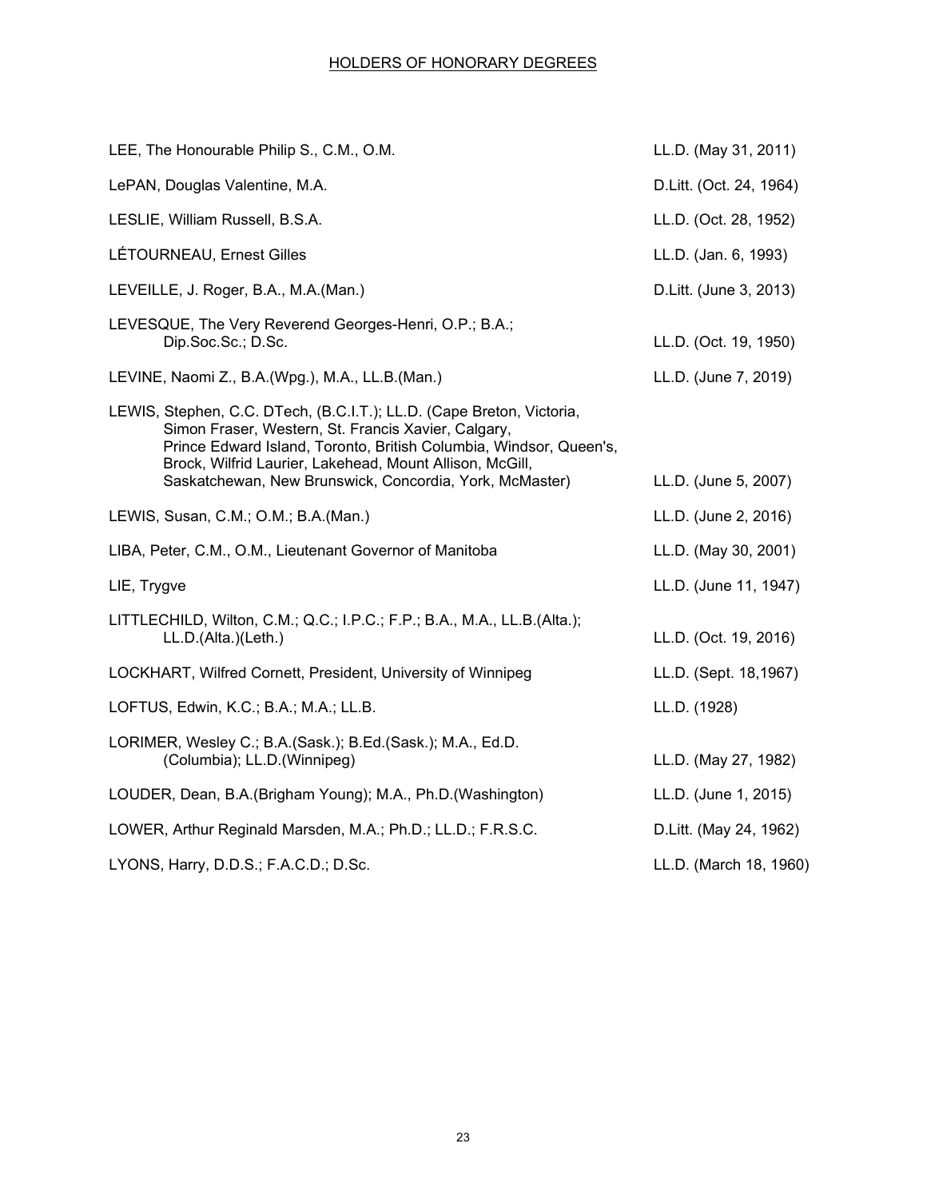## HOLDERS OF HONORARY DEGREES

| Name | Degree |
|---|---|
| LEE, The Honourable Philip S., C.M., O.M. | LL.D. (May 31, 2011) |
| LePAN, Douglas Valentine, M.A. | D.Litt. (Oct. 24, 1964) |
| LESLIE, William Russell, B.S.A. | LL.D. (Oct. 28, 1952) |
| LÉTOURNEAU, Ernest Gilles | LL.D. (Jan. 6, 1993) |
| LEVEILLE, J. Roger, B.A., M.A.(Man.) | D.Litt. (June 3, 2013) |
| LEVESQUE, The Very Reverend Georges-Henri, O.P.; B.A.; Dip.Soc.Sc.; D.Sc. | LL.D. (Oct. 19, 1950) |
| LEVINE, Naomi Z., B.A.(Wpg.), M.A., LL.B.(Man.) | LL.D. (June 7, 2019) |
| LEWIS, Stephen, C.C. DTech, (B.C.I.T.); LL.D. (Cape Breton, Victoria, Simon Fraser, Western, St. Francis Xavier, Calgary, Prince Edward Island, Toronto, British Columbia, Windsor, Queen's, Brock, Wilfrid Laurier, Lakehead, Mount Allison, McGill, Saskatchewan, New Brunswick, Concordia, York, McMaster) | LL.D. (June 5, 2007) |
| LEWIS, Susan, C.M.; O.M.; B.A.(Man.) | LL.D. (June 2, 2016) |
| LIBA, Peter, C.M., O.M., Lieutenant Governor of Manitoba | LL.D. (May 30, 2001) |
| LIE, Trygve | LL.D. (June 11, 1947) |
| LITTLECHILD, Wilton, C.M.; Q.C.; I.P.C.; F.P.; B.A., M.A., LL.B.(Alta.); LL.D.(Alta.)(Leth.) | LL.D. (Oct. 19, 2016) |
| LOCKHART, Wilfred Cornett, President, University of Winnipeg | LL.D. (Sept. 18,1967) |
| LOFTUS, Edwin, K.C.; B.A.; M.A.; LL.B. | LL.D. (1928) |
| LORIMER, Wesley C.; B.A.(Sask.); B.Ed.(Sask.); M.A., Ed.D. (Columbia); LL.D.(Winnipeg) | LL.D. (May 27, 1982) |
| LOUDER, Dean, B.A.(Brigham Young); M.A., Ph.D.(Washington) | LL.D. (June 1, 2015) |
| LOWER, Arthur Reginald Marsden, M.A.; Ph.D.; LL.D.; F.R.S.C. | D.Litt. (May 24, 1962) |
| LYONS, Harry, D.D.S.; F.A.C.D.; D.Sc. | LL.D. (March 18, 1960) |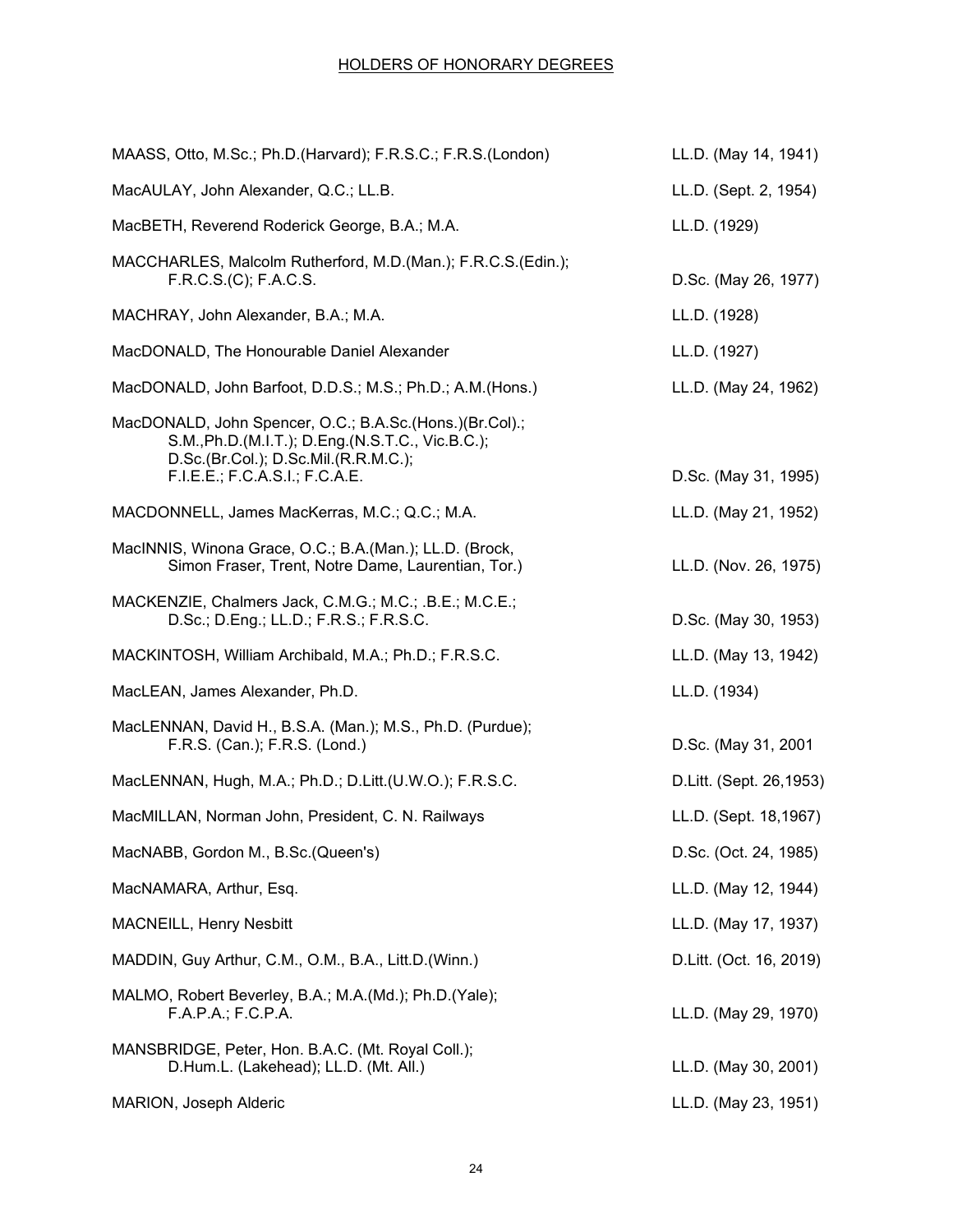HOLDERS OF HONORARY DEGREES

| Name | Degree |
| --- | --- |
| MAASS, Otto, M.Sc.; Ph.D.(Harvard); F.R.S.C.; F.R.S.(London) | LL.D. (May 14, 1941) |
| MacAULAY, John Alexander, Q.C.; LL.B. | LL.D. (Sept. 2, 1954) |
| MacBETH, Reverend Roderick George, B.A.; M.A. | LL.D. (1929) |
| MACCHARLES, Malcolm Rutherford, M.D.(Man.); F.R.C.S.(Edin.); F.R.C.S.(C); F.A.C.S. | D.Sc. (May 26, 1977) |
| MACHRAY, John Alexander, B.A.; M.A. | LL.D. (1928) |
| MacDONALD, The Honourable Daniel Alexander | LL.D. (1927) |
| MacDONALD, John Barfoot, D.D.S.; M.S.; Ph.D.; A.M.(Hons.) | LL.D. (May 24, 1962) |
| MacDONALD, John Spencer, O.C.; B.A.Sc.(Hons.)(Br.Col).; S.M.,Ph.D.(M.I.T.); D.Eng.(N.S.T.C., Vic.B.C.); D.Sc.(Br.Col.); D.Sc.Mil.(R.R.M.C.); F.I.E.E.; F.C.A.S.I.; F.C.A.E. | D.Sc. (May 31, 1995) |
| MACDONNELL, James MacKerras, M.C.; Q.C.; M.A. | LL.D. (May 21, 1952) |
| MacINNIS, Winona Grace, O.C.; B.A.(Man.); LL.D. (Brock, Simon Fraser, Trent, Notre Dame, Laurentian, Tor.) | LL.D. (Nov. 26, 1975) |
| MACKENZIE, Chalmers Jack, C.M.G.; M.C.; .B.E.; M.C.E.; D.Sc.; D.Eng.; LL.D.; F.R.S.; F.R.S.C. | D.Sc. (May 30, 1953) |
| MACKINTOSH, William Archibald, M.A.; Ph.D.; F.R.S.C. | LL.D. (May 13, 1942) |
| MacLEAN, James Alexander, Ph.D. | LL.D. (1934) |
| MacLENNAN, David H., B.S.A. (Man.); M.S., Ph.D. (Purdue); F.R.S. (Can.); F.R.S. (Lond.) | D.Sc. (May 31, 2001 |
| MacLENNAN, Hugh, M.A.; Ph.D.; D.Litt.(U.W.O.); F.R.S.C. | D.Litt. (Sept. 26,1953) |
| MacMILLAN, Norman John, President, C. N. Railways | LL.D. (Sept. 18,1967) |
| MacNABB, Gordon M., B.Sc.(Queen's) | D.Sc. (Oct. 24, 1985) |
| MacNAMARA, Arthur, Esq. | LL.D. (May 12, 1944) |
| MACNEILL, Henry Nesbitt | LL.D. (May 17, 1937) |
| MADDIN, Guy Arthur, C.M., O.M., B.A., Litt.D.(Winn.) | D.Litt. (Oct. 16, 2019) |
| MALMO, Robert Beverley, B.A.; M.A.(Md.); Ph.D.(Yale); F.A.P.A.; F.C.P.A. | LL.D. (May 29, 1970) |
| MANSBRIDGE, Peter, Hon. B.A.C. (Mt. Royal Coll.); D.Hum.L. (Lakehead); LL.D. (Mt. All.) | LL.D. (May 30, 2001) |
| MARION, Joseph Alderic | LL.D. (May 23, 1951) |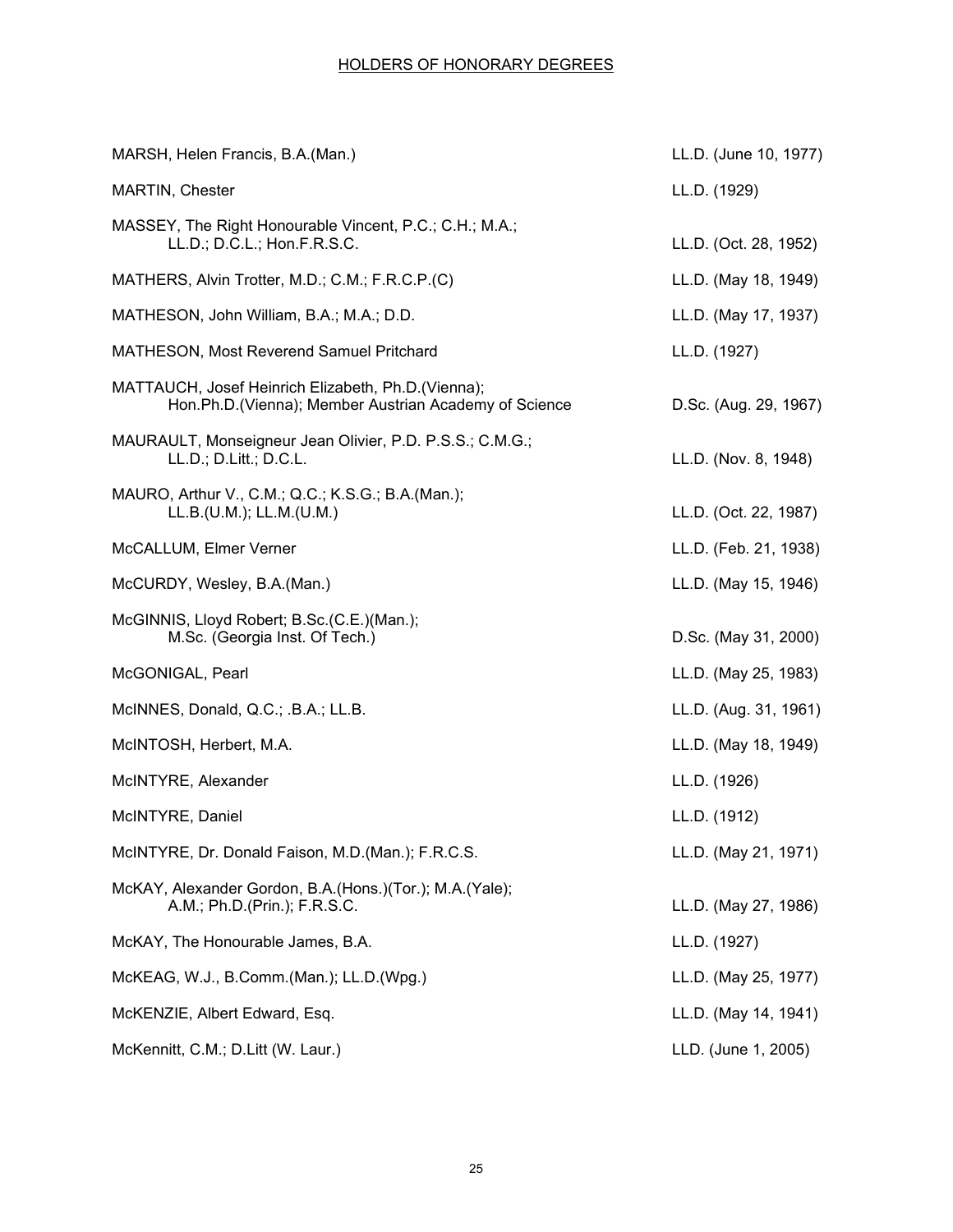HOLDERS OF HONORARY DEGREES

| | |
|---|---|
| MARSH, Helen Francis, B.A.(Man.) | LL.D. (June 10, 1977) |
| MARTIN, Chester | LL.D. (1929) |
| MASSEY, The Right Honourable Vincent, P.C.; C.H.; M.A.; LL.D.; D.C.L.; Hon.F.R.S.C. | LL.D. (Oct. 28, 1952) |
| MATHERS, Alvin Trotter, M.D.; C.M.; F.R.C.P.(C) | LL.D. (May 18, 1949) |
| MATHESON, John William, B.A.; M.A.; D.D. | LL.D. (May 17, 1937) |
| MATHESON, Most Reverend Samuel Pritchard | LL.D. (1927) |
| MATTAUCH, Josef Heinrich Elizabeth, Ph.D.(Vienna); Hon.Ph.D.(Vienna); Member Austrian Academy of Science | D.Sc. (Aug. 29, 1967) |
| MAURAULT, Monseigneur Jean Olivier, P.D. P.S.S.; C.M.G.; LL.D.; D.Litt.; D.C.L. | LL.D. (Nov. 8, 1948) |
| MAURO, Arthur V., C.M.; Q.C.; K.S.G.; B.A.(Man.); LL.B.(U.M.); LL.M.(U.M.) | LL.D. (Oct. 22, 1987) |
| McCALLUM, Elmer Verner | LL.D. (Feb. 21, 1938) |
| McCURDY, Wesley, B.A.(Man.) | LL.D. (May 15, 1946) |
| McGINNIS, Lloyd Robert; B.Sc.(C.E.)(Man.); M.Sc. (Georgia Inst. Of Tech.) | D.Sc. (May 31, 2000) |
| McGONIGAL, Pearl | LL.D. (May 25, 1983) |
| McINNES, Donald, Q.C.; .B.A.; LL.B. | LL.D. (Aug. 31, 1961) |
| McINTOSH, Herbert, M.A. | LL.D. (May 18, 1949) |
| McINTYRE, Alexander | LL.D. (1926) |
| McINTYRE, Daniel | LL.D. (1912) |
| McINTYRE, Dr. Donald Faison, M.D.(Man.); F.R.C.S. | LL.D. (May 21, 1971) |
| McKAY, Alexander Gordon, B.A.(Hons.)(Tor.); M.A.(Yale); A.M.; Ph.D.(Prin.); F.R.S.C. | LL.D. (May 27, 1986) |
| McKAY, The Honourable James, B.A. | LL.D. (1927) |
| McKEAG, W.J., B.Comm.(Man.); LL.D.(Wpg.) | LL.D. (May 25, 1977) |
| McKENZIE, Albert Edward, Esq. | LL.D. (May 14, 1941) |
| McKennitt, C.M.; D.Litt (W. Laur.) | LLD. (June 1, 2005) |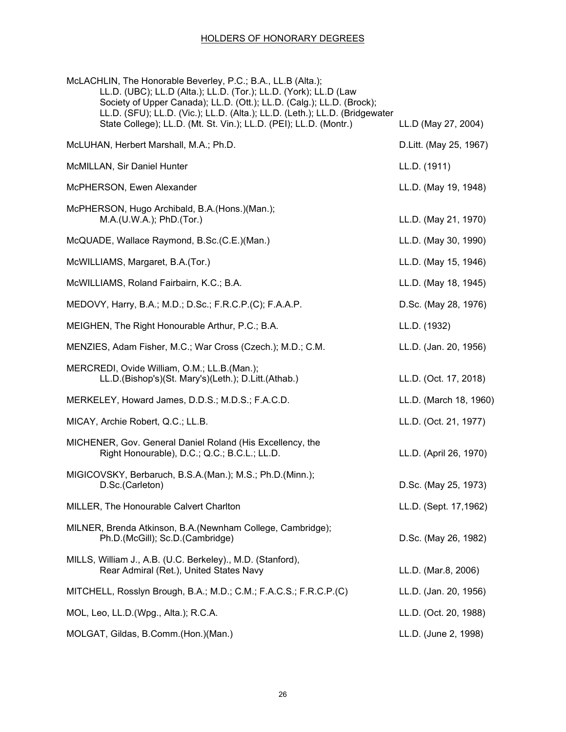# HOLDERS OF HONORARY DEGREES

| Name | Degree |
| --- | --- |
| McLACHLIN, The Honorable Beverley, P.C.; B.A., LL.B (Alta.); LL.D. (UBC); LL.D (Alta.); LL.D. (Tor.); LL.D. (York); LL.D (Law Society of Upper Canada); LL.D. (Ott.); LL.D. (Calg.); LL.D. (Brock); LL.D. (SFU); LL.D. (Vic.); LL.D. (Alta.); LL.D. (Leth.); LL.D. (Bridgewater State College); LL.D. (Mt. St. Vin.); LL.D. (PEI); LL.D. (Montr.) | LL.D (May 27, 2004) |
| McLUHAN, Herbert Marshall, M.A.; Ph.D. | D.Litt. (May 25, 1967) |
| McMILLAN, Sir Daniel Hunter | LL.D. (1911) |
| McPHERSON, Ewen Alexander | LL.D. (May 19, 1948) |
| McPHERSON, Hugo Archibald, B.A.(Hons.)(Man.); M.A.(U.W.A.); PhD.(Tor.) | LL.D. (May 21, 1970) |
| McQUADE, Wallace Raymond, B.Sc.(C.E.)(Man.) | LL.D. (May 30, 1990) |
| McWILLIAMS, Margaret, B.A.(Tor.) | LL.D. (May 15, 1946) |
| McWILLIAMS, Roland Fairbairn, K.C.; B.A. | LL.D. (May 18, 1945) |
| MEDOVY, Harry, B.A.; M.D.; D.Sc.; F.R.C.P.(C); F.A.A.P. | D.Sc. (May 28, 1976) |
| MEIGHEN, The Right Honourable Arthur, P.C.; B.A. | LL.D. (1932) |
| MENZIES, Adam Fisher, M.C.; War Cross (Czech.); M.D.; C.M. | LL.D. (Jan. 20, 1956) |
| MERCREDI, Ovide William, O.M.; LL.B.(Man.); LL.D.(Bishop's)(St. Mary's)(Leth.); D.Litt.(Athab.) | LL.D. (Oct. 17, 2018) |
| MERKELEY, Howard James, D.D.S.; M.D.S.; F.A.C.D. | LL.D. (March 18, 1960) |
| MICAY, Archie Robert, Q.C.; LL.B. | LL.D. (Oct. 21, 1977) |
| MICHENER, Gov. General Daniel Roland (His Excellency, the Right Honourable), D.C.; Q.C.; B.C.L.; LL.D. | LL.D. (April 26, 1970) |
| MIGICOVSKY, Berbaruch, B.S.A.(Man.); M.S.; Ph.D.(Minn.); D.Sc.(Carleton) | D.Sc. (May 25, 1973) |
| MILLER, The Honourable Calvert Charlton | LL.D. (Sept. 17,1962) |
| MILNER, Brenda Atkinson, B.A.(Newnham College, Cambridge); Ph.D.(McGill); Sc.D.(Cambridge) | D.Sc. (May 26, 1982) |
| MILLS, William J., A.B. (U.C. Berkeley)., M.D. (Stanford), Rear Admiral (Ret.), United States Navy | LL.D. (Mar.8, 2006) |
| MITCHELL, Rosslyn Brough, B.A.; M.D.; C.M.; F.A.C.S.; F.R.C.P.(C) | LL.D. (Jan. 20, 1956) |
| MOL, Leo, LL.D.(Wpg., Alta.); R.C.A. | LL.D. (Oct. 20, 1988) |
| MOLGAT, Gildas, B.Comm.(Hon.)(Man.) | LL.D. (June 2, 1998) |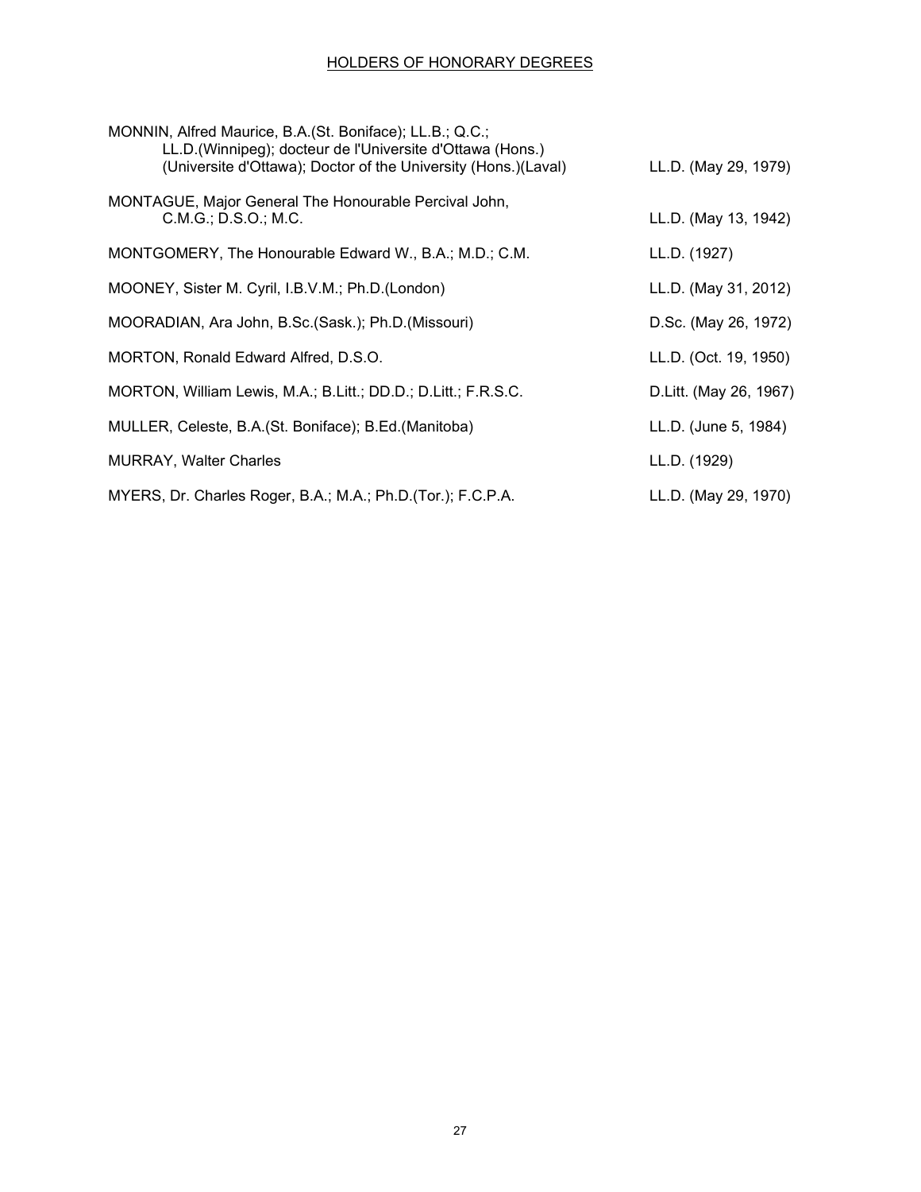## HOLDERS OF HONORARY DEGREES

| Name | Degree |
|---|---|
| MONNIN, Alfred Maurice, B.A.(St. Boniface); LL.B.; Q.C.; LL.D.(Winnipeg); docteur de l'Universite d'Ottawa (Hons.) (Universite d'Ottawa); Doctor of the University (Hons.)(Laval) | LL.D. (May 29, 1979) |
| MONTAGUE, Major General The Honourable Percival John, C.M.G.; D.S.O.; M.C. | LL.D. (May 13, 1942) |
| MONTGOMERY, The Honourable Edward W., B.A.; M.D.; C.M. | LL.D. (1927) |
| MOONEY, Sister M. Cyril, I.B.V.M.; Ph.D.(London) | LL.D. (May 31, 2012) |
| MOORADIAN, Ara John, B.Sc.(Sask.); Ph.D.(Missouri) | D.Sc. (May 26, 1972) |
| MORTON, Ronald Edward Alfred, D.S.O. | LL.D. (Oct. 19, 1950) |
| MORTON, William Lewis, M.A.; B.Litt.; DD.D.; D.Litt.; F.R.S.C. | D.Litt. (May 26, 1967) |
| MULLER, Celeste, B.A.(St. Boniface); B.Ed.(Manitoba) | LL.D. (June 5, 1984) |
| MURRAY, Walter Charles | LL.D. (1929) |
| MYERS, Dr. Charles Roger, B.A.; M.A.; Ph.D.(Tor.); F.C.P.A. | LL.D. (May 29, 1970) |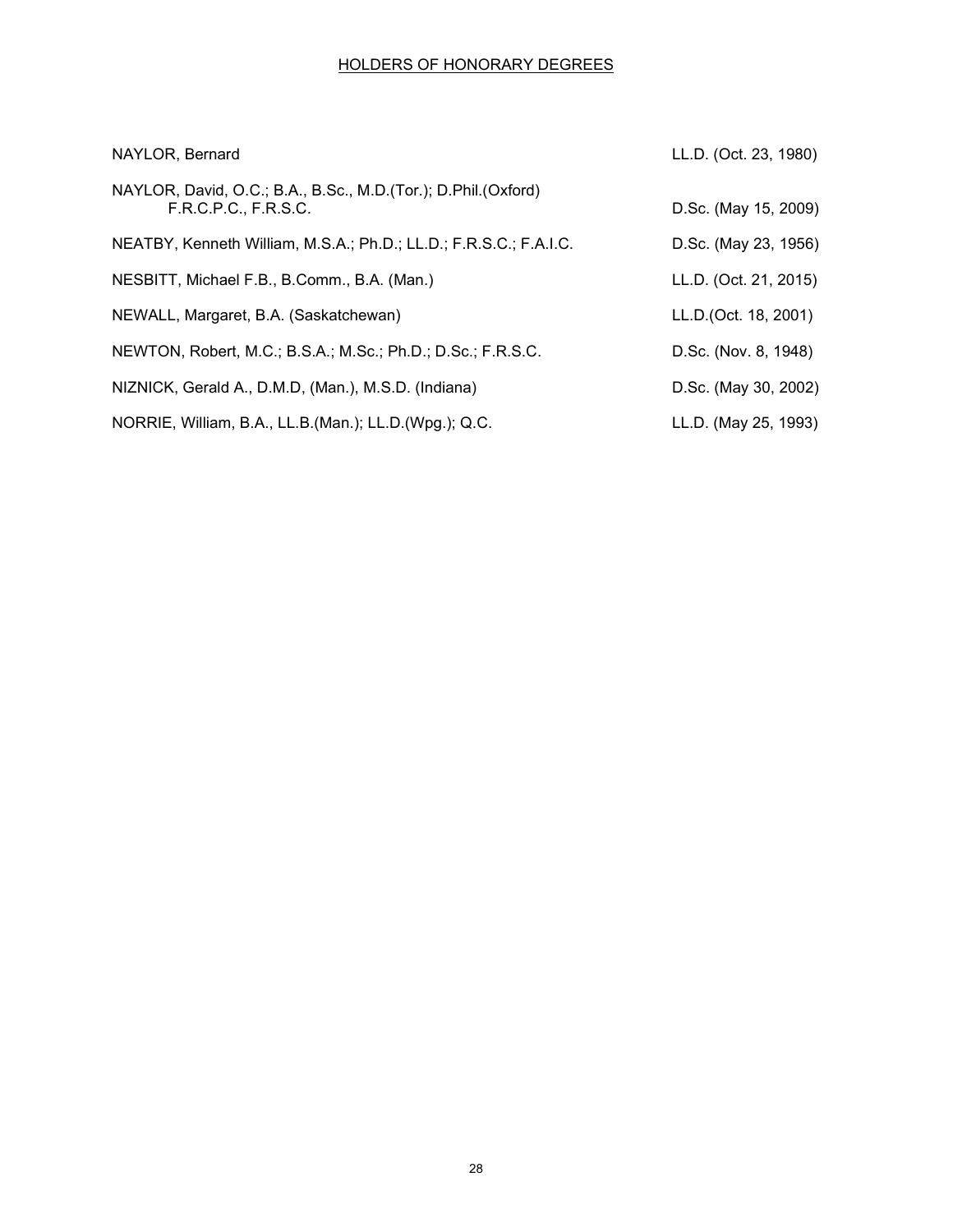# HOLDERS OF HONORARY DEGREES

| Name | Degree |
|---|---|
| NAYLOR, Bernard | LL.D. (Oct. 23, 1980) |
| NAYLOR, David, O.C.; B.A., B.Sc., M.D.(Tor.); D.Phil.(Oxford) F.R.C.P.C., F.R.S.C. | D.Sc. (May 15, 2009) |
| NEATBY, Kenneth William, M.S.A.; Ph.D.; LL.D.; F.R.S.C.; F.A.I.C. | D.Sc. (May 23, 1956) |
| NESBITT, Michael F.B., B.Comm., B.A. (Man.) | LL.D. (Oct. 21, 2015) |
| NEWALL, Margaret, B.A. (Saskatchewan) | LL.D.(Oct. 18, 2001) |
| NEWTON, Robert, M.C.; B.S.A.; M.Sc.; Ph.D.; D.Sc.; F.R.S.C. | D.Sc. (Nov. 8, 1948) |
| NIZNICK, Gerald A., D.M.D, (Man.), M.S.D. (Indiana) | D.Sc. (May 30, 2002) |
| NORRIE, William, B.A., LL.B.(Man.); LL.D.(Wpg.); Q.C. | LL.D. (May 25, 1993) |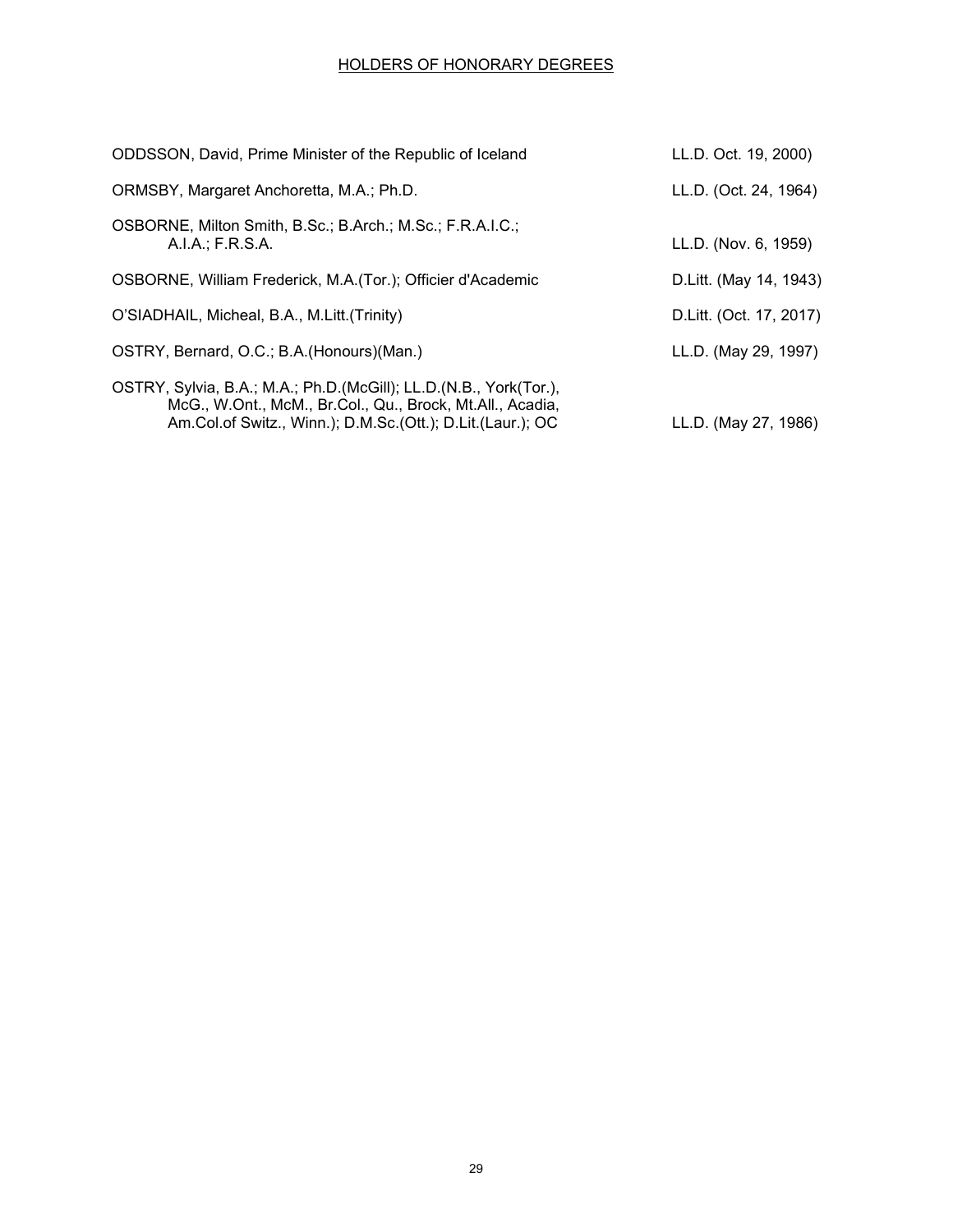HOLDERS OF HONORARY DEGREES

| Name | Degree |
|---|---|
| ODDSSON, David, Prime Minister of the Republic of Iceland | LL.D. Oct. 19, 2000) |
| ORMSBY, Margaret Anchoretta, M.A.; Ph.D. | LL.D. (Oct. 24, 1964) |
| OSBORNE, Milton Smith, B.Sc.; B.Arch.; M.Sc.; F.R.A.I.C.; A.I.A.; F.R.S.A. | LL.D. (Nov. 6, 1959) |
| OSBORNE, William Frederick, M.A.(Tor.); Officier d'Academic | D.Litt. (May 14, 1943) |
| O'SIADHAIL, Micheal, B.A., M.Litt.(Trinity) | D.Litt. (Oct. 17, 2017) |
| OSTRY, Bernard, O.C.; B.A.(Honours)(Man.) | LL.D. (May 29, 1997) |
| OSTRY, Sylvia, B.A.; M.A.; Ph.D.(McGill); LL.D.(N.B., York(Tor.), McG., W.Ont., McM., Br.Col., Qu., Brock, Mt.All., Acadia, Am.Col.of Switz., Winn.); D.M.Sc.(Ott.); D.Lit.(Laur.); OC | LL.D. (May 27, 1986) |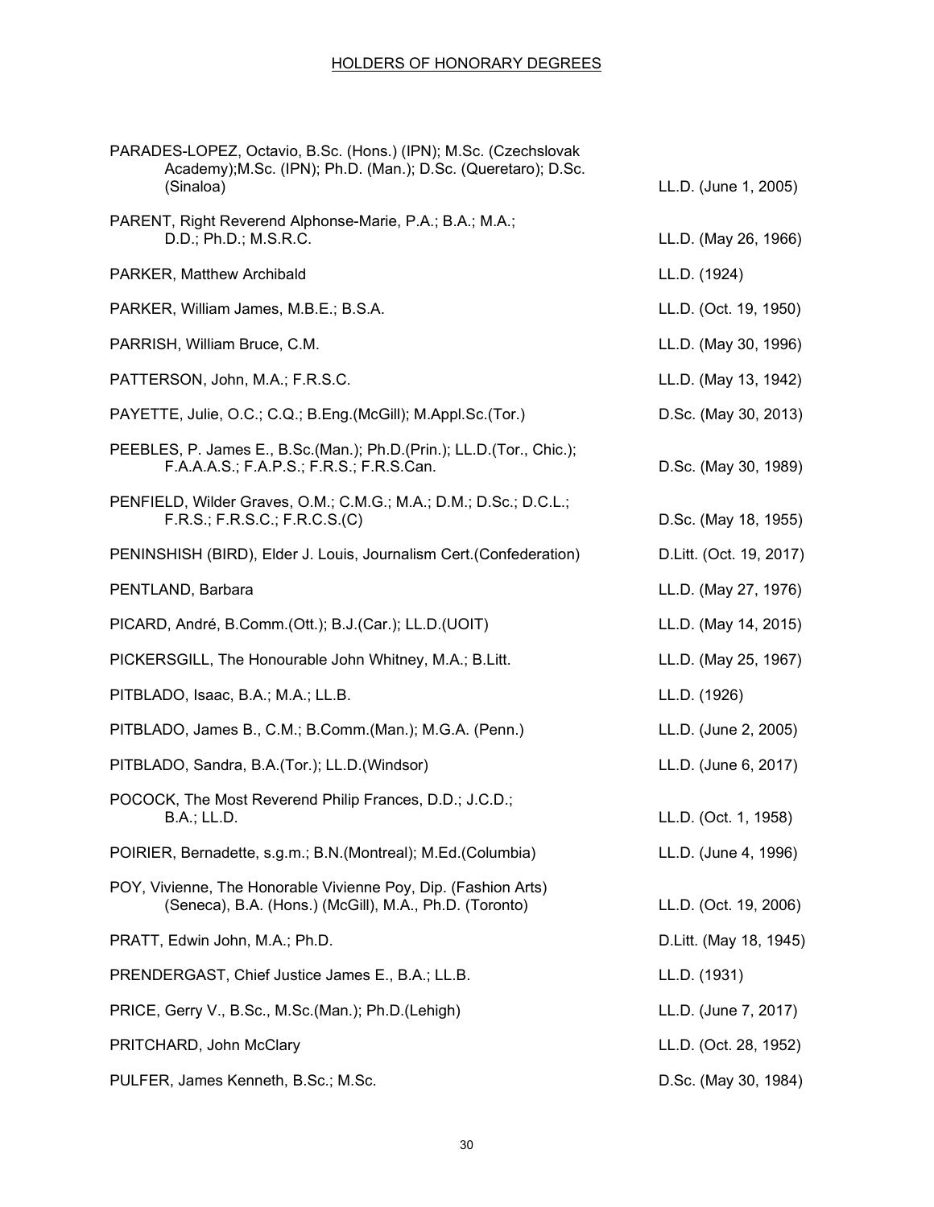## HOLDERS OF HONORARY DEGREES

| | |
|---|---|
| PARADES-LOPEZ, Octavio, B.Sc. (Hons.) (IPN); M.Sc. (Czechslovak Academy);M.Sc. (IPN); Ph.D. (Man.); D.Sc. (Queretaro); D.Sc. (Sinaloa) | LL.D. (June 1, 2005) |
| PARENT, Right Reverend Alphonse-Marie, P.A.; B.A.; M.A.; D.D.; Ph.D.; M.S.R.C. | LL.D. (May 26, 1966) |
| PARKER, Matthew Archibald | LL.D. (1924) |
| PARKER, William James, M.B.E.; B.S.A. | LL.D. (Oct. 19, 1950) |
| PARRISH, William Bruce, C.M. | LL.D. (May 30, 1996) |
| PATTERSON, John, M.A.; F.R.S.C. | LL.D. (May 13, 1942) |
| PAYETTE, Julie, O.C.; C.Q.; B.Eng.(McGill); M.Appl.Sc.(Tor.) | D.Sc. (May 30, 2013) |
| PEEBLES, P. James E., B.Sc.(Man.); Ph.D.(Prin.); LL.D.(Tor., Chic.); F.A.A.A.S.; F.A.P.S.; F.R.S.; F.R.S.Can. | D.Sc. (May 30, 1989) |
| PENFIELD, Wilder Graves, O.M.; C.M.G.; M.A.; D.M.; D.Sc.; D.C.L.; F.R.S.; F.R.S.C.; F.R.C.S.(C) | D.Sc. (May 18, 1955) |
| PENINSHISH (BIRD), Elder J. Louis, Journalism Cert.(Confederation) | D.Litt. (Oct. 19, 2017) |
| PENTLAND, Barbara | LL.D. (May 27, 1976) |
| PICARD, André, B.Comm.(Ott.); B.J.(Car.); LL.D.(UOIT) | LL.D. (May 14, 2015) |
| PICKERSGILL, The Honourable John Whitney, M.A.; B.Litt. | LL.D. (May 25, 1967) |
| PITBLADO, Isaac, B.A.; M.A.; LL.B. | LL.D. (1926) |
| PITBLADO, James B., C.M.; B.Comm.(Man.); M.G.A. (Penn.) | LL.D. (June 2, 2005) |
| PITBLADO, Sandra, B.A.(Tor.); LL.D.(Windsor) | LL.D. (June 6, 2017) |
| POCOCK, The Most Reverend Philip Frances, D.D.; J.C.D.; B.A.; LL.D. | LL.D. (Oct. 1, 1958) |
| POIRIER, Bernadette, s.g.m.; B.N.(Montreal); M.Ed.(Columbia) | LL.D. (June 4, 1996) |
| POY, Vivienne, The Honorable Vivienne Poy, Dip. (Fashion Arts) (Seneca), B.A. (Hons.) (McGill), M.A., Ph.D. (Toronto) | LL.D. (Oct. 19, 2006) |
| PRATT, Edwin John, M.A.; Ph.D. | D.Litt. (May 18, 1945) |
| PRENDERGAST, Chief Justice James E., B.A.; LL.B. | LL.D. (1931) |
| PRICE, Gerry V., B.Sc., M.Sc.(Man.); Ph.D.(Lehigh) | LL.D. (June 7, 2017) |
| PRITCHARD, John McClary | LL.D. (Oct. 28, 1952) |
| PULFER, James Kenneth, B.Sc.; M.Sc. | D.Sc. (May 30, 1984) |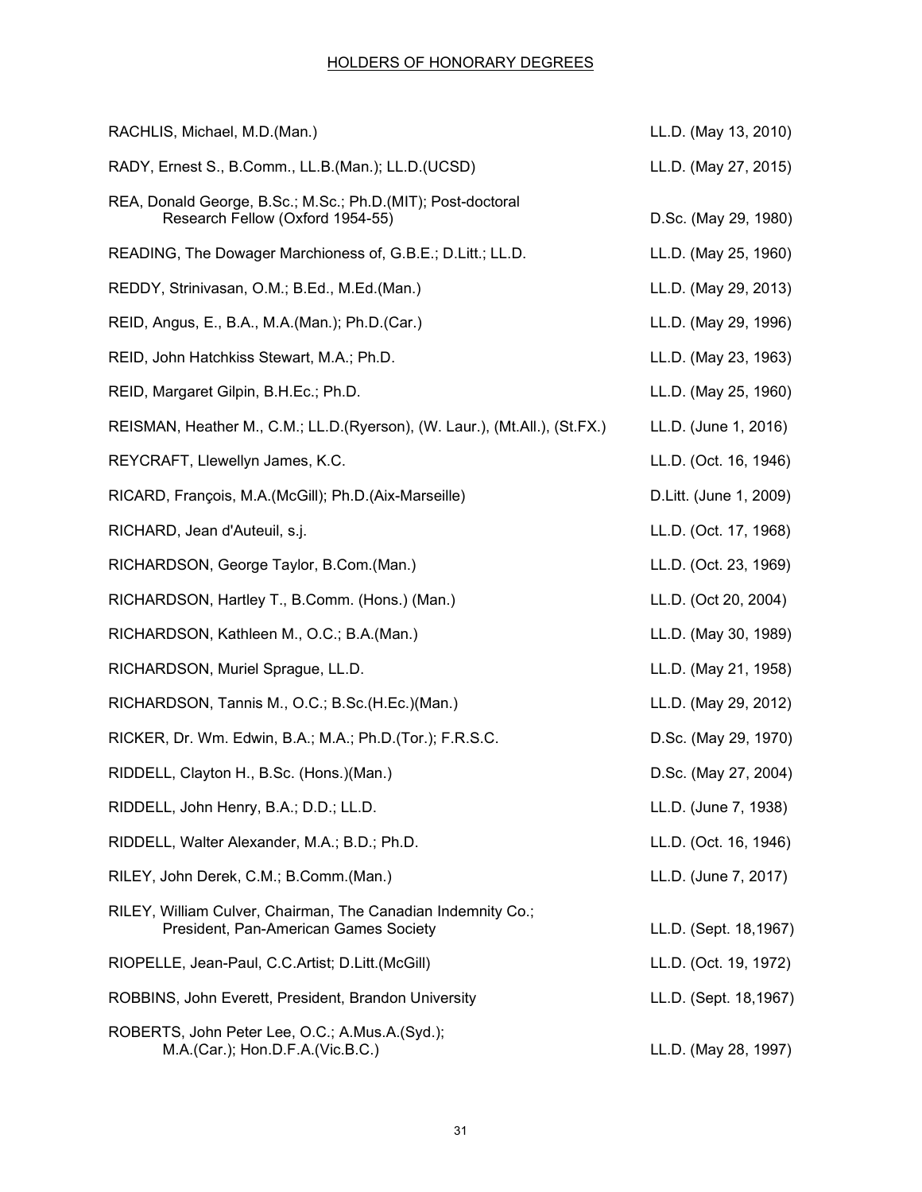## HOLDERS OF HONORARY DEGREES

| Name | Degree |
|---|---|
| RACHLIS, Michael, M.D.(Man.) | LL.D. (May 13, 2010) |
| RADY, Ernest S., B.Comm., LL.B.(Man.); LL.D.(UCSD) | LL.D. (May 27, 2015) |
| REA, Donald George, B.Sc.; M.Sc.; Ph.D.(MIT); Post-doctoral Research Fellow (Oxford 1954-55) | D.Sc. (May 29, 1980) |
| READING, The Dowager Marchioness of, G.B.E.; D.Litt.; LL.D. | LL.D. (May 25, 1960) |
| REDDY, Strinivasan, O.M.; B.Ed., M.Ed.(Man.) | LL.D. (May 29, 2013) |
| REID, Angus, E., B.A., M.A.(Man.); Ph.D.(Car.) | LL.D. (May 29, 1996) |
| REID, John Hatchkiss Stewart, M.A.; Ph.D. | LL.D. (May 23, 1963) |
| REID, Margaret Gilpin, B.H.Ec.; Ph.D. | LL.D. (May 25, 1960) |
| REISMAN, Heather M., C.M.; LL.D.(Ryerson), (W. Laur.), (Mt.All.), (St.FX.) | LL.D. (June 1, 2016) |
| REYCRAFT, Llewellyn James, K.C. | LL.D. (Oct. 16, 1946) |
| RICARD, François, M.A.(McGill); Ph.D.(Aix-Marseille) | D.Litt. (June 1, 2009) |
| RICHARD, Jean d'Auteuil, s.j. | LL.D. (Oct. 17, 1968) |
| RICHARDSON, George Taylor, B.Com.(Man.) | LL.D. (Oct. 23, 1969) |
| RICHARDSON, Hartley T., B.Comm. (Hons.) (Man.) | LL.D. (Oct 20, 2004) |
| RICHARDSON, Kathleen M., O.C.; B.A.(Man.) | LL.D. (May 30, 1989) |
| RICHARDSON, Muriel Sprague, LL.D. | LL.D. (May 21, 1958) |
| RICHARDSON, Tannis M., O.C.; B.Sc.(H.Ec.)(Man.) | LL.D. (May 29, 2012) |
| RICKER, Dr. Wm. Edwin, B.A.; M.A.; Ph.D.(Tor.); F.R.S.C. | D.Sc. (May 29, 1970) |
| RIDDELL, Clayton H., B.Sc. (Hons.)(Man.) | D.Sc. (May 27, 2004) |
| RIDDELL, John Henry, B.A.; D.D.; LL.D. | LL.D. (June 7, 1938) |
| RIDDELL, Walter Alexander, M.A.; B.D.; Ph.D. | LL.D. (Oct. 16, 1946) |
| RILEY, John Derek, C.M.; B.Comm.(Man.) | LL.D. (June 7, 2017) |
| RILEY, William Culver, Chairman, The Canadian Indemnity Co.; President, Pan-American Games Society | LL.D. (Sept. 18,1967) |
| RIOPELLE, Jean-Paul, C.C.Artist; D.Litt.(McGill) | LL.D. (Oct. 19, 1972) |
| ROBBINS, John Everett, President, Brandon University | LL.D. (Sept. 18,1967) |
| ROBERTS, John Peter Lee, O.C.; A.Mus.A.(Syd.); M.A.(Car.); Hon.D.F.A.(Vic.B.C.) | LL.D. (May 28, 1997) |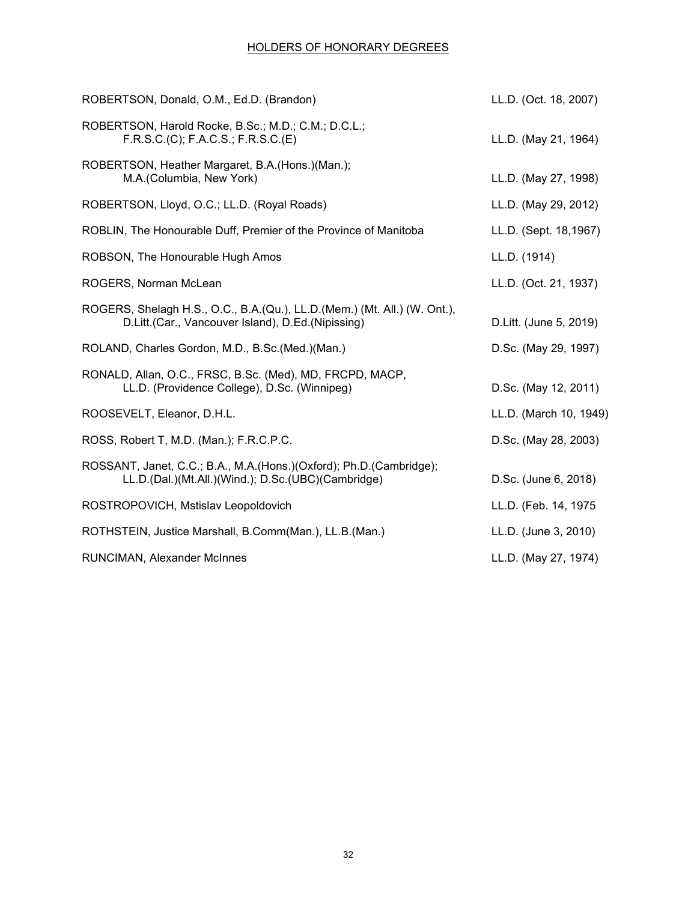HOLDERS OF HONORARY DEGREES

| Name | Degree |
| --- | --- |
| ROBERTSON, Donald, O.M., Ed.D. (Brandon) | LL.D. (Oct. 18, 2007) |
| ROBERTSON, Harold Rocke, B.Sc.; M.D.; C.M.; D.C.L.; F.R.S.C.(C); F.A.C.S.; F.R.S.C.(E) | LL.D. (May 21, 1964) |
| ROBERTSON, Heather Margaret, B.A.(Hons.)(Man.); M.A.(Columbia, New York) | LL.D. (May 27, 1998) |
| ROBERTSON, Lloyd, O.C.; LL.D. (Royal Roads) | LL.D. (May 29, 2012) |
| ROBLIN, The Honourable Duff, Premier of the Province of Manitoba | LL.D. (Sept. 18,1967) |
| ROBSON, The Honourable Hugh Amos | LL.D. (1914) |
| ROGERS, Norman McLean | LL.D. (Oct. 21, 1937) |
| ROGERS, Shelagh H.S., O.C., B.A.(Qu.), LL.D.(Mem.) (Mt. All.) (W. Ont.), D.Litt.(Car., Vancouver Island), D.Ed.(Nipissing) | D.Litt. (June 5, 2019) |
| ROLAND, Charles Gordon, M.D., B.Sc.(Med.)(Man.) | D.Sc. (May 29, 1997) |
| RONALD, Allan, O.C., FRSC, B.Sc. (Med), MD, FRCPD, MACP, LL.D. (Providence College), D.Sc. (Winnipeg) | D.Sc. (May 12, 2011) |
| ROOSEVELT, Eleanor, D.H.L. | LL.D. (March 10, 1949) |
| ROSS, Robert T, M.D. (Man.); F.R.C.P.C. | D.Sc. (May 28, 2003) |
| ROSSANT, Janet, C.C.; B.A., M.A.(Hons.)(Oxford); Ph.D.(Cambridge); LL.D.(Dal.)(Mt.All.)(Wind.); D.Sc.(UBC)(Cambridge) | D.Sc. (June 6, 2018) |
| ROSTROPOVICH, Mstislav Leopoldovich | LL.D. (Feb. 14, 1975 |
| ROTHSTEIN, Justice Marshall, B.Comm(Man.), LL.B.(Man.) | LL.D. (June 3, 2010) |
| RUNCIMAN, Alexander McInnes | LL.D. (May 27, 1974) |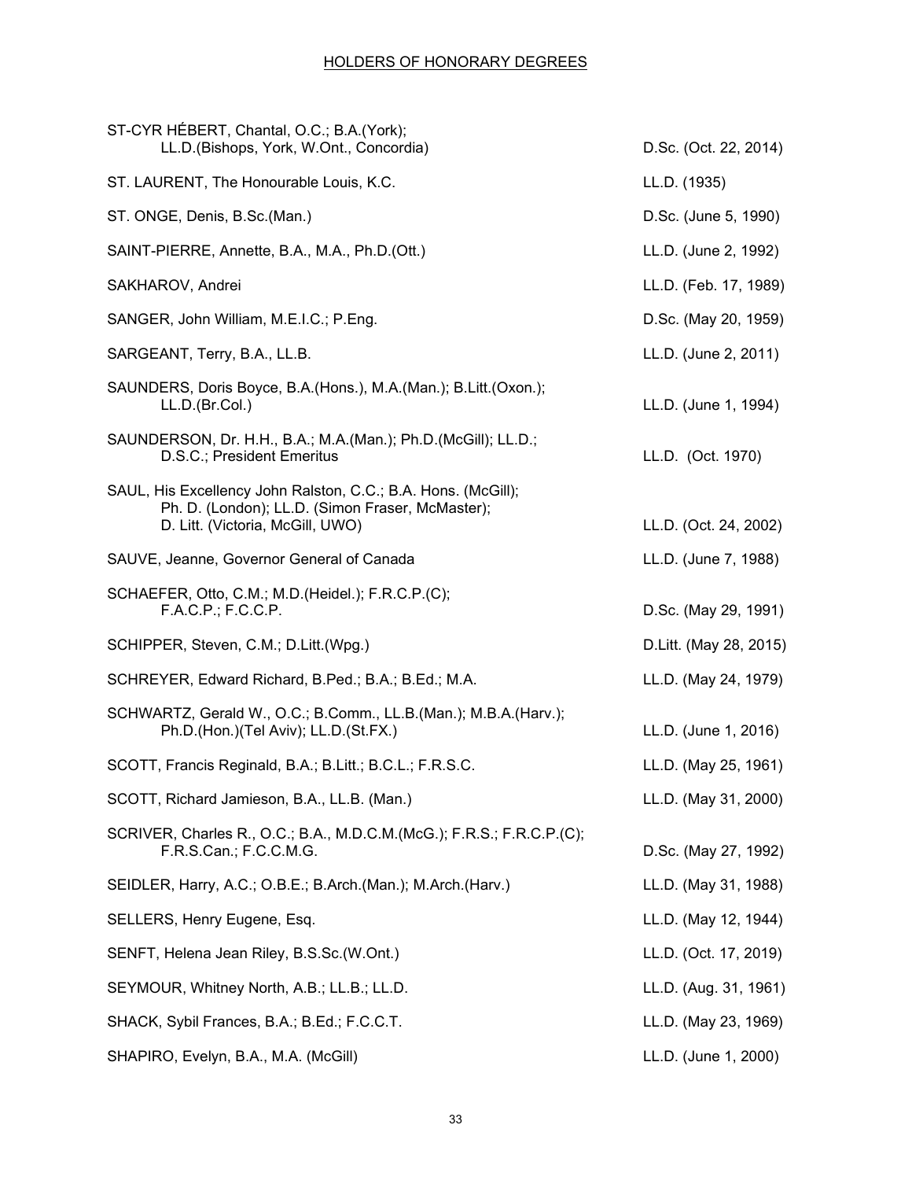## HOLDERS OF HONORARY DEGREES

| Name | Degree |
| --- | --- |
| ST-CYR HÉBERT, Chantal, O.C.; B.A.(York); LL.D.(Bishops, York, W.Ont., Concordia) | D.Sc. (Oct. 22, 2014) |
| ST. LAURENT, The Honourable Louis, K.C. | LL.D. (1935) |
| ST. ONGE, Denis, B.Sc.(Man.) | D.Sc. (June 5, 1990) |
| SAINT-PIERRE, Annette, B.A., M.A., Ph.D.(Ott.) | LL.D. (June 2, 1992) |
| SAKHAROV, Andrei | LL.D. (Feb. 17, 1989) |
| SANGER, John William, M.E.I.C.; P.Eng. | D.Sc. (May 20, 1959) |
| SARGEANT, Terry, B.A., LL.B. | LL.D. (June 2, 2011) |
| SAUNDERS, Doris Boyce, B.A.(Hons.), M.A.(Man.); B.Litt.(Oxon.); LL.D.(Br.Col.) | LL.D. (June 1, 1994) |
| SAUNDERSON, Dr. H.H., B.A.; M.A.(Man.); Ph.D.(McGill); LL.D.; D.S.C.; President Emeritus | LL.D. (Oct. 1970) |
| SAUL, His Excellency John Ralston, C.C.; B.A. Hons. (McGill); Ph. D. (London); LL.D. (Simon Fraser, McMaster); D. Litt. (Victoria, McGill, UWO) | LL.D. (Oct. 24, 2002) |
| SAUVE, Jeanne, Governor General of Canada | LL.D. (June 7, 1988) |
| SCHAEFER, Otto, C.M.; M.D.(Heidel.); F.R.C.P.(C); F.A.C.P.; F.C.C.P. | D.Sc. (May 29, 1991) |
| SCHIPPER, Steven, C.M.; D.Litt.(Wpg.) | D.Litt. (May 28, 2015) |
| SCHREYER, Edward Richard, B.Ped.; B.A.; B.Ed.; M.A. | LL.D. (May 24, 1979) |
| SCHWARTZ, Gerald W., O.C.; B.Comm., LL.B.(Man.); M.B.A.(Harv.); Ph.D.(Hon.)(Tel Aviv); LL.D.(St.FX.) | LL.D. (June 1, 2016) |
| SCOTT, Francis Reginald, B.A.; B.Litt.; B.C.L.; F.R.S.C. | LL.D. (May 25, 1961) |
| SCOTT, Richard Jamieson, B.A., LL.B. (Man.) | LL.D. (May 31, 2000) |
| SCRIVER, Charles R., O.C.; B.A., M.D.C.M.(McG.); F.R.S.; F.R.C.P.(C); F.R.S.Can.; F.C.C.M.G. | D.Sc. (May 27, 1992) |
| SEIDLER, Harry, A.C.; O.B.E.; B.Arch.(Man.); M.Arch.(Harv.) | LL.D. (May 31, 1988) |
| SELLERS, Henry Eugene, Esq. | LL.D. (May 12, 1944) |
| SENFT, Helena Jean Riley, B.S.Sc.(W.Ont.) | LL.D. (Oct. 17, 2019) |
| SEYMOUR, Whitney North, A.B.; LL.B.; LL.D. | LL.D. (Aug. 31, 1961) |
| SHACK, Sybil Frances, B.A.; B.Ed.; F.C.C.T. | LL.D. (May 23, 1969) |
| SHAPIRO, Evelyn, B.A., M.A. (McGill) | LL.D. (June 1, 2000) |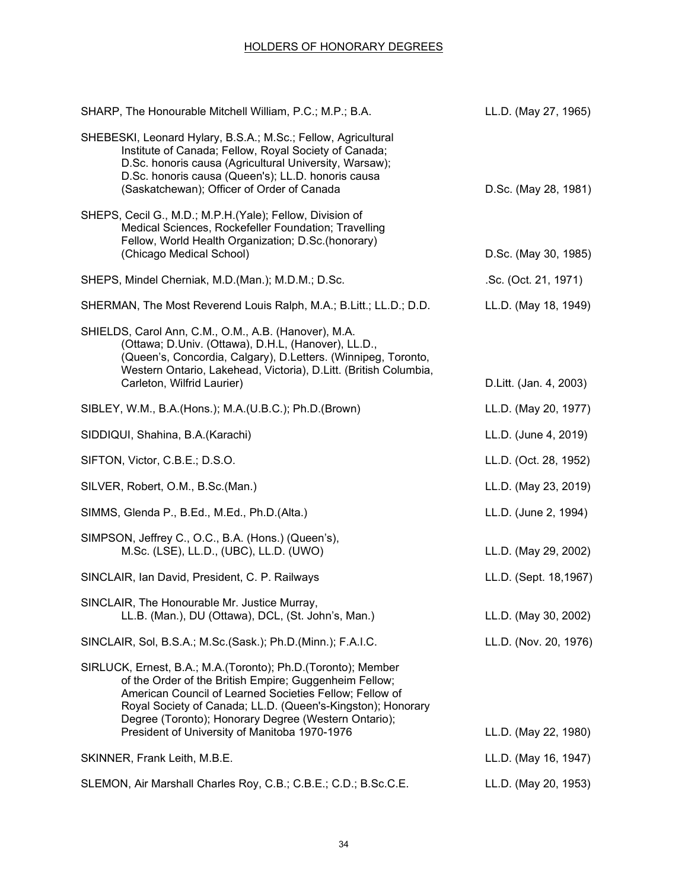## HOLDERS OF HONORARY DEGREES

| | |
|---|---|
| SHARP, The Honourable Mitchell William, P.C.; M.P.; B.A. | LL.D. (May 27, 1965) |
| SHEBESKI, Leonard Hylary, B.S.A.; M.Sc.; Fellow, Agricultural Institute of Canada; Fellow, Royal Society of Canada; D.Sc. honoris causa (Agricultural University, Warsaw); D.Sc. honoris causa (Queen's); LL.D. honoris causa (Saskatchewan); Officer of Order of Canada | D.Sc. (May 28, 1981) |
| SHEPS, Cecil G., M.D.; M.P.H.(Yale); Fellow, Division of Medical Sciences, Rockefeller Foundation; Travelling Fellow, World Health Organization; D.Sc.(honorary) (Chicago Medical School) | D.Sc. (May 30, 1985) |
| SHEPS, Mindel Cherniak, M.D.(Man.); M.D.M.; D.Sc. | .Sc. (Oct. 21, 1971) |
| SHERMAN, The Most Reverend Louis Ralph, M.A.; B.Litt.; LL.D.; D.D. | LL.D. (May 18, 1949) |
| SHIELDS, Carol Ann, C.M., O.M., A.B. (Hanover), M.A. (Ottawa; D.Univ. (Ottawa), D.H.L, (Hanover), LL.D., (Queen's, Concordia, Calgary), D.Letters. (Winnipeg, Toronto, Western Ontario, Lakehead, Victoria), D.Litt. (British Columbia, Carleton, Wilfrid Laurier) | D.Litt. (Jan. 4, 2003) |
| SIBLEY, W.M., B.A.(Hons.); M.A.(U.B.C.); Ph.D.(Brown) | LL.D. (May 20, 1977) |
| SIDDIQUI, Shahina, B.A.(Karachi) | LL.D. (June 4, 2019) |
| SIFTON, Victor, C.B.E.; D.S.O. | LL.D. (Oct. 28, 1952) |
| SILVER, Robert, O.M., B.Sc.(Man.) | LL.D. (May 23, 2019) |
| SIMMS, Glenda P., B.Ed., M.Ed., Ph.D.(Alta.) | LL.D. (June 2, 1994) |
| SIMPSON, Jeffrey C., O.C., B.A. (Hons.) (Queen's), M.Sc. (LSE), LL.D., (UBC), LL.D. (UWO) | LL.D. (May 29, 2002) |
| SINCLAIR, Ian David, President, C. P. Railways | LL.D. (Sept. 18,1967) |
| SINCLAIR, The Honourable Mr. Justice Murray, LL.B. (Man.), DU (Ottawa), DCL, (St. John's, Man.) | LL.D. (May 30, 2002) |
| SINCLAIR, Sol, B.S.A.; M.Sc.(Sask.); Ph.D.(Minn.); F.A.I.C. | LL.D. (Nov. 20, 1976) |
| SIRLUCK, Ernest, B.A.; M.A.(Toronto); Ph.D.(Toronto); Member of the Order of the British Empire; Guggenheim Fellow; American Council of Learned Societies Fellow; Fellow of Royal Society of Canada; LL.D. (Queen's-Kingston); Honorary Degree (Toronto); Honorary Degree (Western Ontario); President of University of Manitoba 1970-1976 | LL.D. (May 22, 1980) |
| SKINNER, Frank Leith, M.B.E. | LL.D. (May 16, 1947) |
| SLEMON, Air Marshall Charles Roy, C.B.; C.B.E.; C.D.; B.Sc.C.E. | LL.D. (May 20, 1953) |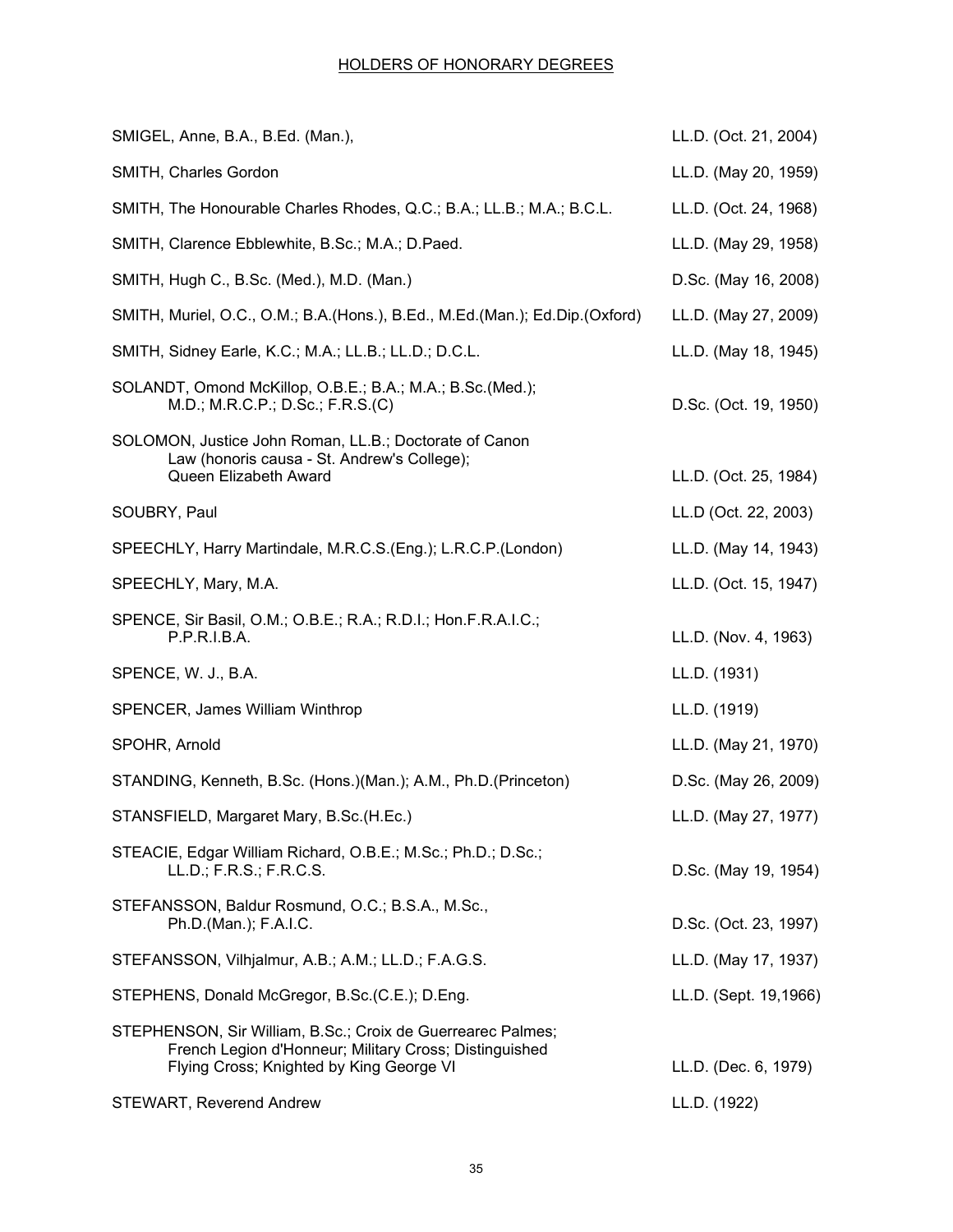## HOLDERS OF HONORARY DEGREES

| Name | Degree |
|---|---|
| SMIGEL, Anne, B.A., B.Ed. (Man.), | LL.D. (Oct. 21, 2004) |
| SMITH, Charles Gordon | LL.D. (May 20, 1959) |
| SMITH, The Honourable Charles Rhodes, Q.C.; B.A.; LL.B.; M.A.; B.C.L. | LL.D. (Oct. 24, 1968) |
| SMITH, Clarence Ebblewhite, B.Sc.; M.A.; D.Paed. | LL.D. (May 29, 1958) |
| SMITH, Hugh C., B.Sc. (Med.), M.D. (Man.) | D.Sc. (May 16, 2008) |
| SMITH, Muriel, O.C., O.M.; B.A.(Hons.), B.Ed., M.Ed.(Man.); Ed.Dip.(Oxford) | LL.D. (May 27, 2009) |
| SMITH, Sidney Earle, K.C.; M.A.; LL.B.; LL.D.; D.C.L. | LL.D. (May 18, 1945) |
| SOLANDT, Omond McKillop, O.B.E.; B.A.; M.A.; B.Sc.(Med.); M.D.; M.R.C.P.; D.Sc.; F.R.S.(C) | D.Sc. (Oct. 19, 1950) |
| SOLOMON, Justice John Roman, LL.B.; Doctorate of Canon Law (honoris causa - St. Andrew's College); Queen Elizabeth Award | LL.D. (Oct. 25, 1984) |
| SOUBRY, Paul | LL.D (Oct. 22, 2003) |
| SPEECHLY, Harry Martindale, M.R.C.S.(Eng.); L.R.C.P.(London) | LL.D. (May 14, 1943) |
| SPEECHLY, Mary, M.A. | LL.D. (Oct. 15, 1947) |
| SPENCE, Sir Basil, O.M.; O.B.E.; R.A.; R.D.I.; Hon.F.R.A.I.C.; P.P.R.I.B.A. | LL.D. (Nov. 4, 1963) |
| SPENCE, W. J., B.A. | LL.D. (1931) |
| SPENCER, James William Winthrop | LL.D. (1919) |
| SPOHR, Arnold | LL.D. (May 21, 1970) |
| STANDING, Kenneth, B.Sc. (Hons.)(Man.); A.M., Ph.D.(Princeton) | D.Sc. (May 26, 2009) |
| STANSFIELD, Margaret Mary, B.Sc.(H.Ec.) | LL.D. (May 27, 1977) |
| STEACIE, Edgar William Richard, O.B.E.; M.Sc.; Ph.D.; D.Sc.; LL.D.; F.R.S.; F.R.C.S. | D.Sc. (May 19, 1954) |
| STEFANSSON, Baldur Rosmund, O.C.; B.S.A., M.Sc., Ph.D.(Man.); F.A.I.C. | D.Sc. (Oct. 23, 1997) |
| STEFANSSON, Vilhjalmur, A.B.; A.M.; LL.D.; F.A.G.S. | LL.D. (May 17, 1937) |
| STEPHENS, Donald McGregor, B.Sc.(C.E.); D.Eng. | LL.D. (Sept. 19,1966) |
| STEPHENSON, Sir William, B.Sc.; Croix de Guerrearec Palmes; French Legion d'Honneur; Military Cross; Distinguished Flying Cross; Knighted by King George VI | LL.D. (Dec. 6, 1979) |
| STEWART, Reverend Andrew | LL.D. (1922) |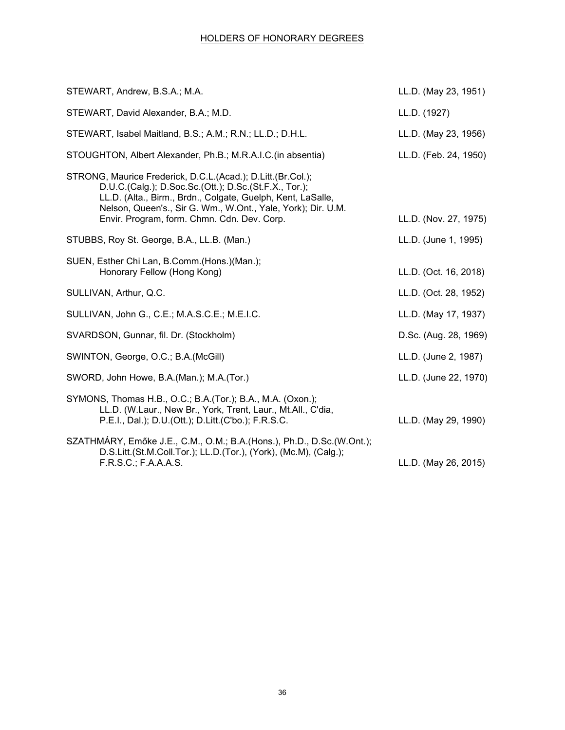HOLDERS OF HONORARY DEGREES

| Name | Degree |
| --- | --- |
| STEWART, Andrew, B.S.A.; M.A. | LL.D. (May 23, 1951) |
| STEWART, David Alexander, B.A.; M.D. | LL.D. (1927) |
| STEWART, Isabel Maitland, B.S.; A.M.; R.N.; LL.D.; D.H.L. | LL.D. (May 23, 1956) |
| STOUGHTON, Albert Alexander, Ph.B.; M.R.A.I.C.(in absentia) | LL.D. (Feb. 24, 1950) |
| STRONG, Maurice Frederick, D.C.L.(Acad.); D.Litt.(Br.Col.); D.U.C.(Calg.); D.Soc.Sc.(Ott.); D.Sc.(St.F.X., Tor.); LL.D. (Alta., Birm., Brdn., Colgate, Guelph, Kent, LaSalle, Nelson, Queen's., Sir G. Wm., W.Ont., Yale, York); Dir. U.M. Envir. Program, form. Chmn. Cdn. Dev. Corp. | LL.D. (Nov. 27, 1975) |
| STUBBS, Roy St. George, B.A., LL.B. (Man.) | LL.D. (June 1, 1995) |
| SUEN, Esther Chi Lan, B.Comm.(Hons.)(Man.); Honorary Fellow (Hong Kong) | LL.D. (Oct. 16, 2018) |
| SULLIVAN, Arthur, Q.C. | LL.D. (Oct. 28, 1952) |
| SULLIVAN, John G., C.E.; M.A.S.C.E.; M.E.I.C. | LL.D. (May 17, 1937) |
| SVARDSON, Gunnar, fil. Dr. (Stockholm) | D.Sc. (Aug. 28, 1969) |
| SWINTON, George, O.C.; B.A.(McGill) | LL.D. (June 2, 1987) |
| SWORD, John Howe, B.A.(Man.); M.A.(Tor.) | LL.D. (June 22, 1970) |
| SYMONS, Thomas H.B., O.C.; B.A.(Tor.); B.A., M.A. (Oxon.); LL.D. (W.Laur., New Br., York, Trent, Laur., Mt.All., C'dia, P.E.I., Dal.); D.U.(Ott.); D.Litt.(C'bo.); F.R.S.C. | LL.D. (May 29, 1990) |
| SZATHMÁRY, Emőke J.E., C.M., O.M.; B.A.(Hons.), Ph.D., D.Sc.(W.Ont.); D.S.Litt.(St.M.Coll.Tor.); LL.D.(Tor.), (York), (Mc.M), (Calg.); F.R.S.C.; F.A.A.A.S. | LL.D. (May 26, 2015) |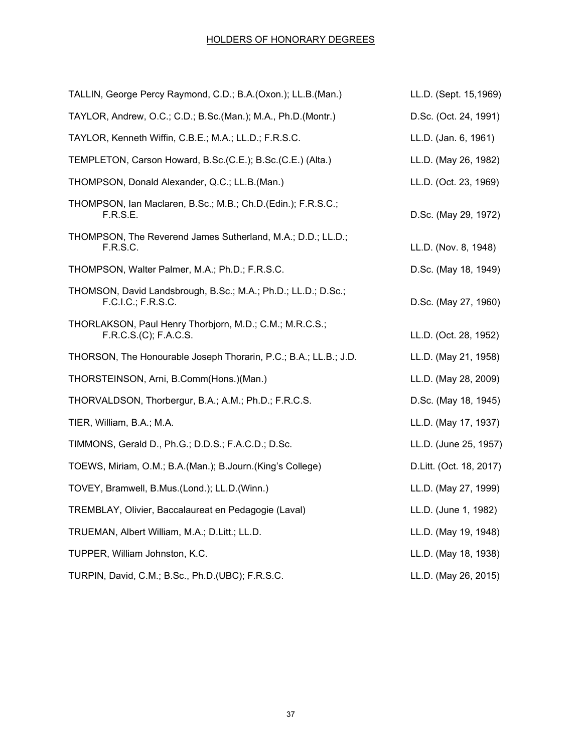## HOLDERS OF HONORARY DEGREES

| Name | Degree |
|---|---|
| TALLIN, George Percy Raymond, C.D.; B.A.(Oxon.); LL.B.(Man.) | LL.D. (Sept. 15,1969) |
| TAYLOR, Andrew, O.C.; C.D.; B.Sc.(Man.); M.A., Ph.D.(Montr.) | D.Sc. (Oct. 24, 1991) |
| TAYLOR, Kenneth Wiffin, C.B.E.; M.A.; LL.D.; F.R.S.C. | LL.D. (Jan. 6, 1961) |
| TEMPLETON, Carson Howard, B.Sc.(C.E.); B.Sc.(C.E.) (Alta.) | LL.D. (May 26, 1982) |
| THOMPSON, Donald Alexander, Q.C.; LL.B.(Man.) | LL.D. (Oct. 23, 1969) |
| THOMPSON, Ian Maclaren, B.Sc.; M.B.; Ch.D.(Edin.); F.R.S.C.; F.R.S.E. | D.Sc. (May 29, 1972) |
| THOMPSON, The Reverend James Sutherland, M.A.; D.D.; LL.D.; F.R.S.C. | LL.D. (Nov. 8, 1948) |
| THOMPSON, Walter Palmer, M.A.; Ph.D.; F.R.S.C. | D.Sc. (May 18, 1949) |
| THOMSON, David Landsbrough, B.Sc.; M.A.; Ph.D.; LL.D.; D.Sc.; F.C.I.C.; F.R.S.C. | D.Sc. (May 27, 1960) |
| THORLAKSON, Paul Henry Thorbjorn, M.D.; C.M.; M.R.C.S.; F.R.C.S.(C); F.A.C.S. | LL.D. (Oct. 28, 1952) |
| THORSON, The Honourable Joseph Thorarin, P.C.; B.A.; LL.B.; J.D. | LL.D. (May 21, 1958) |
| THORSTEINSON, Arni, B.Comm(Hons.)(Man.) | LL.D. (May 28, 2009) |
| THORVALDSON, Thorbergur, B.A.; A.M.; Ph.D.; F.R.C.S. | D.Sc. (May 18, 1945) |
| TIER, William, B.A.; M.A. | LL.D. (May 17, 1937) |
| TIMMONS, Gerald D., Ph.G.; D.D.S.; F.A.C.D.; D.Sc. | LL.D. (June 25, 1957) |
| TOEWS, Miriam, O.M.; B.A.(Man.); B.Journ.(King's College) | D.Litt. (Oct. 18, 2017) |
| TOVEY, Bramwell, B.Mus.(Lond.); LL.D.(Winn.) | LL.D. (May 27, 1999) |
| TREMBLAY, Olivier, Baccalaureat en Pedagogie (Laval) | LL.D. (June 1, 1982) |
| TRUEMAN, Albert William, M.A.; D.Litt.; LL.D. | LL.D. (May 19, 1948) |
| TUPPER, William Johnston, K.C. | LL.D. (May 18, 1938) |
| TURPIN, David, C.M.; B.Sc., Ph.D.(UBC); F.R.S.C. | LL.D. (May 26, 2015) |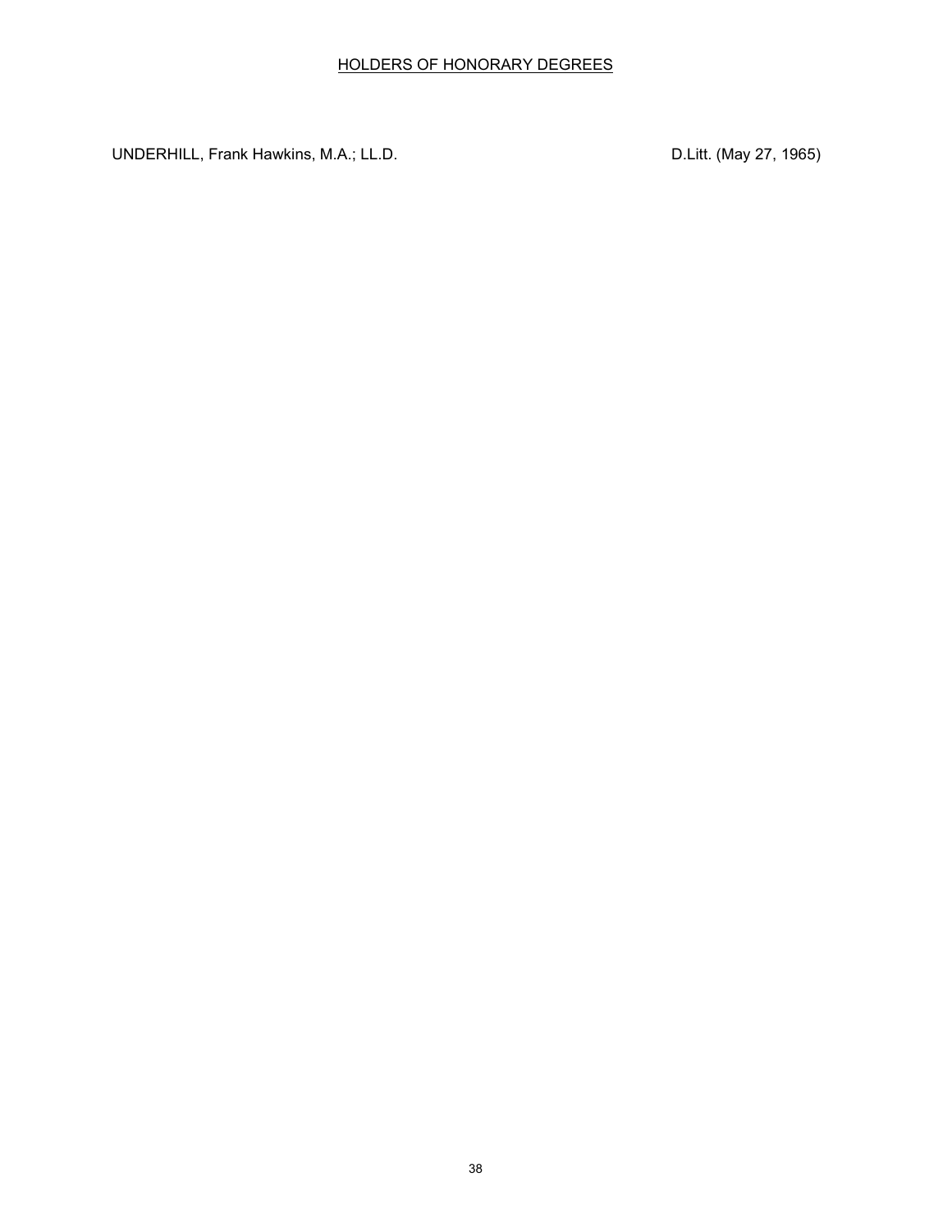## HOLDERS OF HONORARY DEGREES

UNDERHILL, Frank Hawkins, M.A.; LL.D. D.Litt. (May 27, 1965)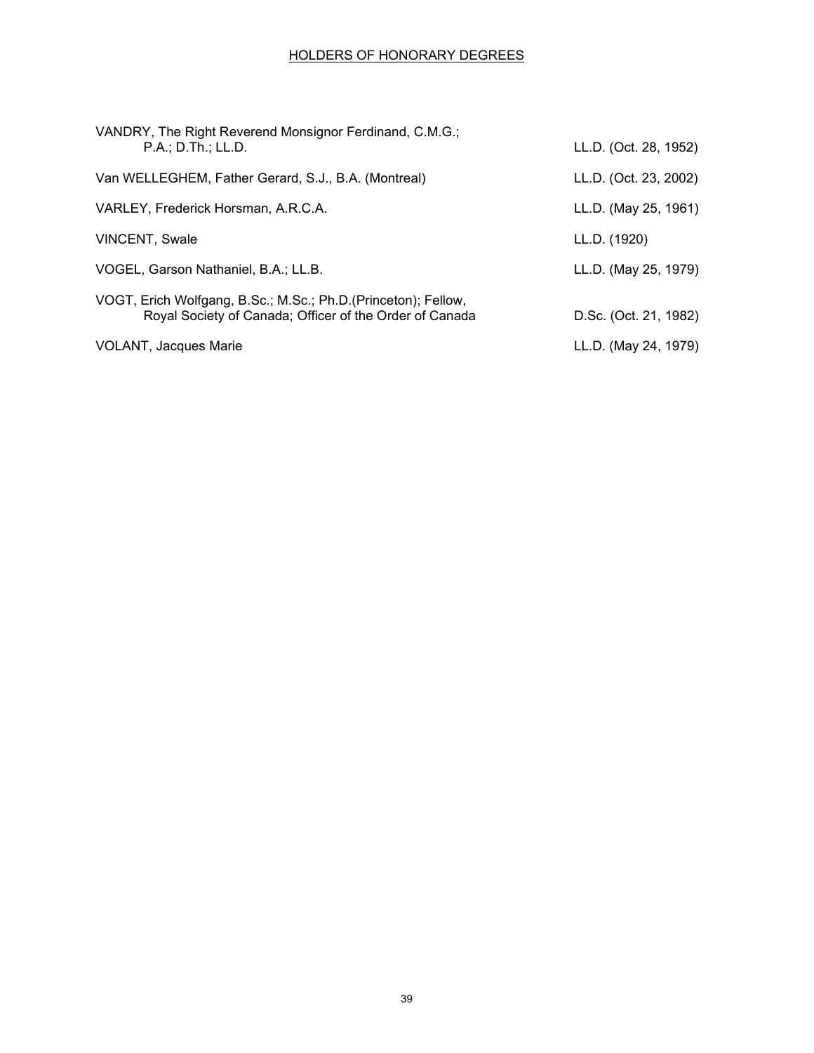HOLDERS OF HONORARY DEGREES

| Name | Degree |
|---|---|
| VANDRY, The Right Reverend Monsignor Ferdinand, C.M.G.; P.A.; D.Th.; LL.D. | LL.D. (Oct. 28, 1952) |
| Van WELLEGHEM, Father Gerard, S.J., B.A. (Montreal) | LL.D. (Oct. 23, 2002) |
| VARLEY, Frederick Horsman, A.R.C.A. | LL.D. (May 25, 1961) |
| VINCENT, Swale | LL.D. (1920) |
| VOGEL, Garson Nathaniel, B.A.; LL.B. | LL.D. (May 25, 1979) |
| VOGT, Erich Wolfgang, B.Sc.; M.Sc.; Ph.D.(Princeton); Fellow, Royal Society of Canada; Officer of the Order of Canada | D.Sc. (Oct. 21, 1982) |
| VOLANT, Jacques Marie | LL.D. (May 24, 1979) |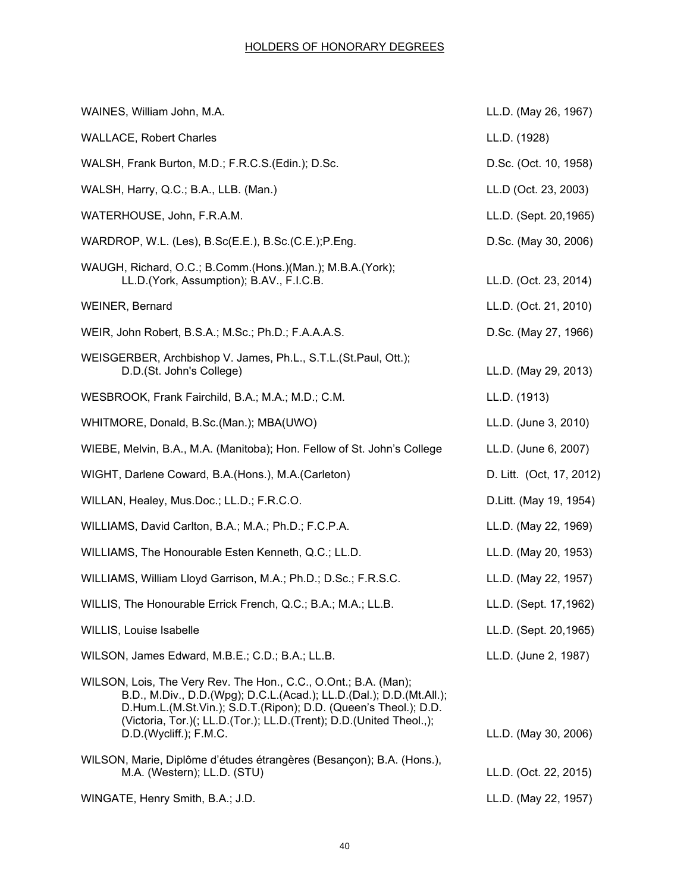HOLDERS OF HONORARY DEGREES

| | |
|---|---|
| WAINES, William John, M.A. | LL.D. (May 26, 1967) |
| WALLACE, Robert Charles | LL.D. (1928) |
| WALSH, Frank Burton, M.D.; F.R.C.S.(Edin.); D.Sc. | D.Sc. (Oct. 10, 1958) |
| WALSH, Harry, Q.C.; B.A., LLB. (Man.) | LL.D (Oct. 23, 2003) |
| WATERHOUSE, John, F.R.A.M. | LL.D. (Sept. 20,1965) |
| WARDROP, W.L. (Les), B.Sc(E.E.), B.Sc.(C.E.);P.Eng. | D.Sc. (May 30, 2006) |
| WAUGH, Richard, O.C.; B.Comm.(Hons.)(Man.); M.B.A.(York); LL.D.(York, Assumption); B.AV., F.I.C.B. | LL.D. (Oct. 23, 2014) |
| WEINER, Bernard | LL.D. (Oct. 21, 2010) |
| WEIR, John Robert, B.S.A.; M.Sc.; Ph.D.; F.A.A.A.S. | D.Sc. (May 27, 1966) |
| WEISGERBER, Archbishop V. James, Ph.L., S.T.L.(St.Paul, Ott.); D.D.(St. John's College) | LL.D. (May 29, 2013) |
| WESBROOK, Frank Fairchild, B.A.; M.A.; M.D.; C.M. | LL.D. (1913) |
| WHITMORE, Donald, B.Sc.(Man.); MBA(UWO) | LL.D. (June 3, 2010) |
| WIEBE, Melvin, B.A., M.A. (Manitoba); Hon. Fellow of St. John's College | LL.D. (June 6, 2007) |
| WIGHT, Darlene Coward, B.A.(Hons.), M.A.(Carleton) | D. Litt. (Oct, 17, 2012) |
| WILLAN, Healey, Mus.Doc.; LL.D.; F.R.C.O. | D.Litt. (May 19, 1954) |
| WILLIAMS, David Carlton, B.A.; M.A.; Ph.D.; F.C.P.A. | LL.D. (May 22, 1969) |
| WILLIAMS, The Honourable Esten Kenneth, Q.C.; LL.D. | LL.D. (May 20, 1953) |
| WILLIAMS, William Lloyd Garrison, M.A.; Ph.D.; D.Sc.; F.R.S.C. | LL.D. (May 22, 1957) |
| WILLIS, The Honourable Errick French, Q.C.; B.A.; M.A.; LL.B. | LL.D. (Sept. 17,1962) |
| WILLIS, Louise Isabelle | LL.D. (Sept. 20,1965) |
| WILSON, James Edward, M.B.E.; C.D.; B.A.; LL.B. | LL.D. (June 2, 1987) |
| WILSON, Lois, The Very Rev. The Hon., C.C., O.Ont.; B.A. (Man); B.D., M.Div., D.D.(Wpg); D.C.L.(Acad.); LL.D.(Dal.); D.D.(Mt.All.); D.Hum.L.(M.St.Vin.); S.D.T.(Ripon); D.D. (Queen's Theol.); D.D. (Victoria, Tor.)(; LL.D.(Tor.); LL.D.(Trent); D.D.(United Theol.,); D.D.(Wycliff.); F.M.C. | LL.D. (May 30, 2006) |
| WILSON, Marie, Diplôme d'études étrangères (Besançon); B.A. (Hons.), M.A. (Western); LL.D. (STU) | LL.D. (Oct. 22, 2015) |
| WINGATE, Henry Smith, B.A.; J.D. | LL.D. (May 22, 1957) |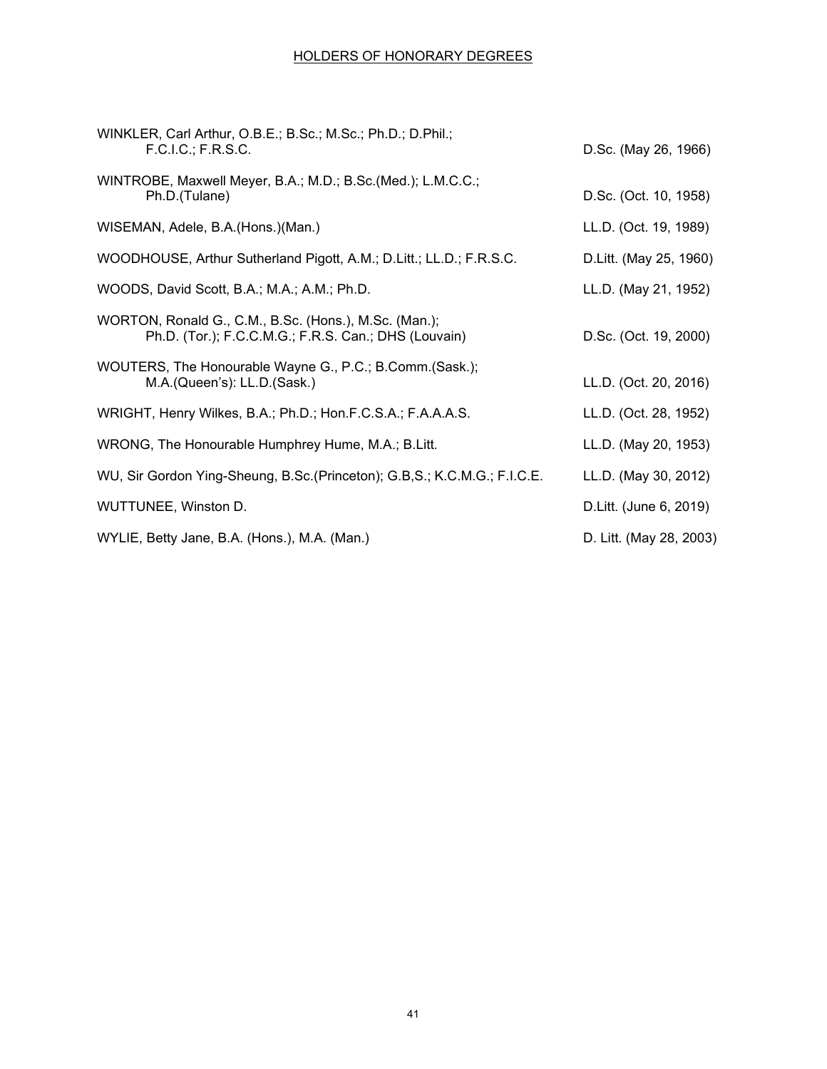HOLDERS OF HONORARY DEGREES

| Name | Degree |
| --- | --- |
| WINKLER, Carl Arthur, O.B.E.; B.Sc.; M.Sc.; Ph.D.; D.Phil.; F.C.I.C.; F.R.S.C. | D.Sc. (May 26, 1966) |
| WINTROBE, Maxwell Meyer, B.A.; M.D.; B.Sc.(Med.); L.M.C.C.; Ph.D.(Tulane) | D.Sc. (Oct. 10, 1958) |
| WISEMAN, Adele, B.A.(Hons.)(Man.) | LL.D. (Oct. 19, 1989) |
| WOODHOUSE, Arthur Sutherland Pigott, A.M.; D.Litt.; LL.D.; F.R.S.C. | D.Litt. (May 25, 1960) |
| WOODS, David Scott, B.A.; M.A.; A.M.; Ph.D. | LL.D. (May 21, 1952) |
| WORTON, Ronald G., C.M., B.Sc. (Hons.), M.Sc. (Man.); Ph.D. (Tor.); F.C.C.M.G.; F.R.S. Can.; DHS (Louvain) | D.Sc. (Oct. 19, 2000) |
| WOUTERS, The Honourable Wayne G., P.C.; B.Comm.(Sask.); M.A.(Queen's): LL.D.(Sask.) | LL.D. (Oct. 20, 2016) |
| WRIGHT, Henry Wilkes, B.A.; Ph.D.; Hon.F.C.S.A.; F.A.A.A.S. | LL.D. (Oct. 28, 1952) |
| WRONG, The Honourable Humphrey Hume, M.A.; B.Litt. | LL.D. (May 20, 1953) |
| WU, Sir Gordon Ying-Sheung, B.Sc.(Princeton); G.B,S.; K.C.M.G.; F.I.C.E. | LL.D. (May 30, 2012) |
| WUTTUNEE, Winston D. | D.Litt. (June 6, 2019) |
| WYLIE, Betty Jane, B.A. (Hons.), M.A. (Man.) | D. Litt. (May 28, 2003) |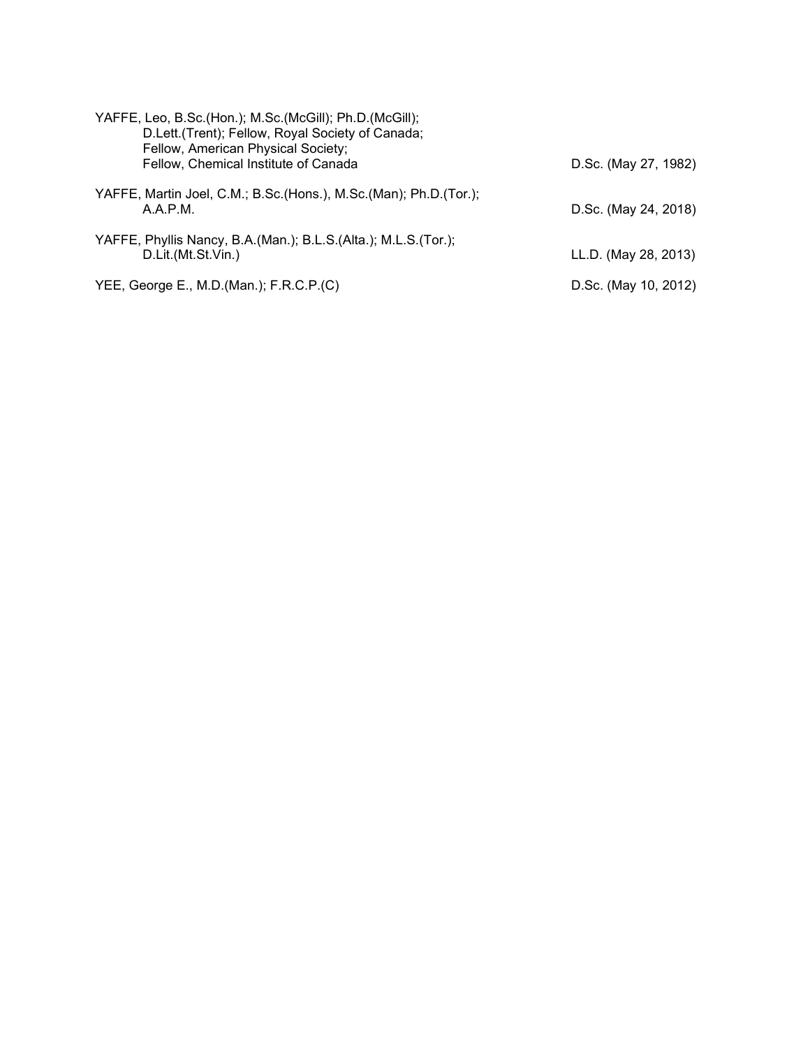YAFFE, Leo, B.Sc.(Hon.); M.Sc.(McGill); Ph.D.(McGill);
D.Lett.(Trent); Fellow, Royal Society of Canada;
Fellow, American Physical Society;
Fellow, Chemical Institute of Canada — D.Sc. (May 27, 1982)

YAFFE, Martin Joel, C.M.; B.Sc.(Hons.), M.Sc.(Man); Ph.D.(Tor.);
A.A.P.M. — D.Sc. (May 24, 2018)

YAFFE, Phyllis Nancy, B.A.(Man.); B.L.S.(Alta.); M.L.S.(Tor.);
D.Lit.(Mt.St.Vin.) — LL.D. (May 28, 2013)

YEE, George E., M.D.(Man.); F.R.C.P.(C) — D.Sc. (May 10, 2012)